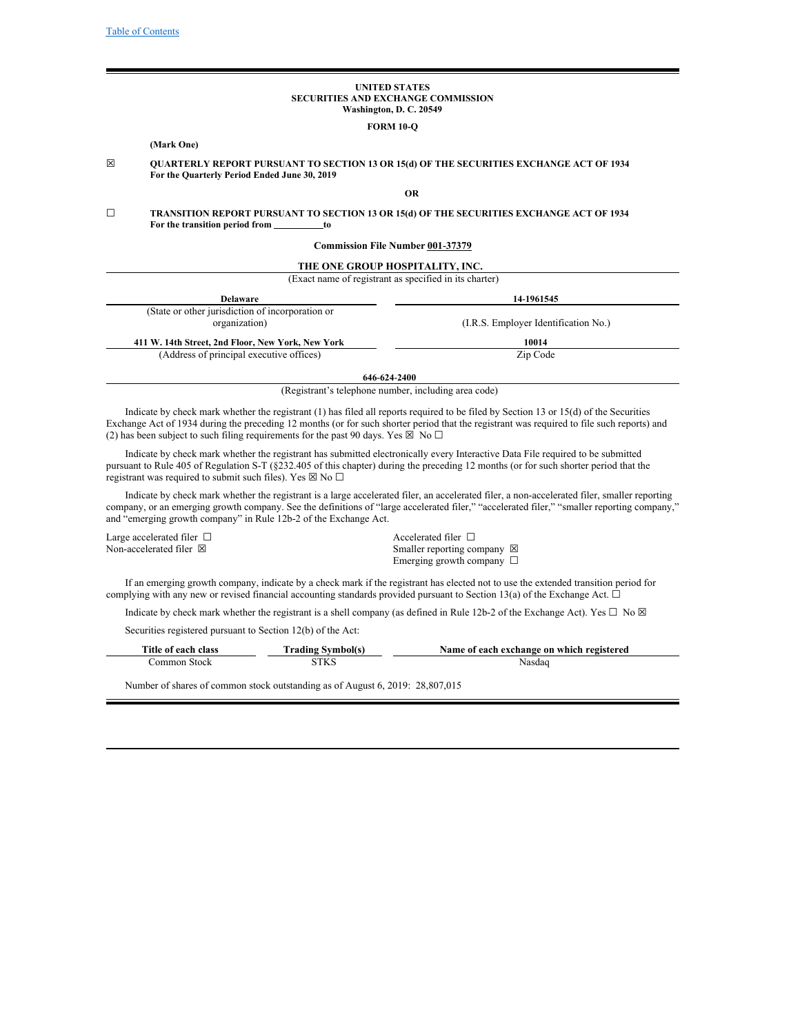Table of Contents

**UNITED STATES**
**SECURITIES AND EXCHANGE COMMISSION**
**Washington, D. C. 20549**

**FORM 10-Q**

**(Mark One)**

☒ **QUARTERLY REPORT PURSUANT TO SECTION 13 OR 15(d) OF THE SECURITIES EXCHANGE ACT OF 1934**
**For the Quarterly Period Ended June 30, 2019**

**OR**

☐ **TRANSITION REPORT PURSUANT TO SECTION 13 OR 15(d) OF THE SECURITIES EXCHANGE ACT OF 1934**
**For the transition period from \_\_\_\_\_\_\_\_\_\_to**

**Commission File Number 001-37379**

**THE ONE GROUP HOSPITALITY, INC.**
(Exact name of registrant as specified in its charter)

| **Delaware** | **14-1961545** |
|---|---|
| (State or other jurisdiction of incorporation or organization) | (I.R.S. Employer Identification No.) |
| **411 W. 14th Street, 2nd Floor, New York, New York** | **10014** |
| (Address of principal executive offices) | Zip Code |

**646-624-2400**
(Registrant's telephone number, including area code)

Indicate by check mark whether the registrant (1) has filed all reports required to be filed by Section 13 or 15(d) of the Securities Exchange Act of 1934 during the preceding 12 months (or for such shorter period that the registrant was required to file such reports) and (2) has been subject to such filing requirements for the past 90 days. Yes ☒ No ☐

Indicate by check mark whether the registrant has submitted electronically every Interactive Data File required to be submitted pursuant to Rule 405 of Regulation S-T (§232.405 of this chapter) during the preceding 12 months (or for such shorter period that the registrant was required to submit such files). Yes ☒ No ☐

Indicate by check mark whether the registrant is a large accelerated filer, an accelerated filer, a non-accelerated filer, smaller reporting company, or an emerging growth company. See the definitions of "large accelerated filer," "accelerated filer," "smaller reporting company," and "emerging growth company" in Rule 12b-2 of the Exchange Act.

| | |
|---|---|
| Large accelerated filer ☐ | Accelerated filer ☐ |
| Non-accelerated filer ☒ | Smaller reporting company ☒ |
| | Emerging growth company ☐ |

If an emerging growth company, indicate by a check mark if the registrant has elected not to use the extended transition period for complying with any new or revised financial accounting standards provided pursuant to Section 13(a) of the Exchange Act. ☐

Indicate by check mark whether the registrant is a shell company (as defined in Rule 12b-2 of the Exchange Act). Yes ☐ No ☒

Securities registered pursuant to Section 12(b) of the Act:

| Title of each class | Trading Symbol(s) | Name of each exchange on which registered |
|---|---|---|
| Common Stock | STKS | Nasdaq |

Number of shares of common stock outstanding as of August 6, 2019: 28,807,015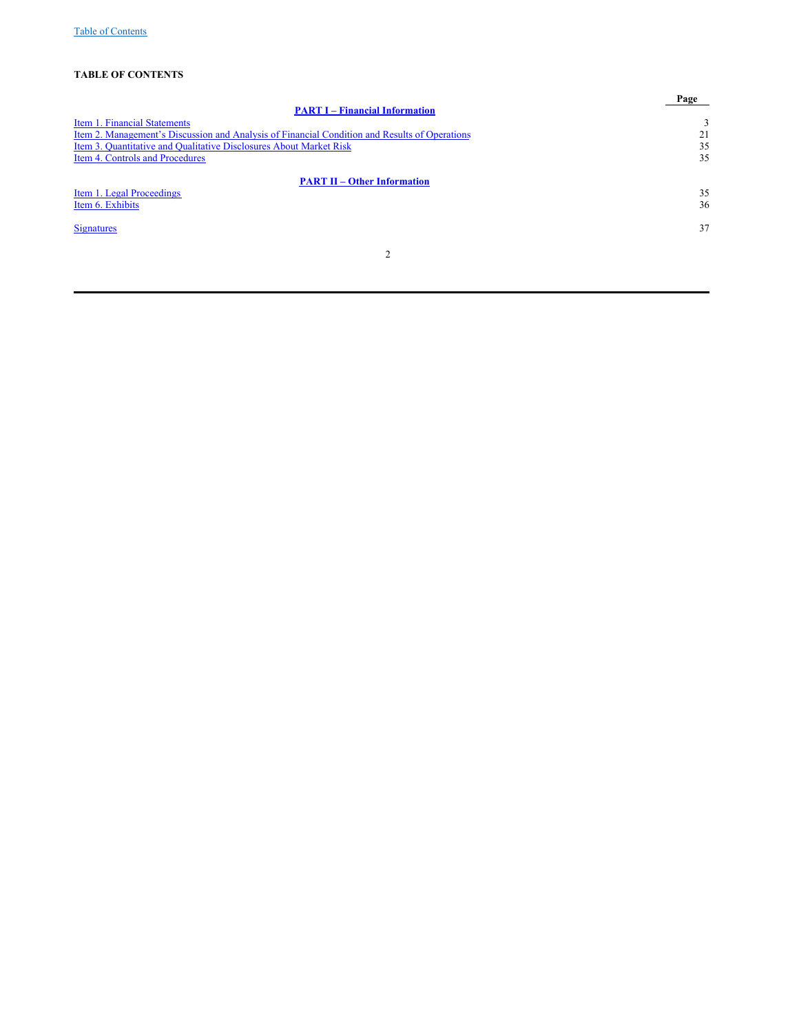**TABLE OF CONTENTS**

| | Page |
|---|---|
| **PART I – Financial Information** | |
| Item 1. Financial Statements | 3 |
| Item 2. Management's Discussion and Analysis of Financial Condition and Results of Operations | 21 |
| Item 3. Quantitative and Qualitative Disclosures About Market Risk | 35 |
| Item 4. Controls and Procedures | 35 |
| **PART II – Other Information** | |
| Item 1. Legal Proceedings | 35 |
| Item 6. Exhibits | 36 |
| Signatures | 37 |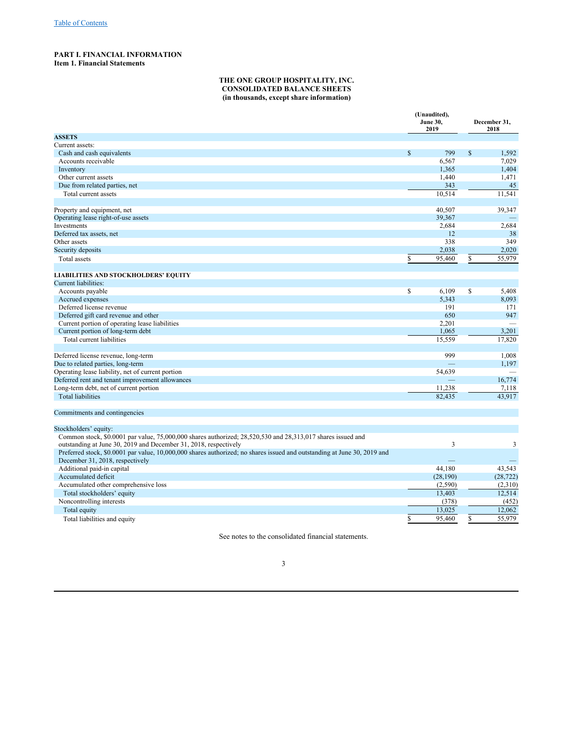# PART I. FINANCIAL INFORMATION

## Item 1. Financial Statements

**THE ONE GROUP HOSPITALITY, INC.**
**CONSOLIDATED BALANCE SHEETS**
**(in thousands, except share information)**

| | (Unaudited), June 30, 2019 | December 31, 2018 |
|---|---|---|
| **ASSETS** | | |
| Current assets: | | |
| Cash and cash equivalents | $ 799 | $ 1,592 |
| Accounts receivable | 6,567 | 7,029 |
| Inventory | 1,365 | 1,404 |
| Other current assets | 1,440 | 1,471 |
| Due from related parties, net | 343 | 45 |
| Total current assets | 10,514 | 11,541 |
| | | |
| Property and equipment, net | 40,507 | 39,347 |
| Operating lease right-of-use assets | 39,367 | — |
| Investments | 2,684 | 2,684 |
| Deferred tax assets, net | 12 | 38 |
| Other assets | 338 | 349 |
| Security deposits | 2,038 | 2,020 |
| Total assets | $ 95,460 | $ 55,979 |
| | | |
| **LIABILITIES AND STOCKHOLDERS' EQUITY** | | |
| Current liabilities: | | |
| Accounts payable | $ 6,109 | $ 5,408 |
| Accrued expenses | 5,343 | 8,093 |
| Deferred license revenue | 191 | 171 |
| Deferred gift card revenue and other | 650 | 947 |
| Current portion of operating lease liabilities | 2,201 | — |
| Current portion of long-term debt | 1,065 | 3,201 |
| Total current liabilities | 15,559 | 17,820 |
| | | |
| Deferred license revenue, long-term | 999 | 1,008 |
| Due to related parties, long-term | — | 1,197 |
| Operating lease liability, net of current portion | 54,639 | — |
| Deferred rent and tenant improvement allowances | — | 16,774 |
| Long-term debt, net of current portion | 11,238 | 7,118 |
| Total liabilities | 82,435 | 43,917 |
| | | |
| Commitments and contingencies | | |
| | | |
| Stockholders' equity: | | |
| Common stock, $0.0001 par value, 75,000,000 shares authorized; 28,520,530 and 28,313,017 shares issued and outstanding at June 30, 2019 and December 31, 2018, respectively | 3 | 3 |
| Preferred stock, $0.0001 par value, 10,000,000 shares authorized; no shares issued and outstanding at June 30, 2019 and December 31, 2018, respectively | — | — |
| Additional paid-in capital | 44,180 | 43,543 |
| Accumulated deficit | (28,190) | (28,722) |
| Accumulated other comprehensive loss | (2,590) | (2,310) |
| Total stockholders' equity | 13,403 | 12,514 |
| Noncontrolling interests | (378) | (452) |
| Total equity | 13,025 | 12,062 |
| Total liabilities and equity | $ 95,460 | $ 55,979 |

See notes to the consolidated financial statements.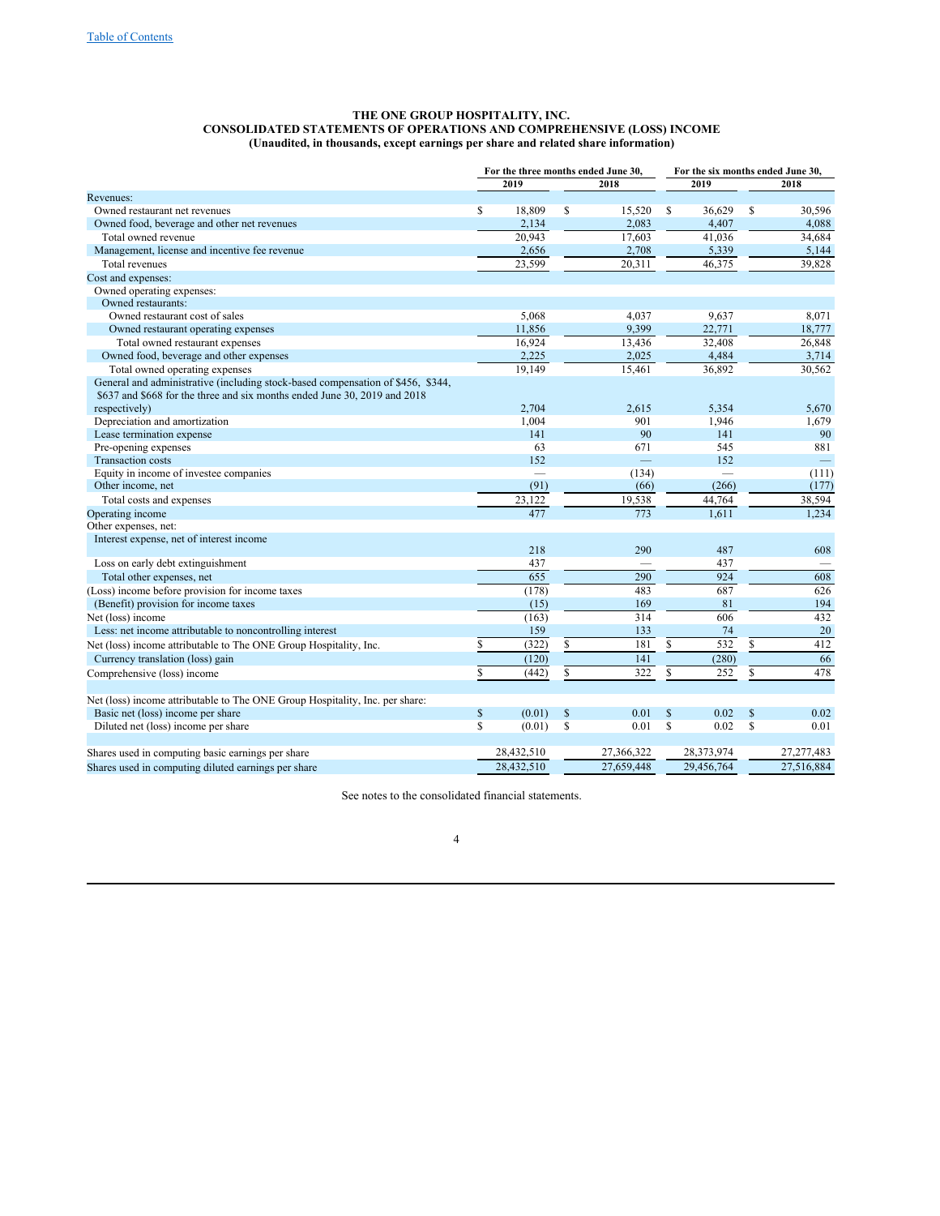**THE ONE GROUP HOSPITALITY, INC.**
**CONSOLIDATED STATEMENTS OF OPERATIONS AND COMPREHENSIVE (LOSS) INCOME**
**(Unaudited, in thousands, except earnings per share and related share information)**

| | For the three months ended June 30, | | For the six months ended June 30, | |
|---|---|---|---|---|
| | 2019 | 2018 | 2019 | 2018 |
| Revenues: | | | | |
| Owned restaurant net revenues | $ 18,809 | $ 15,520 | $ 36,629 | $ 30,596 |
| Owned food, beverage and other net revenues | 2,134 | 2,083 | 4,407 | 4,088 |
| Total owned revenue | 20,943 | 17,603 | 41,036 | 34,684 |
| Management, license and incentive fee revenue | 2,656 | 2,708 | 5,339 | 5,144 |
| Total revenues | 23,599 | 20,311 | 46,375 | 39,828 |
| Cost and expenses: | | | | |
| Owned operating expenses: | | | | |
| Owned restaurants: | | | | |
| Owned restaurant cost of sales | 5,068 | 4,037 | 9,637 | 8,071 |
| Owned restaurant operating expenses | 11,856 | 9,399 | 22,771 | 18,777 |
| Total owned restaurant expenses | 16,924 | 13,436 | 32,408 | 26,848 |
| Owned food, beverage and other expenses | 2,225 | 2,025 | 4,484 | 3,714 |
| Total owned operating expenses | 19,149 | 15,461 | 36,892 | 30,562 |
| General and administrative (including stock-based compensation of $456, $344, $637 and $668 for the three and six months ended June 30, 2019 and 2018 respectively) | 2,704 | 2,615 | 5,354 | 5,670 |
| Depreciation and amortization | 1,004 | 901 | 1,946 | 1,679 |
| Lease termination expense | 141 | 90 | 141 | 90 |
| Pre-opening expenses | 63 | 671 | 545 | 881 |
| Transaction costs | 152 | — | 152 | — |
| Equity in income of investee companies | — | (134) | — | (111) |
| Other income, net | (91) | (66) | (266) | (177) |
| Total costs and expenses | 23,122 | 19,538 | 44,764 | 38,594 |
| Operating income | 477 | 773 | 1,611 | 1,234 |
| Other expenses, net: | | | | |
| Interest expense, net of interest income | 218 | 290 | 487 | 608 |
| Loss on early debt extinguishment | 437 | — | 437 | — |
| Total other expenses, net | 655 | 290 | 924 | 608 |
| (Loss) income before provision for income taxes | (178) | 483 | 687 | 626 |
| (Benefit) provision for income taxes | (15) | 169 | 81 | 194 |
| Net (loss) income | (163) | 314 | 606 | 432 |
| Less: net income attributable to noncontrolling interest | 159 | 133 | 74 | 20 |
| Net (loss) income attributable to The ONE Group Hospitality, Inc. | $ (322) | $ 181 | $ 532 | $ 412 |
| Currency translation (loss) gain | (120) | 141 | (280) | 66 |
| Comprehensive (loss) income | $ (442) | $ 322 | $ 252 | $ 478 |
| | | | | |
| Net (loss) income attributable to The ONE Group Hospitality, Inc. per share: | | | | |
| Basic net (loss) income per share | $ (0.01) | $ 0.01 | $ 0.02 | $ 0.02 |
| Diluted net (loss) income per share | $ (0.01) | $ 0.01 | $ 0.02 | $ 0.01 |
| | | | | |
| Shares used in computing basic earnings per share | 28,432,510 | 27,366,322 | 28,373,974 | 27,277,483 |
| Shares used in computing diluted earnings per share | 28,432,510 | 27,659,448 | 29,456,764 | 27,516,884 |

See notes to the consolidated financial statements.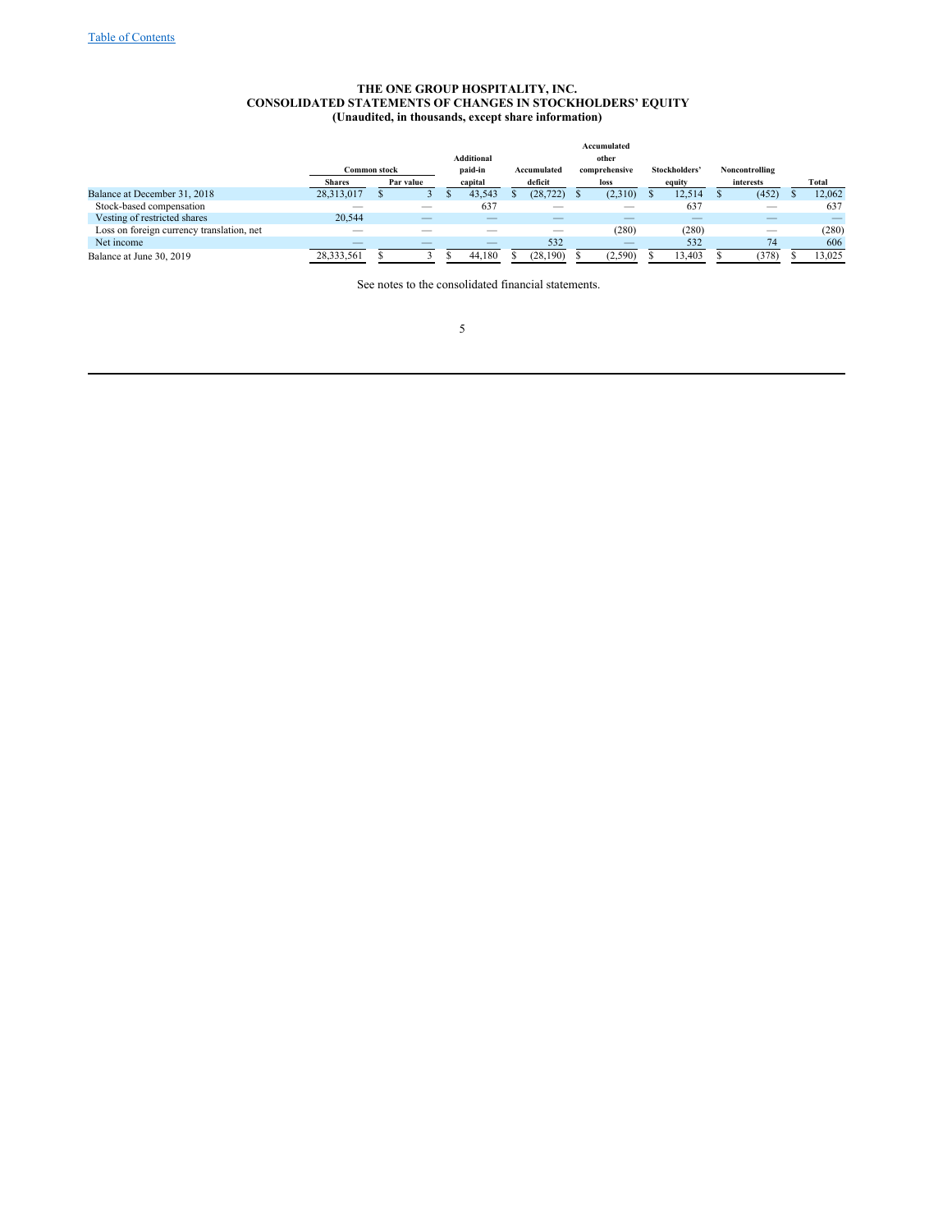Table of Contents

# THE ONE GROUP HOSPITALITY, INC.
## CONSOLIDATED STATEMENTS OF CHANGES IN STOCKHOLDERS' EQUITY
### (Unaudited, in thousands, except share information)

| | Common stock | | Additional paid-in capital | Accumulated deficit | Accumulated other comprehensive loss | Stockholders' equity | Noncontrolling interests | Total |
|---|---|---|---|---|---|---|---|---|
| | Shares | Par value | | | | | | |
| Balance at December 31, 2018 | 28,313,017 | $ 3 | $ 43,543 | $ (28,722) | $ (2,310) | $ 12,514 | $ (452) | $ 12,062 |
| Stock-based compensation | — | — | 637 | — | — | 637 | — | 637 |
| Vesting of restricted shares | 20,544 | — | — | — | — | — | — | — |
| Loss on foreign currency translation, net | — | — | — | — | (280) | (280) | — | (280) |
| Net income | — | — | — | 532 | — | 532 | 74 | 606 |
| Balance at June 30, 2019 | 28,333,561 | $ 3 | $ 44,180 | $ (28,190) | $ (2,590) | $ 13,403 | $ (378) | $ 13,025 |

See notes to the consolidated financial statements.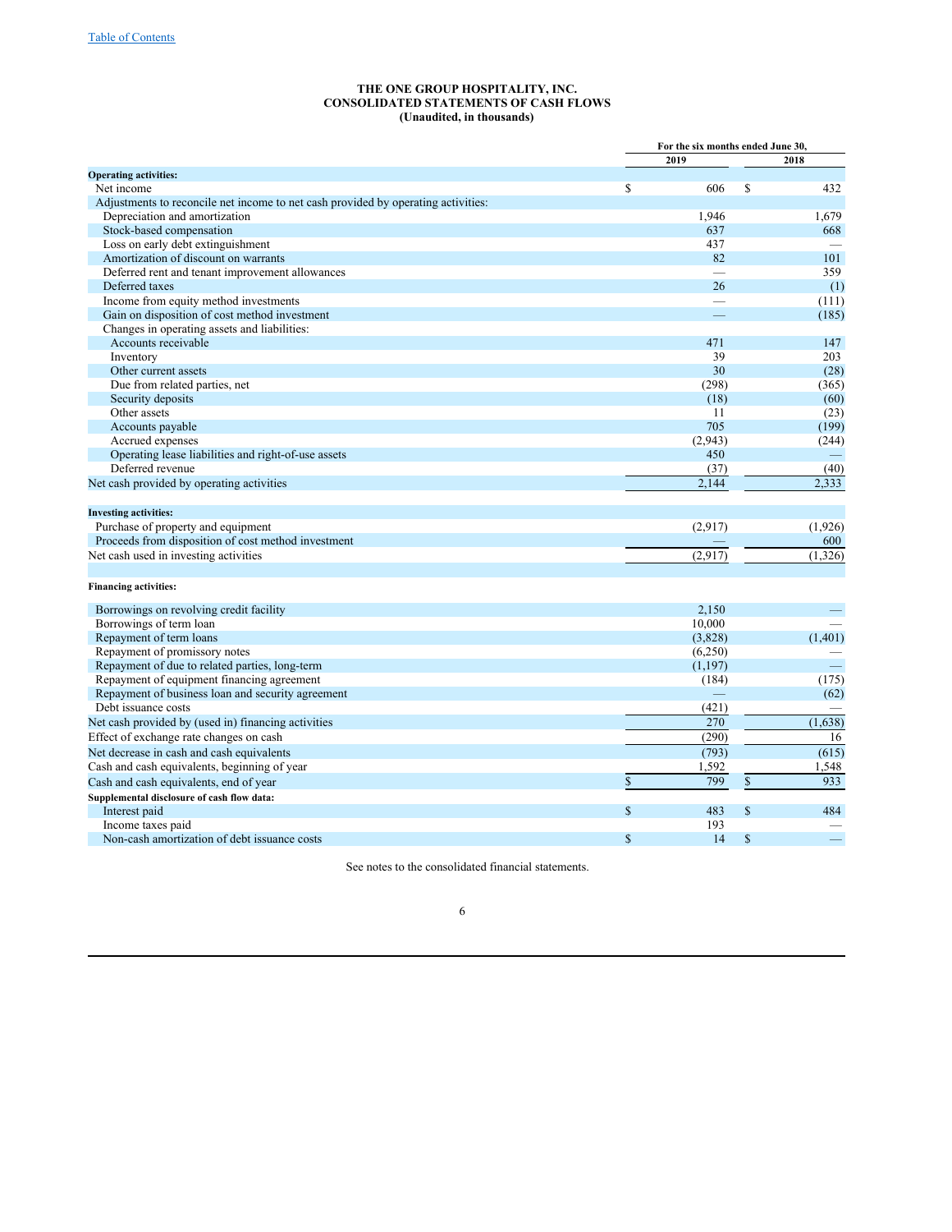# THE ONE GROUP HOSPITALITY, INC.
## CONSOLIDATED STATEMENTS OF CASH FLOWS
### (Unaudited, in thousands)

| | For the six months ended June 30, | |
|---|---|---|
| | 2019 | 2018 |
| **Operating activities:** | | |
| Net income | $ 606 | $ 432 |
| Adjustments to reconcile net income to net cash provided by operating activities: | | |
| Depreciation and amortization | 1,946 | 1,679 |
| Stock-based compensation | 637 | 668 |
| Loss on early debt extinguishment | 437 | — |
| Amortization of discount on warrants | 82 | 101 |
| Deferred rent and tenant improvement allowances | — | 359 |
| Deferred taxes | 26 | (1) |
| Income from equity method investments | — | (111) |
| Gain on disposition of cost method investment | — | (185) |
| Changes in operating assets and liabilities: | | |
| Accounts receivable | 471 | 147 |
| Inventory | 39 | 203 |
| Other current assets | 30 | (28) |
| Due from related parties, net | (298) | (365) |
| Security deposits | (18) | (60) |
| Other assets | 11 | (23) |
| Accounts payable | 705 | (199) |
| Accrued expenses | (2,943) | (244) |
| Operating lease liabilities and right-of-use assets | 450 | — |
| Deferred revenue | (37) | (40) |
| Net cash provided by operating activities | 2,144 | 2,333 |
| **Investing activities:** | | |
| Purchase of property and equipment | (2,917) | (1,926) |
| Proceeds from disposition of cost method investment | — | 600 |
| Net cash used in investing activities | (2,917) | (1,326) |
| **Financing activities:** | | |
| Borrowings on revolving credit facility | 2,150 | — |
| Borrowings of term loan | 10,000 | — |
| Repayment of term loans | (3,828) | (1,401) |
| Repayment of promissory notes | (6,250) | — |
| Repayment of due to related parties, long-term | (1,197) | — |
| Repayment of equipment financing agreement | (184) | (175) |
| Repayment of business loan and security agreement | — | (62) |
| Debt issuance costs | (421) | — |
| Net cash provided by (used in) financing activities | 270 | (1,638) |
| Effect of exchange rate changes on cash | (290) | 16 |
| Net decrease in cash and cash equivalents | (793) | (615) |
| Cash and cash equivalents, beginning of year | 1,592 | 1,548 |
| Cash and cash equivalents, end of year | $ 799 | $ 933 |
| **Supplemental disclosure of cash flow data:** | | |
| Interest paid | $ 483 | $ 484 |
| Income taxes paid | 193 | — |
| Non-cash amortization of debt issuance costs | $ 14 | $ — |

See notes to the consolidated financial statements.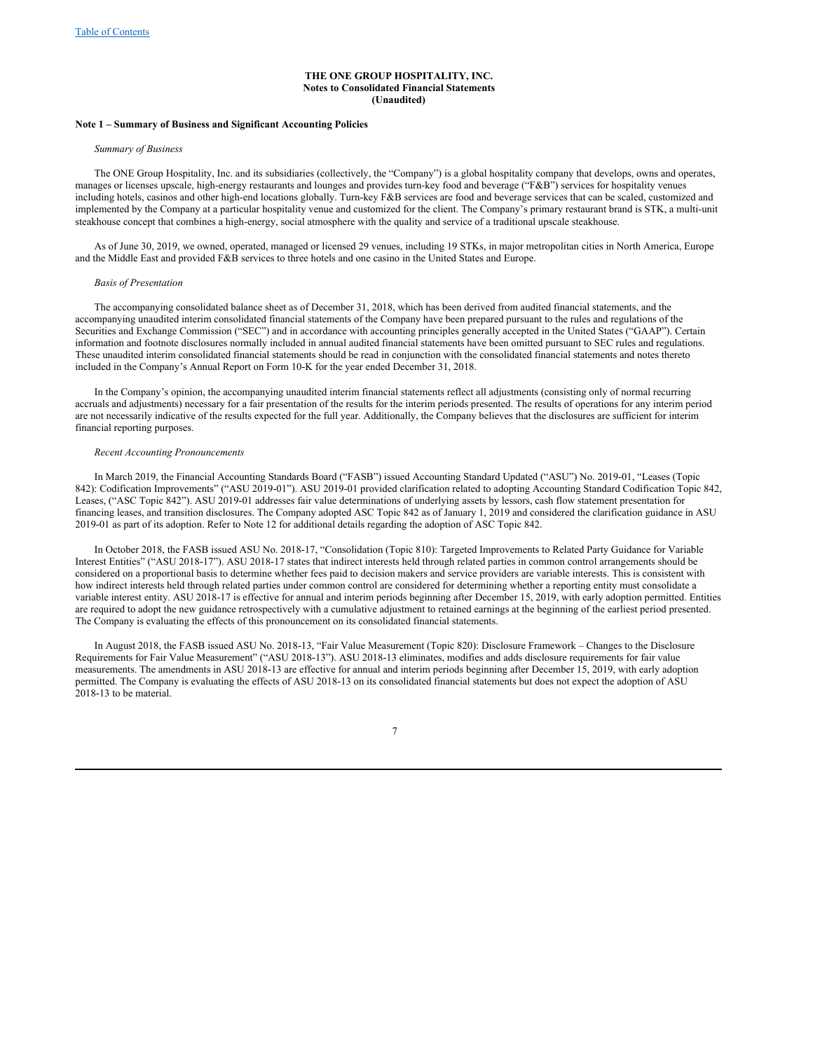**THE ONE GROUP HOSPITALITY, INC.**
**Notes to Consolidated Financial Statements**
**(Unaudited)**

**Note 1 – Summary of Business and Significant Accounting Policies**

*Summary of Business*

The ONE Group Hospitality, Inc. and its subsidiaries (collectively, the "Company") is a global hospitality company that develops, owns and operates, manages or licenses upscale, high-energy restaurants and lounges and provides turn-key food and beverage ("F&B") services for hospitality venues including hotels, casinos and other high-end locations globally. Turn-key F&B services are food and beverage services that can be scaled, customized and implemented by the Company at a particular hospitality venue and customized for the client. The Company's primary restaurant brand is STK, a multi-unit steakhouse concept that combines a high-energy, social atmosphere with the quality and service of a traditional upscale steakhouse.

As of June 30, 2019, we owned, operated, managed or licensed 29 venues, including 19 STKs, in major metropolitan cities in North America, Europe and the Middle East and provided F&B services to three hotels and one casino in the United States and Europe.

*Basis of Presentation*

The accompanying consolidated balance sheet as of December 31, 2018, which has been derived from audited financial statements, and the accompanying unaudited interim consolidated financial statements of the Company have been prepared pursuant to the rules and regulations of the Securities and Exchange Commission ("SEC") and in accordance with accounting principles generally accepted in the United States ("GAAP"). Certain information and footnote disclosures normally included in annual audited financial statements have been omitted pursuant to SEC rules and regulations. These unaudited interim consolidated financial statements should be read in conjunction with the consolidated financial statements and notes thereto included in the Company's Annual Report on Form 10-K for the year ended December 31, 2018.

In the Company's opinion, the accompanying unaudited interim financial statements reflect all adjustments (consisting only of normal recurring accruals and adjustments) necessary for a fair presentation of the results for the interim periods presented. The results of operations for any interim period are not necessarily indicative of the results expected for the full year. Additionally, the Company believes that the disclosures are sufficient for interim financial reporting purposes.

*Recent Accounting Pronouncements*

In March 2019, the Financial Accounting Standards Board ("FASB") issued Accounting Standard Updated ("ASU") No. 2019-01, "Leases (Topic 842): Codification Improvements" ("ASU 2019-01"). ASU 2019-01 provided clarification related to adopting Accounting Standard Codification Topic 842, Leases, ("ASC Topic 842"). ASU 2019-01 addresses fair value determinations of underlying assets by lessors, cash flow statement presentation for financing leases, and transition disclosures. The Company adopted ASC Topic 842 as of January 1, 2019 and considered the clarification guidance in ASU 2019-01 as part of its adoption. Refer to Note 12 for additional details regarding the adoption of ASC Topic 842.

In October 2018, the FASB issued ASU No. 2018-17, "Consolidation (Topic 810): Targeted Improvements to Related Party Guidance for Variable Interest Entities" ("ASU 2018-17"). ASU 2018-17 states that indirect interests held through related parties in common control arrangements should be considered on a proportional basis to determine whether fees paid to decision makers and service providers are variable interests. This is consistent with how indirect interests held through related parties under common control are considered for determining whether a reporting entity must consolidate a variable interest entity. ASU 2018-17 is effective for annual and interim periods beginning after December 15, 2019, with early adoption permitted. Entities are required to adopt the new guidance retrospectively with a cumulative adjustment to retained earnings at the beginning of the earliest period presented. The Company is evaluating the effects of this pronouncement on its consolidated financial statements.

In August 2018, the FASB issued ASU No. 2018-13, "Fair Value Measurement (Topic 820): Disclosure Framework – Changes to the Disclosure Requirements for Fair Value Measurement" ("ASU 2018-13"). ASU 2018-13 eliminates, modifies and adds disclosure requirements for fair value measurements. The amendments in ASU 2018-13 are effective for annual and interim periods beginning after December 15, 2019, with early adoption permitted. The Company is evaluating the effects of ASU 2018-13 on its consolidated financial statements but does not expect the adoption of ASU 2018-13 to be material.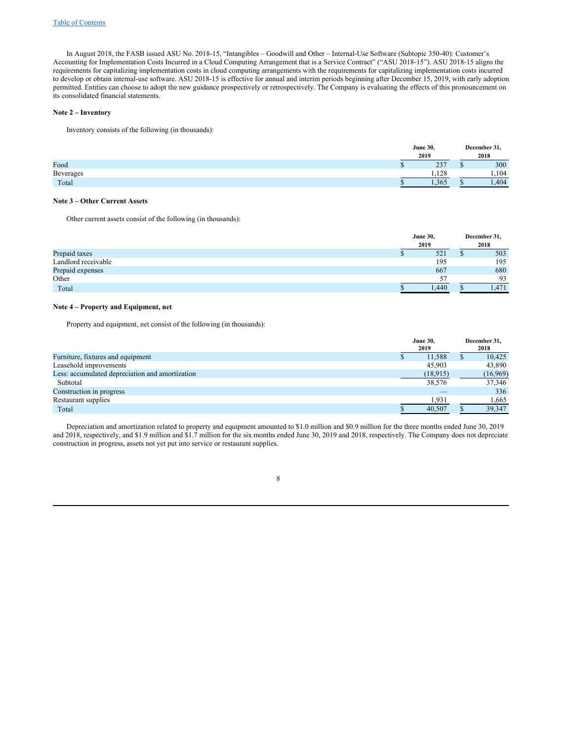In August 2018, the FASB issued ASU No. 2018-15, "Intangibles – Goodwill and Other – Internal-Use Software (Subtopic 350-40): Customer's Accounting for Implementation Costs Incurred in a Cloud Computing Arrangement that is a Service Contract" ("ASU 2018-15"). ASU 2018-15 aligns the requirements for capitalizing implementation costs in cloud computing arrangements with the requirements for capitalizing implementation costs incurred to develop or obtain internal-use software. ASU 2018-15 is effective for annual and interim periods beginning after December 15, 2019, with early adoption permitted. Entities can choose to adopt the new guidance prospectively or retrospectively. The Company is evaluating the effects of this pronouncement on its consolidated financial statements.

**Note 2 – Inventory**

Inventory consists of the following (in thousands):

| | June 30, 2019 | December 31, 2018 |
|---|---|---|
| Food | $ 237 | $ 300 |
| Beverages | 1,128 | 1,104 |
| Total | $ 1,365 | $ 1,404 |

**Note 3 – Other Current Assets**

Other current assets consist of the following (in thousands):

| | June 30, 2019 | December 31, 2018 |
|---|---|---|
| Prepaid taxes | $ 521 | $ 503 |
| Landlord receivable | 195 | 195 |
| Prepaid expenses | 667 | 680 |
| Other | 57 | 93 |
| Total | $ 1,440 | $ 1,471 |

**Note 4 – Property and Equipment, net**

Property and equipment, net consist of the following (in thousands):

| | June 30, 2019 | December 31, 2018 |
|---|---|---|
| Furniture, fixtures and equipment | $ 11,588 | $ 10,425 |
| Leasehold improvements | 45,903 | 43,890 |
| Less: accumulated depreciation and amortization | (18,915) | (16,969) |
| Subtotal | 38,576 | 37,346 |
| Construction in progress | — | 336 |
| Restaurant supplies | 1,931 | 1,665 |
| Total | $ 40,507 | $ 39,347 |

Depreciation and amortization related to property and equipment amounted to $1.0 million and $0.9 million for the three months ended June 30, 2019 and 2018, respectively, and $1.9 million and $1.7 million for the six months ended June 30, 2019 and 2018, respectively. The Company does not depreciate construction in progress, assets not yet put into service or restaurant supplies.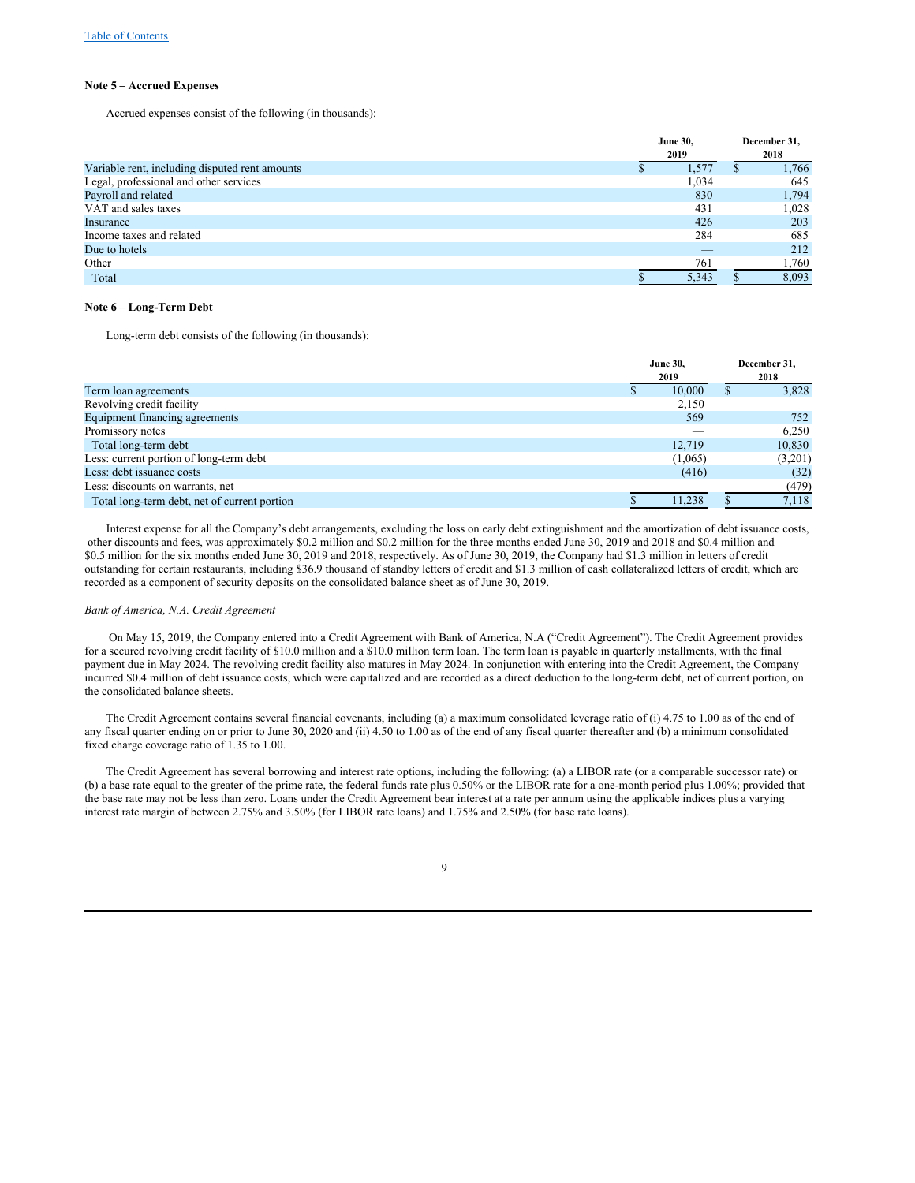### Note 5 – Accrued Expenses

Accrued expenses consist of the following (in thousands):

| | June 30, 2019 | December 31, 2018 |
|---|---|---|
| Variable rent, including disputed rent amounts | $ 1,577 | $ 1,766 |
| Legal, professional and other services | 1,034 | 645 |
| Payroll and related | 830 | 1,794 |
| VAT and sales taxes | 431 | 1,028 |
| Insurance | 426 | 203 |
| Income taxes and related | 284 | 685 |
| Due to hotels | — | 212 |
| Other | 761 | 1,760 |
| Total | $ 5,343 | $ 8,093 |

### Note 6 – Long-Term Debt

Long-term debt consists of the following (in thousands):

| | June 30, 2019 | December 31, 2018 |
|---|---|---|
| Term loan agreements | $ 10,000 | $ 3,828 |
| Revolving credit facility | 2,150 | — |
| Equipment financing agreements | 569 | 752 |
| Promissory notes | — | 6,250 |
| Total long-term debt | 12,719 | 10,830 |
| Less: current portion of long-term debt | (1,065) | (3,201) |
| Less: debt issuance costs | (416) | (32) |
| Less: discounts on warrants, net | — | (479) |
| Total long-term debt, net of current portion | $ 11,238 | $ 7,118 |

Interest expense for all the Company's debt arrangements, excluding the loss on early debt extinguishment and the amortization of debt issuance costs, other discounts and fees, was approximately $0.2 million and $0.2 million for the three months ended June 30, 2019 and 2018 and $0.4 million and $0.5 million for the six months ended June 30, 2019 and 2018, respectively. As of June 30, 2019, the Company had $1.3 million in letters of credit outstanding for certain restaurants, including $36.9 thousand of standby letters of credit and $1.3 million of cash collateralized letters of credit, which are recorded as a component of security deposits on the consolidated balance sheet as of June 30, 2019.

*Bank of America, N.A. Credit Agreement*

On May 15, 2019, the Company entered into a Credit Agreement with Bank of America, N.A ("Credit Agreement"). The Credit Agreement provides for a secured revolving credit facility of $10.0 million and a $10.0 million term loan. The term loan is payable in quarterly installments, with the final payment due in May 2024. The revolving credit facility also matures in May 2024. In conjunction with entering into the Credit Agreement, the Company incurred $0.4 million of debt issuance costs, which were capitalized and are recorded as a direct deduction to the long-term debt, net of current portion, on the consolidated balance sheets.

The Credit Agreement contains several financial covenants, including (a) a maximum consolidated leverage ratio of (i) 4.75 to 1.00 as of the end of any fiscal quarter ending on or prior to June 30, 2020 and (ii) 4.50 to 1.00 as of the end of any fiscal quarter thereafter and (b) a minimum consolidated fixed charge coverage ratio of 1.35 to 1.00.

The Credit Agreement has several borrowing and interest rate options, including the following: (a) a LIBOR rate (or a comparable successor rate) or (b) a base rate equal to the greater of the prime rate, the federal funds rate plus 0.50% or the LIBOR rate for a one-month period plus 1.00%; provided that the base rate may not be less than zero. Loans under the Credit Agreement bear interest at a rate per annum using the applicable indices plus a varying interest rate margin of between 2.75% and 3.50% (for LIBOR rate loans) and 1.75% and 2.50% (for base rate loans).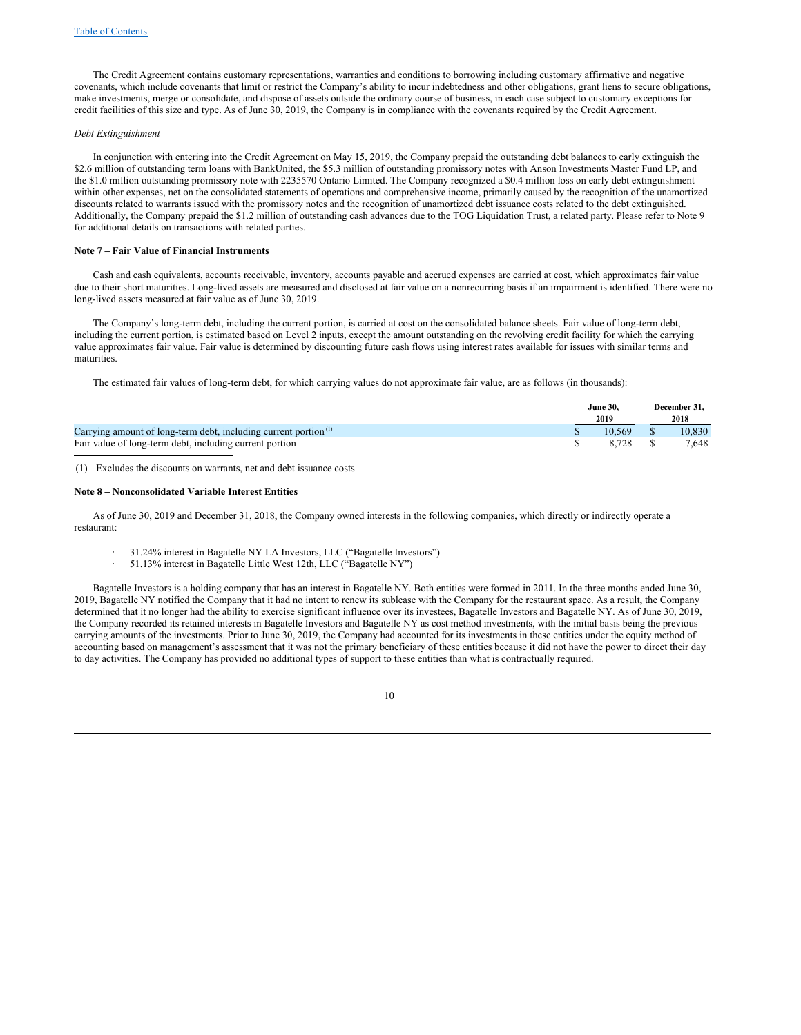The Credit Agreement contains customary representations, warranties and conditions to borrowing including customary affirmative and negative covenants, which include covenants that limit or restrict the Company's ability to incur indebtedness and other obligations, grant liens to secure obligations, make investments, merge or consolidate, and dispose of assets outside the ordinary course of business, in each case subject to customary exceptions for credit facilities of this size and type. As of June 30, 2019, the Company is in compliance with the covenants required by the Credit Agreement.

*Debt Extinguishment*

In conjunction with entering into the Credit Agreement on May 15, 2019, the Company prepaid the outstanding debt balances to early extinguish the $2.6 million of outstanding term loans with BankUnited, the $5.3 million of outstanding promissory notes with Anson Investments Master Fund LP, and the $1.0 million outstanding promissory note with 2235570 Ontario Limited. The Company recognized a $0.4 million loss on early debt extinguishment within other expenses, net on the consolidated statements of operations and comprehensive income, primarily caused by the recognition of the unamortized discounts related to warrants issued with the promissory notes and the recognition of unamortized debt issuance costs related to the debt extinguished. Additionally, the Company prepaid the $1.2 million of outstanding cash advances due to the TOG Liquidation Trust, a related party. Please refer to Note 9 for additional details on transactions with related parties.

**Note 7 – Fair Value of Financial Instruments**

Cash and cash equivalents, accounts receivable, inventory, accounts payable and accrued expenses are carried at cost, which approximates fair value due to their short maturities. Long-lived assets are measured and disclosed at fair value on a nonrecurring basis if an impairment is identified. There were no long-lived assets measured at fair value as of June 30, 2019.

The Company's long-term debt, including the current portion, is carried at cost on the consolidated balance sheets. Fair value of long-term debt, including the current portion, is estimated based on Level 2 inputs, except the amount outstanding on the revolving credit facility for which the carrying value approximates fair value. Fair value is determined by discounting future cash flows using interest rates available for issues with similar terms and maturities.

The estimated fair values of long-term debt, for which carrying values do not approximate fair value, are as follows (in thousands):

| | June 30, 2019 | December 31, 2018 |
|---|---|---|
| Carrying amount of long-term debt, including current portion [(1)] | $ 10,569 | $ 10,830 |
| Fair value of long-term debt, including current portion | $ 8,728 | $ 7,648 |

(1) Excludes the discounts on warrants, net and debt issuance costs

**Note 8 – Nonconsolidated Variable Interest Entities**

As of June 30, 2019 and December 31, 2018, the Company owned interests in the following companies, which directly or indirectly operate a restaurant:

- 31.24% interest in Bagatelle NY LA Investors, LLC ("Bagatelle Investors")
- 51.13% interest in Bagatelle Little West 12th, LLC ("Bagatelle NY")

Bagatelle Investors is a holding company that has an interest in Bagatelle NY. Both entities were formed in 2011. In the three months ended June 30, 2019, Bagatelle NY notified the Company that it had no intent to renew its sublease with the Company for the restaurant space. As a result, the Company determined that it no longer had the ability to exercise significant influence over its investees, Bagatelle Investors and Bagatelle NY. As of June 30, 2019, the Company recorded its retained interests in Bagatelle Investors and Bagatelle NY as cost method investments, with the initial basis being the previous carrying amounts of the investments. Prior to June 30, 2019, the Company had accounted for its investments in these entities under the equity method of accounting based on management's assessment that it was not the primary beneficiary of these entities because it did not have the power to direct their day to day activities. The Company has provided no additional types of support to these entities than what is contractually required.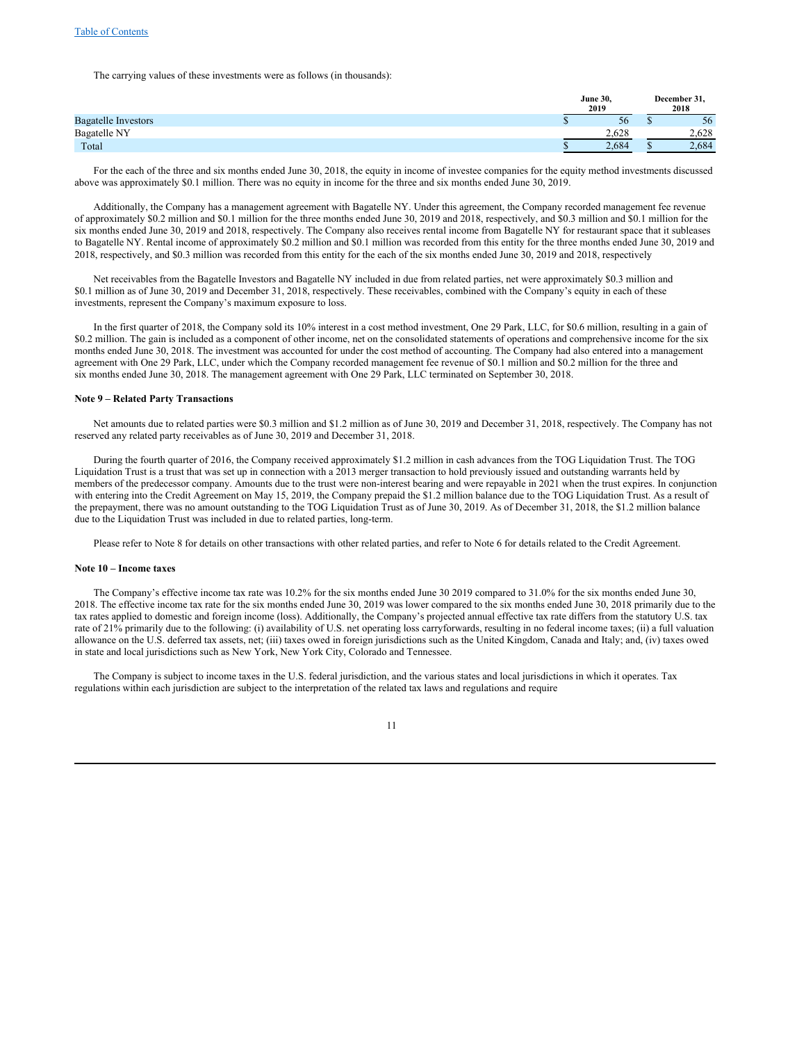The carrying values of these investments were as follows (in thousands):

| | June 30, 2019 | December 31, 2018 |
|---|---|---|
| Bagatelle Investors | $ 56 | $ 56 |
| Bagatelle NY | 2,628 | 2,628 |
| Total | $ 2,684 | $ 2,684 |

For the each of the three and six months ended June 30, 2018, the equity in income of investee companies for the equity method investments discussed above was approximately $0.1 million. There was no equity in income for the three and six months ended June 30, 2019.

Additionally, the Company has a management agreement with Bagatelle NY. Under this agreement, the Company recorded management fee revenue of approximately $0.2 million and $0.1 million for the three months ended June 30, 2019 and 2018, respectively, and $0.3 million and $0.1 million for the six months ended June 30, 2019 and 2018, respectively. The Company also receives rental income from Bagatelle NY for restaurant space that it subleases to Bagatelle NY. Rental income of approximately $0.2 million and $0.1 million was recorded from this entity for the three months ended June 30, 2019 and 2018, respectively, and $0.3 million was recorded from this entity for the each of the six months ended June 30, 2019 and 2018, respectively

Net receivables from the Bagatelle Investors and Bagatelle NY included in due from related parties, net were approximately $0.3 million and $0.1 million as of June 30, 2019 and December 31, 2018, respectively. These receivables, combined with the Company's equity in each of these investments, represent the Company's maximum exposure to loss.

In the first quarter of 2018, the Company sold its 10% interest in a cost method investment, One 29 Park, LLC, for $0.6 million, resulting in a gain of $0.2 million. The gain is included as a component of other income, net on the consolidated statements of operations and comprehensive income for the six months ended June 30, 2018. The investment was accounted for under the cost method of accounting. The Company had also entered into a management agreement with One 29 Park, LLC, under which the Company recorded management fee revenue of $0.1 million and $0.2 million for the three and six months ended June 30, 2018. The management agreement with One 29 Park, LLC terminated on September 30, 2018.

**Note 9 – Related Party Transactions**

Net amounts due to related parties were $0.3 million and $1.2 million as of June 30, 2019 and December 31, 2018, respectively. The Company has not reserved any related party receivables as of June 30, 2019 and December 31, 2018.

During the fourth quarter of 2016, the Company received approximately $1.2 million in cash advances from the TOG Liquidation Trust. The TOG Liquidation Trust is a trust that was set up in connection with a 2013 merger transaction to hold previously issued and outstanding warrants held by members of the predecessor company. Amounts due to the trust were non-interest bearing and were repayable in 2021 when the trust expires. In conjunction with entering into the Credit Agreement on May 15, 2019, the Company prepaid the $1.2 million balance due to the TOG Liquidation Trust. As a result of the prepayment, there was no amount outstanding to the TOG Liquidation Trust as of June 30, 2019. As of December 31, 2018, the $1.2 million balance due to the Liquidation Trust was included in due to related parties, long-term.

Please refer to Note 8 for details on other transactions with other related parties, and refer to Note 6 for details related to the Credit Agreement.

**Note 10 – Income taxes**

The Company's effective income tax rate was 10.2% for the six months ended June 30 2019 compared to 31.0% for the six months ended June 30, 2018. The effective income tax rate for the six months ended June 30, 2019 was lower compared to the six months ended June 30, 2018 primarily due to the tax rates applied to domestic and foreign income (loss). Additionally, the Company's projected annual effective tax rate differs from the statutory U.S. tax rate of 21% primarily due to the following: (i) availability of U.S. net operating loss carryforwards, resulting in no federal income taxes; (ii) a full valuation allowance on the U.S. deferred tax assets, net; (iii) taxes owed in foreign jurisdictions such as the United Kingdom, Canada and Italy; and, (iv) taxes owed in state and local jurisdictions such as New York, New York City, Colorado and Tennessee.

The Company is subject to income taxes in the U.S. federal jurisdiction, and the various states and local jurisdictions in which it operates. Tax regulations within each jurisdiction are subject to the interpretation of the related tax laws and regulations and require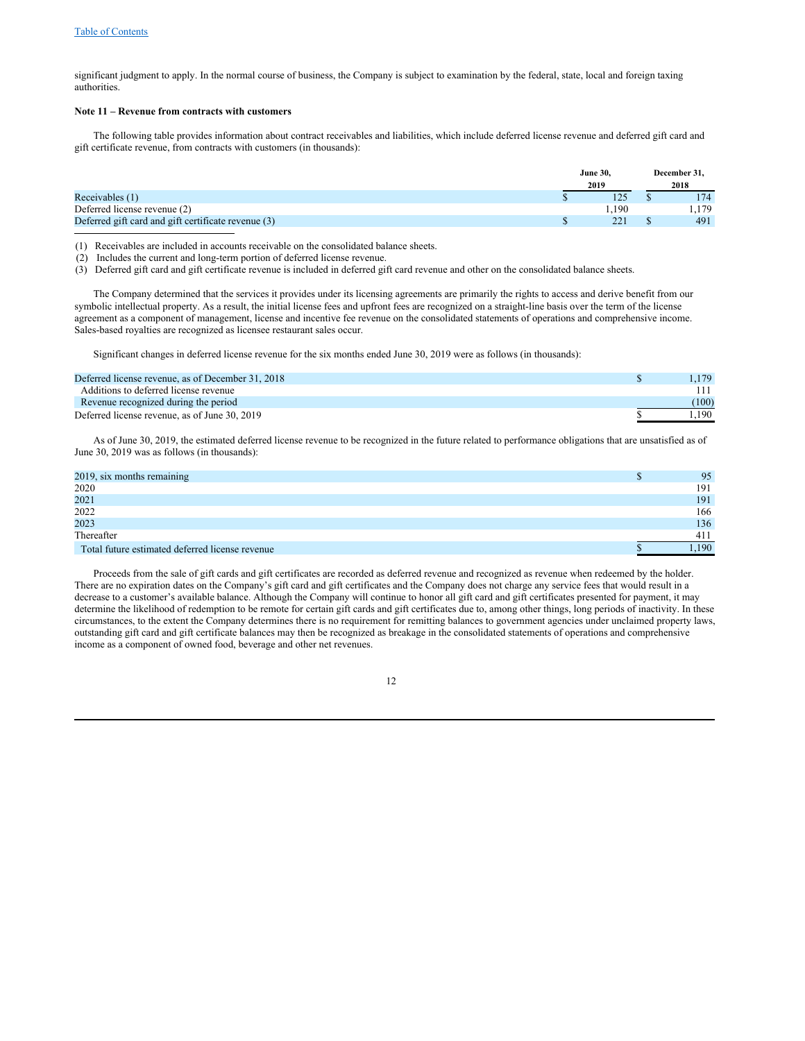significant judgment to apply. In the normal course of business, the Company is subject to examination by the federal, state, local and foreign taxing authorities.

**Note 11 – Revenue from contracts with customers**

The following table provides information about contract receivables and liabilities, which include deferred license revenue and deferred gift card and gift certificate revenue, from contracts with customers (in thousands):

| | June 30, 2019 | December 31, 2018 |
|---|---|---|
| Receivables (1) | $ 125 | $ 174 |
| Deferred license revenue (2) | 1,190 | 1,179 |
| Deferred gift card and gift certificate revenue (3) | $ 221 | $ 491 |

(1) Receivables are included in accounts receivable on the consolidated balance sheets.
(2) Includes the current and long-term portion of deferred license revenue.
(3) Deferred gift card and gift certificate revenue is included in deferred gift card revenue and other on the consolidated balance sheets.

The Company determined that the services it provides under its licensing agreements are primarily the rights to access and derive benefit from our symbolic intellectual property. As a result, the initial license fees and upfront fees are recognized on a straight-line basis over the term of the license agreement as a component of management, license and incentive fee revenue on the consolidated statements of operations and comprehensive income. Sales-based royalties are recognized as licensee restaurant sales occur.

Significant changes in deferred license revenue for the six months ended June 30, 2019 were as follows (in thousands):

| | |
|---|---|
| Deferred license revenue, as of December 31, 2018 | $ 1,179 |
| Additions to deferred license revenue | 111 |
| Revenue recognized during the period | (100) |
| Deferred license revenue, as of June 30, 2019 | $ 1,190 |

As of June 30, 2019, the estimated deferred license revenue to be recognized in the future related to performance obligations that are unsatisfied as of June 30, 2019 was as follows (in thousands):

| | |
|---|---|
| 2019, six months remaining | $ 95 |
| 2020 | 191 |
| 2021 | 191 |
| 2022 | 166 |
| 2023 | 136 |
| Thereafter | 411 |
| Total future estimated deferred license revenue | $ 1,190 |

Proceeds from the sale of gift cards and gift certificates are recorded as deferred revenue and recognized as revenue when redeemed by the holder. There are no expiration dates on the Company's gift card and gift certificates and the Company does not charge any service fees that would result in a decrease to a customer's available balance. Although the Company will continue to honor all gift card and gift certificates presented for payment, it may determine the likelihood of redemption to be remote for certain gift cards and gift certificates due to, among other things, long periods of inactivity. In these circumstances, to the extent the Company determines there is no requirement for remitting balances to government agencies under unclaimed property laws, outstanding gift card and gift certificate balances may then be recognized as breakage in the consolidated statements of operations and comprehensive income as a component of owned food, beverage and other net revenues.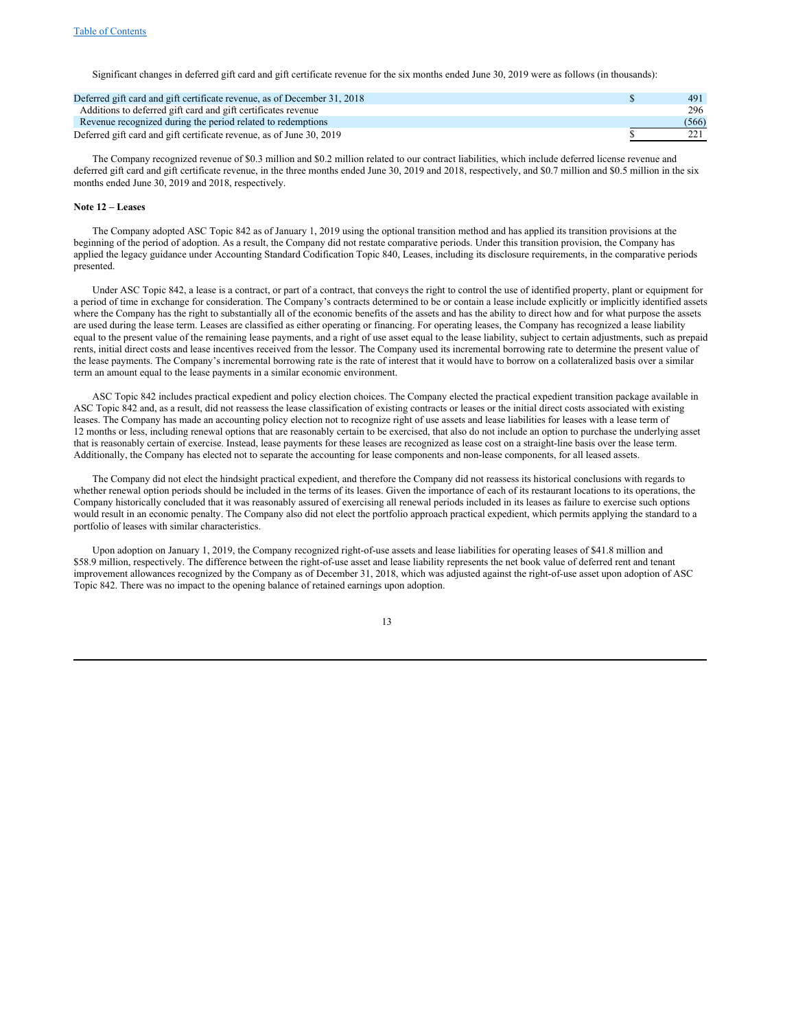Significant changes in deferred gift card and gift certificate revenue for the six months ended June 30, 2019 were as follows (in thousands):

| | |
|---|---|
| Deferred gift card and gift certificate revenue, as of December 31, 2018 | $ 491 |
| Additions to deferred gift card and gift certificates revenue | 296 |
| Revenue recognized during the period related to redemptions | (566) |
| Deferred gift card and gift certificate revenue, as of June 30, 2019 | $ 221 |

The Company recognized revenue of $0.3 million and $0.2 million related to our contract liabilities, which include deferred license revenue and deferred gift card and gift certificate revenue, in the three months ended June 30, 2019 and 2018, respectively, and $0.7 million and $0.5 million in the six months ended June 30, 2019 and 2018, respectively.

**Note 12 – Leases**

The Company adopted ASC Topic 842 as of January 1, 2019 using the optional transition method and has applied its transition provisions at the beginning of the period of adoption. As a result, the Company did not restate comparative periods. Under this transition provision, the Company has applied the legacy guidance under Accounting Standard Codification Topic 840, Leases, including its disclosure requirements, in the comparative periods presented.

Under ASC Topic 842, a lease is a contract, or part of a contract, that conveys the right to control the use of identified property, plant or equipment for a period of time in exchange for consideration. The Company's contracts determined to be or contain a lease include explicitly or implicitly identified assets where the Company has the right to substantially all of the economic benefits of the assets and has the ability to direct how and for what purpose the assets are used during the lease term. Leases are classified as either operating or financing. For operating leases, the Company has recognized a lease liability equal to the present value of the remaining lease payments, and a right of use asset equal to the lease liability, subject to certain adjustments, such as prepaid rents, initial direct costs and lease incentives received from the lessor. The Company used its incremental borrowing rate to determine the present value of the lease payments. The Company's incremental borrowing rate is the rate of interest that it would have to borrow on a collateralized basis over a similar term an amount equal to the lease payments in a similar economic environment.

ASC Topic 842 includes practical expedient and policy election choices. The Company elected the practical expedient transition package available in ASC Topic 842 and, as a result, did not reassess the lease classification of existing contracts or leases or the initial direct costs associated with existing leases. The Company has made an accounting policy election not to recognize right of use assets and lease liabilities for leases with a lease term of 12 months or less, including renewal options that are reasonably certain to be exercised, that also do not include an option to purchase the underlying asset that is reasonably certain of exercise. Instead, lease payments for these leases are recognized as lease cost on a straight-line basis over the lease term. Additionally, the Company has elected not to separate the accounting for lease components and non-lease components, for all leased assets.

The Company did not elect the hindsight practical expedient, and therefore the Company did not reassess its historical conclusions with regards to whether renewal option periods should be included in the terms of its leases. Given the importance of each of its restaurant locations to its operations, the Company historically concluded that it was reasonably assured of exercising all renewal periods included in its leases as failure to exercise such options would result in an economic penalty. The Company also did not elect the portfolio approach practical expedient, which permits applying the standard to a portfolio of leases with similar characteristics.

Upon adoption on January 1, 2019, the Company recognized right-of-use assets and lease liabilities for operating leases of $41.8 million and $58.9 million, respectively. The difference between the right-of-use asset and lease liability represents the net book value of deferred rent and tenant improvement allowances recognized by the Company as of December 31, 2018, which was adjusted against the right-of-use asset upon adoption of ASC Topic 842. There was no impact to the opening balance of retained earnings upon adoption.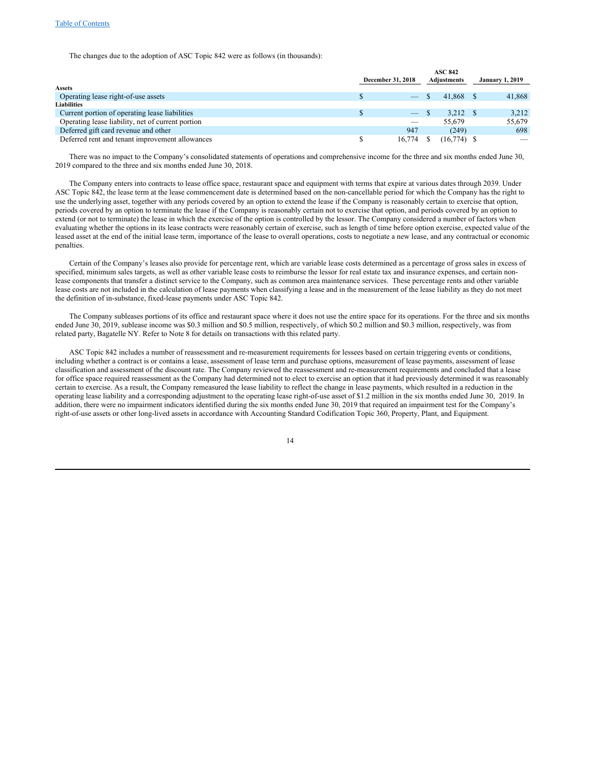The changes due to the adoption of ASC Topic 842 were as follows (in thousands):

| | December 31, 2018 | ASC 842 Adjustments | January 1, 2019 |
|---|---|---|---|
| **Assets** | | | |
| Operating lease right-of-use assets | $ — | $ 41,868 | $ 41,868 |
| **Liabilities** | | | |
| Current portion of operating lease liabilities | $ — | $ 3,212 | $ 3,212 |
| Operating lease liability, net of current portion | — | 55,679 | 55,679 |
| Deferred gift card revenue and other | 947 | (249) | 698 |
| Deferred rent and tenant improvement allowances | $ 16,774 | $ (16,774) | $ — |

There was no impact to the Company's consolidated statements of operations and comprehensive income for the three and six months ended June 30, 2019 compared to the three and six months ended June 30, 2018.

The Company enters into contracts to lease office space, restaurant space and equipment with terms that expire at various dates through 2039. Under ASC Topic 842, the lease term at the lease commencement date is determined based on the non-cancellable period for which the Company has the right to use the underlying asset, together with any periods covered by an option to extend the lease if the Company is reasonably certain to exercise that option, periods covered by an option to terminate the lease if the Company is reasonably certain not to exercise that option, and periods covered by an option to extend (or not to terminate) the lease in which the exercise of the option is controlled by the lessor. The Company considered a number of factors when evaluating whether the options in its lease contracts were reasonably certain of exercise, such as length of time before option exercise, expected value of the leased asset at the end of the initial lease term, importance of the lease to overall operations, costs to negotiate a new lease, and any contractual or economic penalties.

Certain of the Company's leases also provide for percentage rent, which are variable lease costs determined as a percentage of gross sales in excess of specified, minimum sales targets, as well as other variable lease costs to reimburse the lessor for real estate tax and insurance expenses, and certain non-lease components that transfer a distinct service to the Company, such as common area maintenance services. These percentage rents and other variable lease costs are not included in the calculation of lease payments when classifying a lease and in the measurement of the lease liability as they do not meet the definition of in-substance, fixed-lease payments under ASC Topic 842.

The Company subleases portions of its office and restaurant space where it does not use the entire space for its operations. For the three and six months ended June 30, 2019, sublease income was $0.3 million and $0.5 million, respectively, of which $0.2 million and $0.3 million, respectively, was from related party, Bagatelle NY. Refer to Note 8 for details on transactions with this related party.

ASC Topic 842 includes a number of reassessment and re-measurement requirements for lessees based on certain triggering events or conditions, including whether a contract is or contains a lease, assessment of lease term and purchase options, measurement of lease payments, assessment of lease classification and assessment of the discount rate. The Company reviewed the reassessment and re-measurement requirements and concluded that a lease for office space required reassessment as the Company had determined not to elect to exercise an option that it had previously determined it was reasonably certain to exercise. As a result, the Company remeasured the lease liability to reflect the change in lease payments, which resulted in a reduction in the operating lease liability and a corresponding adjustment to the operating lease right-of-use asset of $1.2 million in the six months ended June 30, 2019. In addition, there were no impairment indicators identified during the six months ended June 30, 2019 that required an impairment test for the Company's right-of-use assets or other long-lived assets in accordance with Accounting Standard Codification Topic 360, Property, Plant, and Equipment.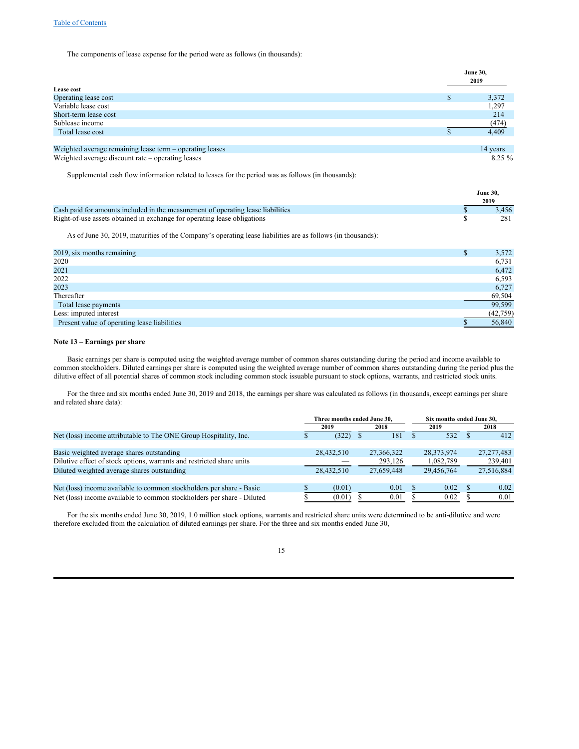The components of lease expense for the period were as follows (in thousands):

| | June 30, 2019 |
|---|---|
| **Lease cost** | |
| Operating lease cost | $ 3,372 |
| Variable lease cost | 1,297 |
| Short-term lease cost | 214 |
| Sublease income | (474) |
| Total lease cost | $ 4,409 |
| | |
| Weighted average remaining lease term – operating leases | 14 years |
| Weighted average discount rate – operating leases | 8.25 % |

Supplemental cash flow information related to leases for the period was as follows (in thousands):

| | June 30, 2019 |
|---|---|
| Cash paid for amounts included in the measurement of operating lease liabilities | $ 3,456 |
| Right-of-use assets obtained in exchange for operating lease obligations | $ 281 |

As of June 30, 2019, maturities of the Company's operating lease liabilities are as follows (in thousands):

| | |
|---|---|
| 2019, six months remaining | $ 3,572 |
| 2020 | 6,731 |
| 2021 | 6,472 |
| 2022 | 6,593 |
| 2023 | 6,727 |
| Thereafter | 69,504 |
| Total lease payments | 99,599 |
| Less: imputed interest | (42,759) |
| Present value of operating lease liabilities | $ 56,840 |

**Note 13 – Earnings per share**

Basic earnings per share is computed using the weighted average number of common shares outstanding during the period and income available to common stockholders. Diluted earnings per share is computed using the weighted average number of common shares outstanding during the period plus the dilutive effect of all potential shares of common stock including common stock issuable pursuant to stock options, warrants, and restricted stock units.

For the three and six months ended June 30, 2019 and 2018, the earnings per share was calculated as follows (in thousands, except earnings per share and related share data):

| | Three months ended June 30, | | Six months ended June 30, | |
|---|---|---|---|---|
| | 2019 | 2018 | 2019 | 2018 |
| Net (loss) income attributable to The ONE Group Hospitality, Inc. | $ (322) | $ 181 | $ 532 | $ 412 |
| | | | | |
| Basic weighted average shares outstanding | 28,432,510 | 27,366,322 | 28,373,974 | 27,277,483 |
| Dilutive effect of stock options, warrants and restricted share units | — | 293,126 | 1,082,789 | 239,401 |
| Diluted weighted average shares outstanding | 28,432,510 | 27,659,448 | 29,456,764 | 27,516,884 |
| | | | | |
| Net (loss) income available to common stockholders per share - Basic | $ (0.01) | 0.01 | $ 0.02 | $ 0.02 |
| Net (loss) income available to common stockholders per share - Diluted | $ (0.01) | $ 0.01 | $ 0.02 | $ 0.01 |

For the six months ended June 30, 2019, 1.0 million stock options, warrants and restricted share units were determined to be anti-dilutive and were therefore excluded from the calculation of diluted earnings per share. For the three and six months ended June 30,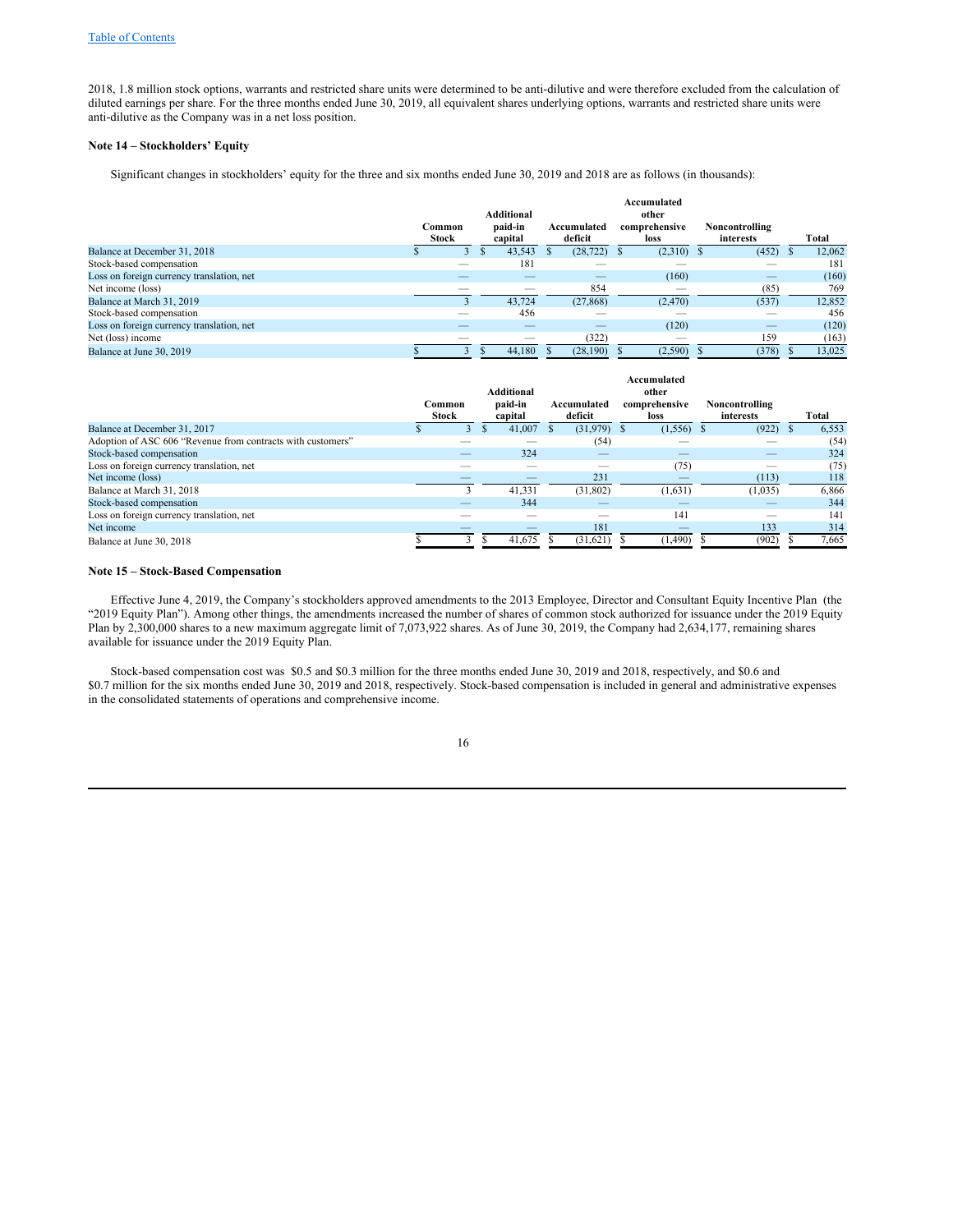2018, 1.8 million stock options, warrants and restricted share units were determined to be anti-dilutive and were therefore excluded from the calculation of diluted earnings per share. For the three months ended June 30, 2019, all equivalent shares underlying options, warrants and restricted share units were anti-dilutive as the Company was in a net loss position.

**Note 14 – Stockholders' Equity**

Significant changes in stockholders' equity for the three and six months ended June 30, 2019 and 2018 are as follows (in thousands):

| | Common Stock | Additional paid-in capital | Accumulated deficit | Accumulated other comprehensive loss | Noncontrolling interests | Total |
|---|---|---|---|---|---|---|
| Balance at December 31, 2018 | $ 3 | $ 43,543 | $ (28,722) | $ (2,310) | $ (452) | $ 12,062 |
| Stock-based compensation | — | 181 | — | — | — | 181 |
| Loss on foreign currency translation, net | — | — | — | (160) | — | (160) |
| Net income (loss) | — | — | 854 | — | (85) | 769 |
| Balance at March 31, 2019 | 3 | 43,724 | (27,868) | (2,470) | (537) | 12,852 |
| Stock-based compensation | — | 456 | — | — | — | 456 |
| Loss on foreign currency translation, net | — | — | — | (120) | — | (120) |
| Net (loss) income | — | — | (322) | — | 159 | (163) |
| Balance at June 30, 2019 | $ 3 | $ 44,180 | $ (28,190) | $ (2,590) | $ (378) | $ 13,025 |

| | Common Stock | Additional paid-in capital | Accumulated deficit | Accumulated other comprehensive loss | Noncontrolling interests | Total |
|---|---|---|---|---|---|---|
| Balance at December 31, 2017 | $ 3 | $ 41,007 | $ (31,979) | $ (1,556) | $ (922) | $ 6,553 |
| Adoption of ASC 606 "Revenue from contracts with customers" | — | — | (54) | — | — | (54) |
| Stock-based compensation | — | 324 | — | — | — | 324 |
| Loss on foreign currency translation, net | — | — | — | (75) | — | (75) |
| Net income (loss) | — | — | 231 | — | (113) | 118 |
| Balance at March 31, 2018 | 3 | 41,331 | (31,802) | (1,631) | (1,035) | 6,866 |
| Stock-based compensation | — | 344 | — | — | — | 344 |
| Loss on foreign currency translation, net | — | — | — | 141 | — | 141 |
| Net income | — | — | 181 | — | 133 | 314 |
| Balance at June 30, 2018 | $ 3 | $ 41,675 | $ (31,621) | $ (1,490) | $ (902) | $ 7,665 |

**Note 15 – Stock-Based Compensation**

Effective June 4, 2019, the Company's stockholders approved amendments to the 2013 Employee, Director and Consultant Equity Incentive Plan (the "2019 Equity Plan"). Among other things, the amendments increased the number of shares of common stock authorized for issuance under the 2019 Equity Plan by 2,300,000 shares to a new maximum aggregate limit of 7,073,922 shares. As of June 30, 2019, the Company had 2,634,177, remaining shares available for issuance under the 2019 Equity Plan.

Stock-based compensation cost was $0.5 and $0.3 million for the three months ended June 30, 2019 and 2018, respectively, and $0.6 and $0.7 million for the six months ended June 30, 2019 and 2018, respectively. Stock-based compensation is included in general and administrative expenses in the consolidated statements of operations and comprehensive income.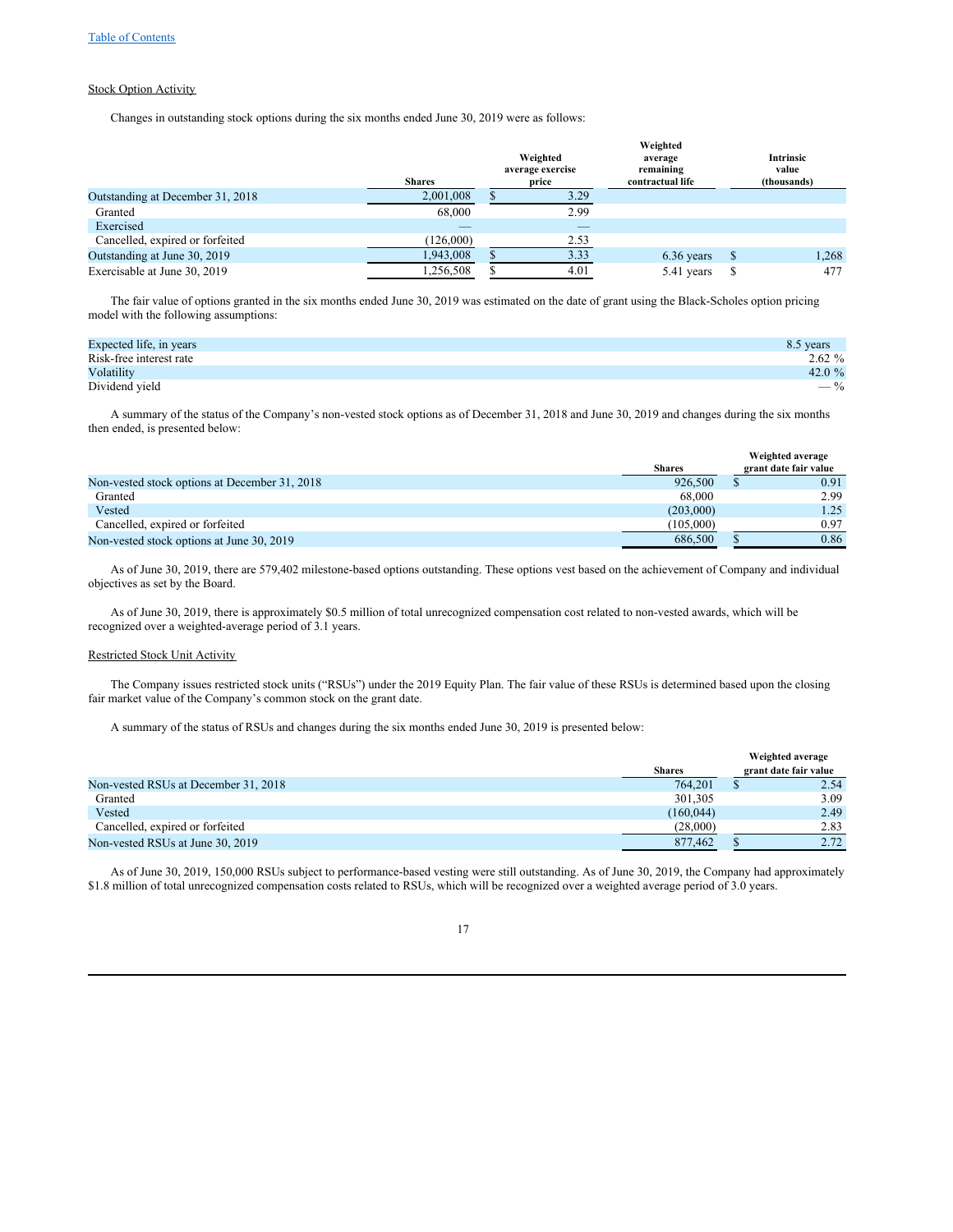Stock Option Activity

Changes in outstanding stock options during the six months ended June 30, 2019 were as follows:

| | Shares | Weighted average exercise price | Weighted average remaining contractual life | Intrinsic value (thousands) |
|---|---|---|---|---|
| Outstanding at December 31, 2018 | 2,001,008 | $ 3.29 | | |
| Granted | 68,000 | 2.99 | | |
| Exercised | — | — | | |
| Cancelled, expired or forfeited | (126,000) | 2.53 | | |
| Outstanding at June 30, 2019 | 1,943,008 | $ 3.33 | 6.36 years | $ 1,268 |
| Exercisable at June 30, 2019 | 1,256,508 | $ 4.01 | 5.41 years | $ 477 |

The fair value of options granted in the six months ended June 30, 2019 was estimated on the date of grant using the Black-Scholes option pricing model with the following assumptions:

| | |
|---|---|
| Expected life, in years | 8.5 years |
| Risk-free interest rate | 2.62 % |
| Volatility | 42.0 % |
| Dividend yield | — % |

A summary of the status of the Company's non-vested stock options as of December 31, 2018 and June 30, 2019 and changes during the six months then ended, is presented below:

| | Shares | Weighted average grant date fair value |
|---|---|---|
| Non-vested stock options at December 31, 2018 | 926,500 | $ 0.91 |
| Granted | 68,000 | 2.99 |
| Vested | (203,000) | 1.25 |
| Cancelled, expired or forfeited | (105,000) | 0.97 |
| Non-vested stock options at June 30, 2019 | 686,500 | $ 0.86 |

As of June 30, 2019, there are 579,402 milestone-based options outstanding. These options vest based on the achievement of Company and individual objectives as set by the Board.

As of June 30, 2019, there is approximately $0.5 million of total unrecognized compensation cost related to non-vested awards, which will be recognized over a weighted-average period of 3.1 years.

Restricted Stock Unit Activity

The Company issues restricted stock units ("RSUs") under the 2019 Equity Plan. The fair value of these RSUs is determined based upon the closing fair market value of the Company's common stock on the grant date.

A summary of the status of RSUs and changes during the six months ended June 30, 2019 is presented below:

| | Shares | Weighted average grant date fair value |
|---|---|---|
| Non-vested RSUs at December 31, 2018 | 764,201 | $ 2.54 |
| Granted | 301,305 | 3.09 |
| Vested | (160,044) | 2.49 |
| Cancelled, expired or forfeited | (28,000) | 2.83 |
| Non-vested RSUs at June 30, 2019 | 877,462 | $ 2.72 |

As of June 30, 2019, 150,000 RSUs subject to performance-based vesting were still outstanding. As of June 30, 2019, the Company had approximately $1.8 million of total unrecognized compensation costs related to RSUs, which will be recognized over a weighted average period of 3.0 years.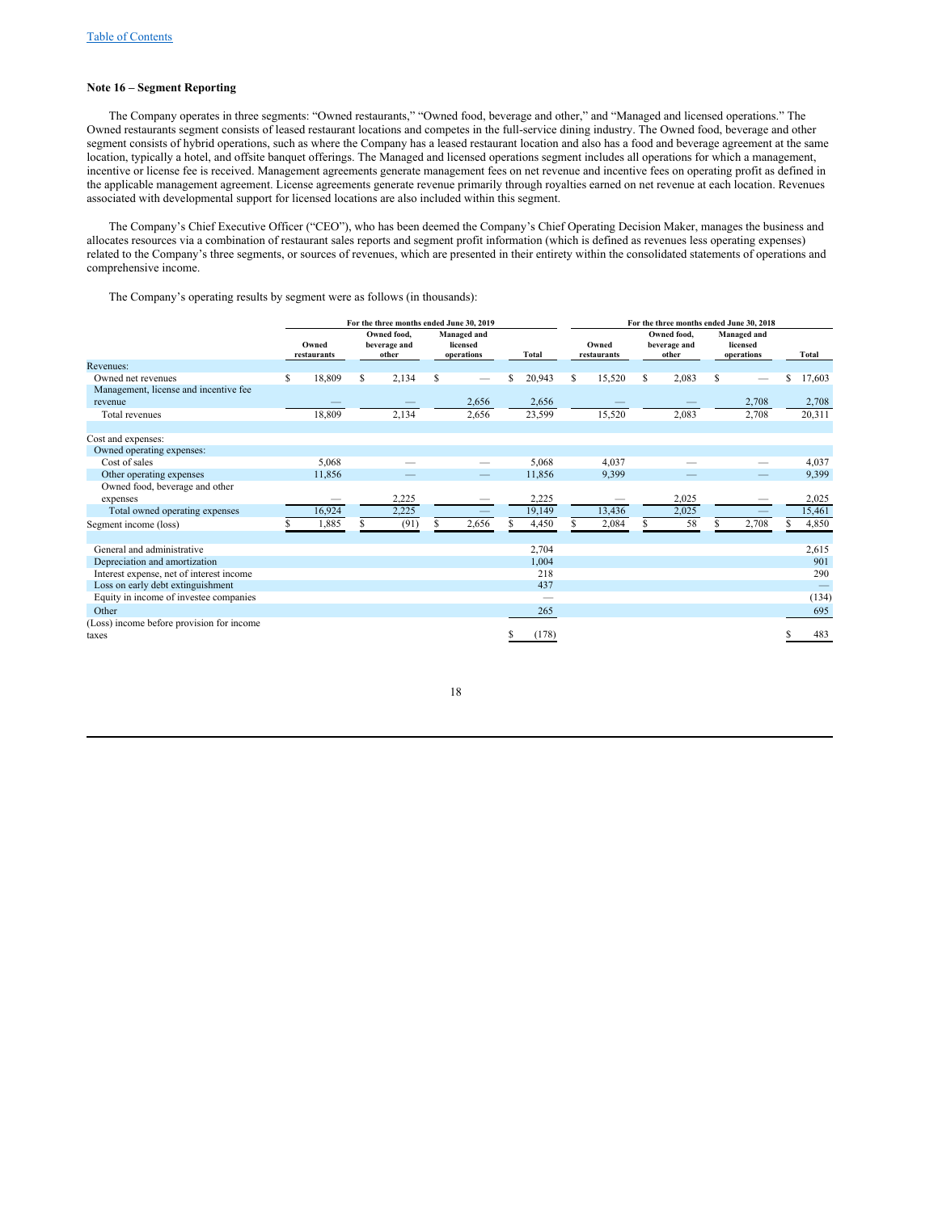[Table of Contents](#)

**Note 16 – Segment Reporting**

The Company operates in three segments: "Owned restaurants," "Owned food, beverage and other," and "Managed and licensed operations." The Owned restaurants segment consists of leased restaurant locations and competes in the full-service dining industry. The Owned food, beverage and other segment consists of hybrid operations, such as where the Company has a leased restaurant location and also has a food and beverage agreement at the same location, typically a hotel, and offsite banquet offerings. The Managed and licensed operations segment includes all operations for which a management, incentive or license fee is received. Management agreements generate management fees on net revenue and incentive fees on operating profit as defined in the applicable management agreement. License agreements generate revenue primarily through royalties earned on net revenue at each location. Revenues associated with developmental support for licensed locations are also included within this segment.

The Company's Chief Executive Officer ("CEO"), who has been deemed the Company's Chief Operating Decision Maker, manages the business and allocates resources via a combination of restaurant sales reports and segment profit information (which is defined as revenues less operating expenses) related to the Company's three segments, or sources of revenues, which are presented in their entirety within the consolidated statements of operations and comprehensive income.

The Company's operating results by segment were as follows (in thousands):

| | For the three months ended June 30, 2019 | | | | For the three months ended June 30, 2018 | | | |
|---|---|---|---|---|---|---|---|---|
| | Owned restaurants | Owned food, beverage and other | Managed and licensed operations | Total | Owned restaurants | Owned food, beverage and other | Managed and licensed operations | Total |
| Revenues: | | | | | | | | |
| Owned net revenues | $ 18,809 | $ 2,134 | $ — | $ 20,943 | $ 15,520 | $ 2,083 | $ — | $ 17,603 |
| Management, license and incentive fee revenue | — | — | 2,656 | 2,656 | — | — | 2,708 | 2,708 |
| Total revenues | 18,809 | 2,134 | 2,656 | 23,599 | 15,520 | 2,083 | 2,708 | 20,311 |
| | | | | | | | | |
| Cost and expenses: | | | | | | | | |
| Owned operating expenses: | | | | | | | | |
| Cost of sales | 5,068 | — | — | 5,068 | 4,037 | — | — | 4,037 |
| Other operating expenses | 11,856 | — | — | 11,856 | 9,399 | — | — | 9,399 |
| Owned food, beverage and other expenses | — | 2,225 | — | 2,225 | — | 2,025 | — | 2,025 |
| Total owned operating expenses | 16,924 | 2,225 | — | 19,149 | 13,436 | 2,025 | — | 15,461 |
| Segment income (loss) | $ 1,885 | $ (91) | $ 2,656 | $ 4,450 | $ 2,084 | $ 58 | $ 2,708 | $ 4,850 |
| | | | | | | | | |
| General and administrative | | | | 2,704 | | | | 2,615 |
| Depreciation and amortization | | | | 1,004 | | | | 901 |
| Interest expense, net of interest income | | | | 218 | | | | 290 |
| Loss on early debt extinguishment | | | | 437 | | | | — |
| Equity in income of investee companies | | | | — | | | | (134) |
| Other | | | | 265 | | | | 695 |
| (Loss) income before provision for income taxes | | | | $ (178) | | | | $ 483 |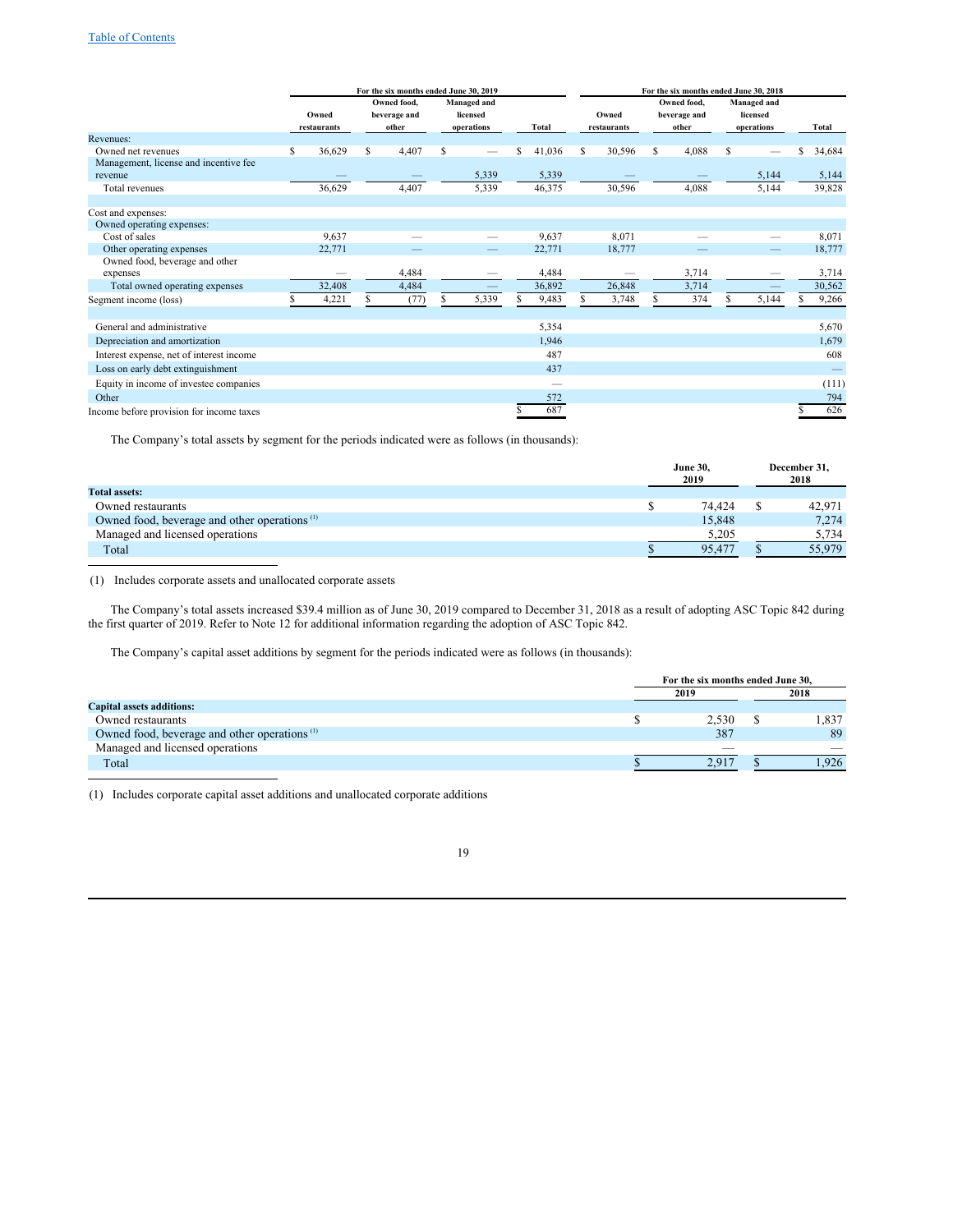| | For the six months ended June 30, 2019 | | | | For the six months ended June 30, 2018 | | | |
|---|---|---|---|---|---|---|---|---|
| | Owned restaurants | Owned food, beverage and other | Managed and licensed operations | Total | Owned restaurants | Owned food, beverage and other | Managed and licensed operations | Total |
| Revenues: | | | | | | | | |
| Owned net revenues | $ 36,629 | $ 4,407 | $ — | $ 41,036 | $ 30,596 | $ 4,088 | $ — | $ 34,684 |
| Management, license and incentive fee revenue | — | — | 5,339 | 5,339 | — | — | 5,144 | 5,144 |
| Total revenues | 36,629 | 4,407 | 5,339 | 46,375 | 30,596 | 4,088 | 5,144 | 39,828 |
| | | | | | | | | |
| Cost and expenses: | | | | | | | | |
| Owned operating expenses: | | | | | | | | |
| Cost of sales | 9,637 | — | — | 9,637 | 8,071 | — | — | 8,071 |
| Other operating expenses | 22,771 | — | — | 22,771 | 18,777 | — | — | 18,777 |
| Owned food, beverage and other expenses | — | 4,484 | — | 4,484 | — | 3,714 | — | 3,714 |
| Total owned operating expenses | 32,408 | 4,484 | — | 36,892 | 26,848 | 3,714 | — | 30,562 |
| Segment income (loss) | $ 4,221 | $ (77) | $ 5,339 | $ 9,483 | $ 3,748 | $ 374 | $ 5,144 | $ 9,266 |
| | | | | | | | | |
| General and administrative | | | | 5,354 | | | | 5,670 |
| Depreciation and amortization | | | | 1,946 | | | | 1,679 |
| Interest expense, net of interest income | | | | 487 | | | | 608 |
| Loss on early debt extinguishment | | | | 437 | | | | — |
| Equity in income of investee companies | | | | — | | | | (111) |
| Other | | | | 572 | | | | 794 |
| Income before provision for income taxes | | | | $ 687 | | | | $ 626 |

The Company's total assets by segment for the periods indicated were as follows (in thousands):

| | June 30, 2019 | December 31, 2018 |
|---|---|---|
| **Total assets:** | | |
| Owned restaurants | $ 74,424 | $ 42,971 |
| Owned food, beverage and other operations [1] | 15,848 | 7,274 |
| Managed and licensed operations | 5,205 | 5,734 |
| Total | $ 95,477 | $ 55,979 |

(1) Includes corporate assets and unallocated corporate assets

The Company's total assets increased $39.4 million as of June 30, 2019 compared to December 31, 2018 as a result of adopting ASC Topic 842 during the first quarter of 2019. Refer to Note 12 for additional information regarding the adoption of ASC Topic 842.

The Company's capital asset additions by segment for the periods indicated were as follows (in thousands):

| | For the six months ended June 30, | |
|---|---|---|
| | 2019 | 2018 |
| **Capital assets additions:** | | |
| Owned restaurants | $ 2,530 | $ 1,837 |
| Owned food, beverage and other operations [1] | 387 | 89 |
| Managed and licensed operations | — | — |
| Total | $ 2,917 | $ 1,926 |

(1) Includes corporate capital asset additions and unallocated corporate additions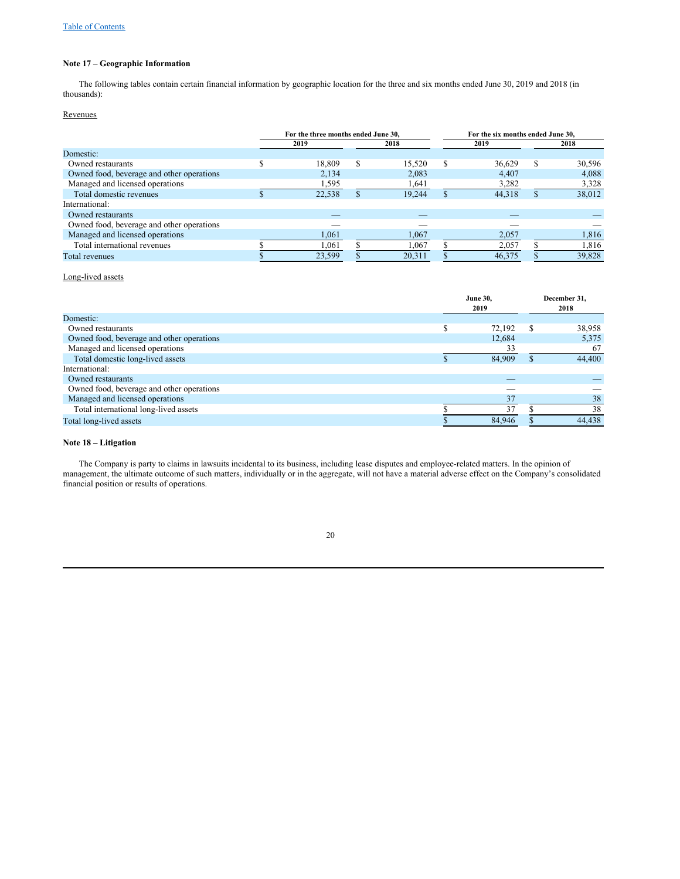[Table of Contents](#)

### Note 17 – Geographic Information

The following tables contain certain financial information by geographic location for the three and six months ended June 30, 2019 and 2018 (in thousands):

Revenues

| | For the three months ended June 30, | | For the six months ended June 30, | |
|---|---|---|---|---|
| | 2019 | 2018 | 2019 | 2018 |
| Domestic: | | | | |
| Owned restaurants | $ 18,809 | $ 15,520 | $ 36,629 | $ 30,596 |
| Owned food, beverage and other operations | 2,134 | 2,083 | 4,407 | 4,088 |
| Managed and licensed operations | 1,595 | 1,641 | 3,282 | 3,328 |
| Total domestic revenues | $ 22,538 | $ 19,244 | $ 44,318 | $ 38,012 |
| International: | | | | |
| Owned restaurants | — | — | — | — |
| Owned food, beverage and other operations | — | — | — | — |
| Managed and licensed operations | 1,061 | 1,067 | 2,057 | 1,816 |
| Total international revenues | $ 1,061 | $ 1,067 | $ 2,057 | $ 1,816 |
| Total revenues | $ 23,599 | $ 20,311 | $ 46,375 | $ 39,828 |

Long-lived assets

| | June 30, 2019 | December 31, 2018 |
|---|---|---|
| Domestic: | | |
| Owned restaurants | $ 72,192 | $ 38,958 |
| Owned food, beverage and other operations | 12,684 | 5,375 |
| Managed and licensed operations | 33 | 67 |
| Total domestic long-lived assets | $ 84,909 | $ 44,400 |
| International: | | |
| Owned restaurants | — | — |
| Owned food, beverage and other operations | — | — |
| Managed and licensed operations | 37 | 38 |
| Total international long-lived assets | $ 37 | $ 38 |
| Total long-lived assets | $ 84,946 | $ 44,438 |

### Note 18 – Litigation

The Company is party to claims in lawsuits incidental to its business, including lease disputes and employee-related matters. In the opinion of management, the ultimate outcome of such matters, individually or in the aggregate, will not have a material adverse effect on the Company's consolidated financial position or results of operations.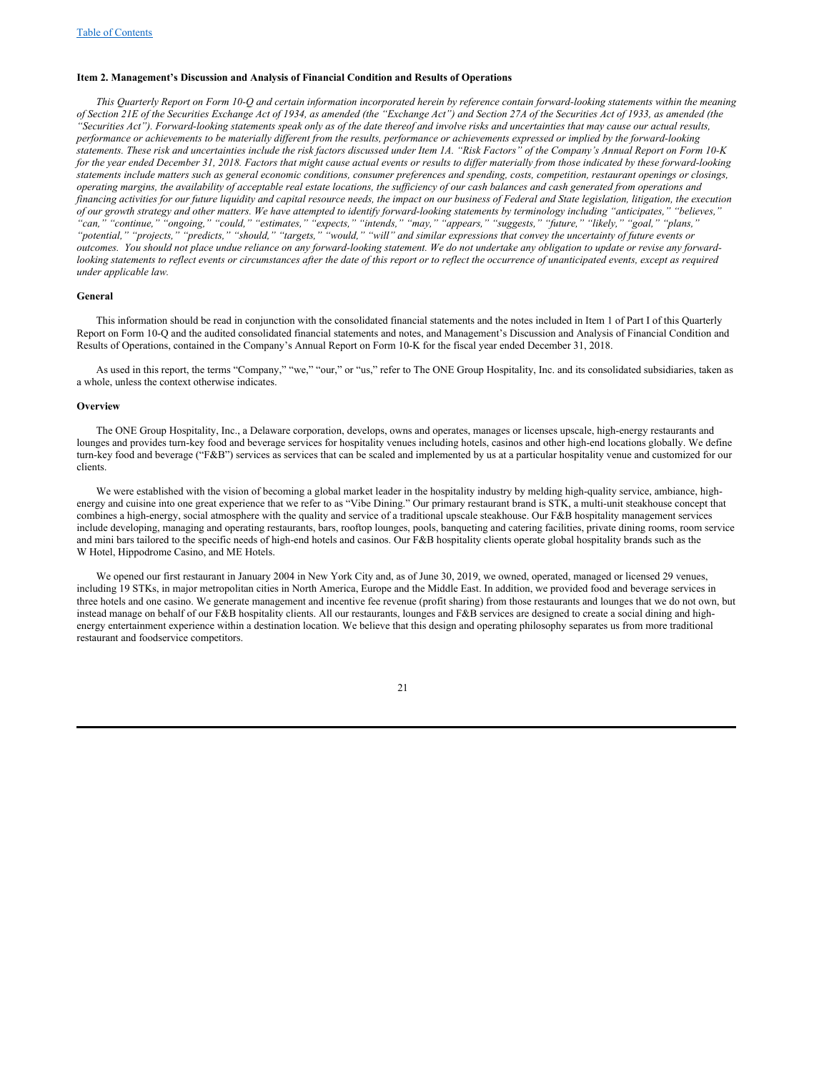## Item 2. Management's Discussion and Analysis of Financial Condition and Results of Operations

*This Quarterly Report on Form 10-Q and certain information incorporated herein by reference contain forward-looking statements within the meaning of Section 21E of the Securities Exchange Act of 1934, as amended (the "Exchange Act") and Section 27A of the Securities Act of 1933, as amended (the "Securities Act"). Forward-looking statements speak only as of the date thereof and involve risks and uncertainties that may cause our actual results, performance or achievements to be materially different from the results, performance or achievements expressed or implied by the forward-looking statements. These risk and uncertainties include the risk factors discussed under Item 1A. "Risk Factors" of the Company's Annual Report on Form 10-K for the year ended December 31, 2018. Factors that might cause actual events or results to differ materially from those indicated by these forward-looking statements include matters such as general economic conditions, consumer preferences and spending, costs, competition, restaurant openings or closings, operating margins, the availability of acceptable real estate locations, the sufficiency of our cash balances and cash generated from operations and financing activities for our future liquidity and capital resource needs, the impact on our business of Federal and State legislation, litigation, the execution of our growth strategy and other matters. We have attempted to identify forward-looking statements by terminology including "anticipates," "believes," "can," "continue," "ongoing," "could," "estimates," "expects," "intends," "may," "appears," "suggests," "future," "likely," "goal," "plans," "potential," "projects," "predicts," "should," "targets," "would," "will" and similar expressions that convey the uncertainty of future events or outcomes. You should not place undue reliance on any forward-looking statement. We do not undertake any obligation to update or revise any forward-looking statements to reflect events or circumstances after the date of this report or to reflect the occurrence of unanticipated events, except as required under applicable law.*

### General

This information should be read in conjunction with the consolidated financial statements and the notes included in Item 1 of Part I of this Quarterly Report on Form 10-Q and the audited consolidated financial statements and notes, and Management's Discussion and Analysis of Financial Condition and Results of Operations, contained in the Company's Annual Report on Form 10-K for the fiscal year ended December 31, 2018.

As used in this report, the terms "Company," "we," "our," or "us," refer to The ONE Group Hospitality, Inc. and its consolidated subsidiaries, taken as a whole, unless the context otherwise indicates.

### Overview

The ONE Group Hospitality, Inc., a Delaware corporation, develops, owns and operates, manages or licenses upscale, high-energy restaurants and lounges and provides turn-key food and beverage services for hospitality venues including hotels, casinos and other high-end locations globally. We define turn-key food and beverage ("F&B") services as services that can be scaled and implemented by us at a particular hospitality venue and customized for our clients.

We were established with the vision of becoming a global market leader in the hospitality industry by melding high-quality service, ambiance, high-energy and cuisine into one great experience that we refer to as "Vibe Dining." Our primary restaurant brand is STK, a multi-unit steakhouse concept that combines a high-energy, social atmosphere with the quality and service of a traditional upscale steakhouse. Our F&B hospitality management services include developing, managing and operating restaurants, bars, rooftop lounges, pools, banqueting and catering facilities, private dining rooms, room service and mini bars tailored to the specific needs of high-end hotels and casinos. Our F&B hospitality clients operate global hospitality brands such as the W Hotel, Hippodrome Casino, and ME Hotels.

We opened our first restaurant in January 2004 in New York City and, as of June 30, 2019, we owned, operated, managed or licensed 29 venues, including 19 STKs, in major metropolitan cities in North America, Europe and the Middle East. In addition, we provided food and beverage services in three hotels and one casino. We generate management and incentive fee revenue (profit sharing) from those restaurants and lounges that we do not own, but instead manage on behalf of our F&B hospitality clients. All our restaurants, lounges and F&B services are designed to create a social dining and high-energy entertainment experience within a destination location. We believe that this design and operating philosophy separates us from more traditional restaurant and foodservice competitors.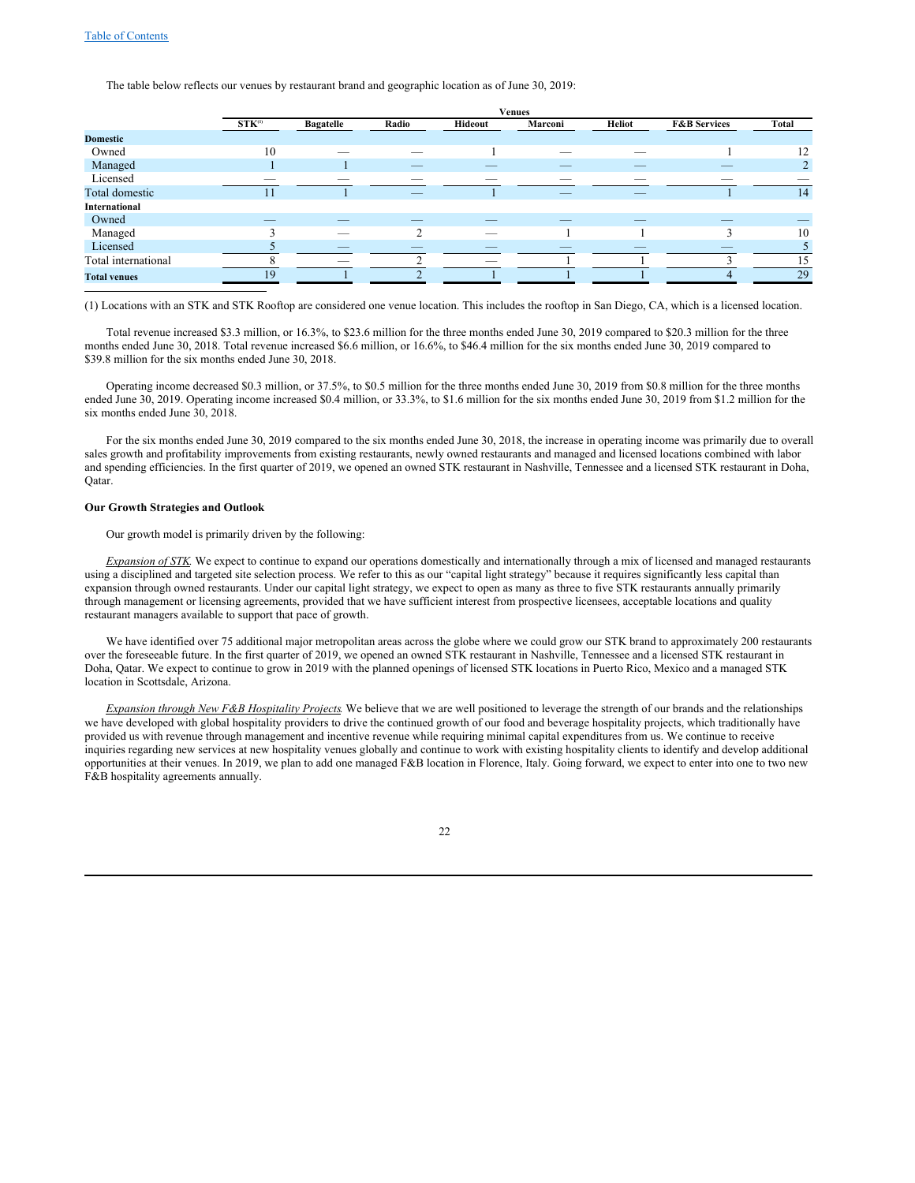The table below reflects our venues by restaurant brand and geographic location as of June 30, 2019:

| | Venues | | | | | | | |
|---|---|---|---|---|---|---|---|---|
| | STK[1] | Bagatelle | Radio | Hideout | Marconi | Heliot | F&B Services | Total |
| **Domestic** | | | | | | | | |
| Owned | 10 | — | — | 1 | — | — | 1 | 12 |
| Managed | 1 | 1 | — | — | — | — | — | 2 |
| Licensed | — | — | — | — | — | — | — | — |
| Total domestic | 11 | 1 | — | 1 | — | — | 1 | 14 |
| **International** | | | | | | | | |
| Owned | — | — | — | — | — | — | — | — |
| Managed | 3 | — | 2 | — | 1 | 1 | 3 | 10 |
| Licensed | 5 | — | — | — | — | — | — | 5 |
| Total international | 8 | — | 2 | — | 1 | 1 | 3 | 15 |
| **Total venues** | 19 | 1 | 2 | 1 | 1 | 1 | 4 | 29 |

(1) Locations with an STK and STK Rooftop are considered one venue location. This includes the rooftop in San Diego, CA, which is a licensed location.

Total revenue increased $3.3 million, or 16.3%, to $23.6 million for the three months ended June 30, 2019 compared to $20.3 million for the three months ended June 30, 2018. Total revenue increased $6.6 million, or 16.6%, to $46.4 million for the six months ended June 30, 2019 compared to $39.8 million for the six months ended June 30, 2018.

Operating income decreased $0.3 million, or 37.5%, to $0.5 million for the three months ended June 30, 2019 from $0.8 million for the three months ended June 30, 2019. Operating income increased $0.4 million, or 33.3%, to $1.6 million for the six months ended June 30, 2019 from $1.2 million for the six months ended June 30, 2018.

For the six months ended June 30, 2019 compared to the six months ended June 30, 2018, the increase in operating income was primarily due to overall sales growth and profitability improvements from existing restaurants, newly owned restaurants and managed and licensed locations combined with labor and spending efficiencies. In the first quarter of 2019, we opened an owned STK restaurant in Nashville, Tennessee and a licensed STK restaurant in Doha, Qatar.

**Our Growth Strategies and Outlook**

Our growth model is primarily driven by the following:

*Expansion of STK.* We expect to continue to expand our operations domestically and internationally through a mix of licensed and managed restaurants using a disciplined and targeted site selection process. We refer to this as our "capital light strategy" because it requires significantly less capital than expansion through owned restaurants. Under our capital light strategy, we expect to open as many as three to five STK restaurants annually primarily through management or licensing agreements, provided that we have sufficient interest from prospective licensees, acceptable locations and quality restaurant managers available to support that pace of growth.

We have identified over 75 additional major metropolitan areas across the globe where we could grow our STK brand to approximately 200 restaurants over the foreseeable future. In the first quarter of 2019, we opened an owned STK restaurant in Nashville, Tennessee and a licensed STK restaurant in Doha, Qatar. We expect to continue to grow in 2019 with the planned openings of licensed STK locations in Puerto Rico, Mexico and a managed STK location in Scottsdale, Arizona.

*Expansion through New F&B Hospitality Projects.* We believe that we are well positioned to leverage the strength of our brands and the relationships we have developed with global hospitality providers to drive the continued growth of our food and beverage hospitality projects, which traditionally have provided us with revenue through management and incentive revenue while requiring minimal capital expenditures from us. We continue to receive inquiries regarding new services at new hospitality venues globally and continue to work with existing hospitality clients to identify and develop additional opportunities at their venues. In 2019, we plan to add one managed F&B location in Florence, Italy. Going forward, we expect to enter into one to two new F&B hospitality agreements annually.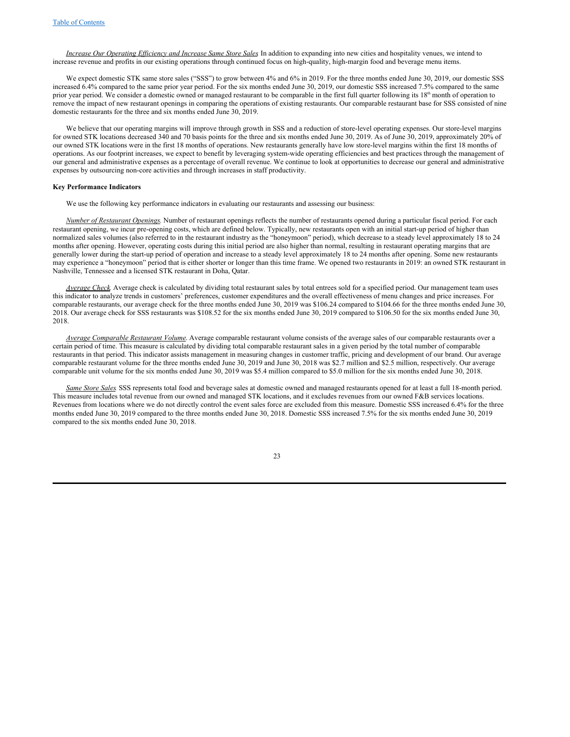*Increase Our Operating Efficiency and Increase Same Store Sales.* In addition to expanding into new cities and hospitality venues, we intend to increase revenue and profits in our existing operations through continued focus on high-quality, high-margin food and beverage menu items.

We expect domestic STK same store sales ("SSS") to grow between 4% and 6% in 2019. For the three months ended June 30, 2019, our domestic SSS increased 6.4% compared to the same prior year period. For the six months ended June 30, 2019, our domestic SSS increased 7.5% compared to the same prior year period. We consider a domestic owned or managed restaurant to be comparable in the first full quarter following its 18th month of operation to remove the impact of new restaurant openings in comparing the operations of existing restaurants. Our comparable restaurant base for SSS consisted of nine domestic restaurants for the three and six months ended June 30, 2019.

We believe that our operating margins will improve through growth in SSS and a reduction of store-level operating expenses. Our store-level margins for owned STK locations decreased 340 and 70 basis points for the three and six months ended June 30, 2019. As of June 30, 2019, approximately 20% of our owned STK locations were in the first 18 months of operations. New restaurants generally have low store-level margins within the first 18 months of operations. As our footprint increases, we expect to benefit by leveraging system-wide operating efficiencies and best practices through the management of our general and administrative expenses as a percentage of overall revenue. We continue to look at opportunities to decrease our general and administrative expenses by outsourcing non-core activities and through increases in staff productivity.

**Key Performance Indicators**

We use the following key performance indicators in evaluating our restaurants and assessing our business:

*Number of Restaurant Openings.* Number of restaurant openings reflects the number of restaurants opened during a particular fiscal period. For each restaurant opening, we incur pre-opening costs, which are defined below. Typically, new restaurants open with an initial start-up period of higher than normalized sales volumes (also referred to in the restaurant industry as the "honeymoon" period), which decrease to a steady level approximately 18 to 24 months after opening. However, operating costs during this initial period are also higher than normal, resulting in restaurant operating margins that are generally lower during the start-up period of operation and increase to a steady level approximately 18 to 24 months after opening. Some new restaurants may experience a "honeymoon" period that is either shorter or longer than this time frame. We opened two restaurants in 2019: an owned STK restaurant in Nashville, Tennessee and a licensed STK restaurant in Doha, Qatar.

*Average Check.* Average check is calculated by dividing total restaurant sales by total entrees sold for a specified period. Our management team uses this indicator to analyze trends in customers' preferences, customer expenditures and the overall effectiveness of menu changes and price increases. For comparable restaurants, our average check for the three months ended June 30, 2019 was $106.24 compared to $104.66 for the three months ended June 30, 2018. Our average check for SSS restaurants was $108.52 for the six months ended June 30, 2019 compared to $106.50 for the six months ended June 30, 2018.

*Average Comparable Restaurant Volume.* Average comparable restaurant volume consists of the average sales of our comparable restaurants over a certain period of time. This measure is calculated by dividing total comparable restaurant sales in a given period by the total number of comparable restaurants in that period. This indicator assists management in measuring changes in customer traffic, pricing and development of our brand. Our average comparable restaurant volume for the three months ended June 30, 2019 and June 30, 2018 was $2.7 million and $2.5 million, respectively. Our average comparable unit volume for the six months ended June 30, 2019 was $5.4 million compared to $5.0 million for the six months ended June 30, 2018.

*Same Store Sales.* SSS represents total food and beverage sales at domestic owned and managed restaurants opened for at least a full 18-month period. This measure includes total revenue from our owned and managed STK locations, and it excludes revenues from our owned F&B services locations. Revenues from locations where we do not directly control the event sales force are excluded from this measure. Domestic SSS increased 6.4% for the three months ended June 30, 2019 compared to the three months ended June 30, 2018. Domestic SSS increased 7.5% for the six months ended June 30, 2019 compared to the six months ended June 30, 2018.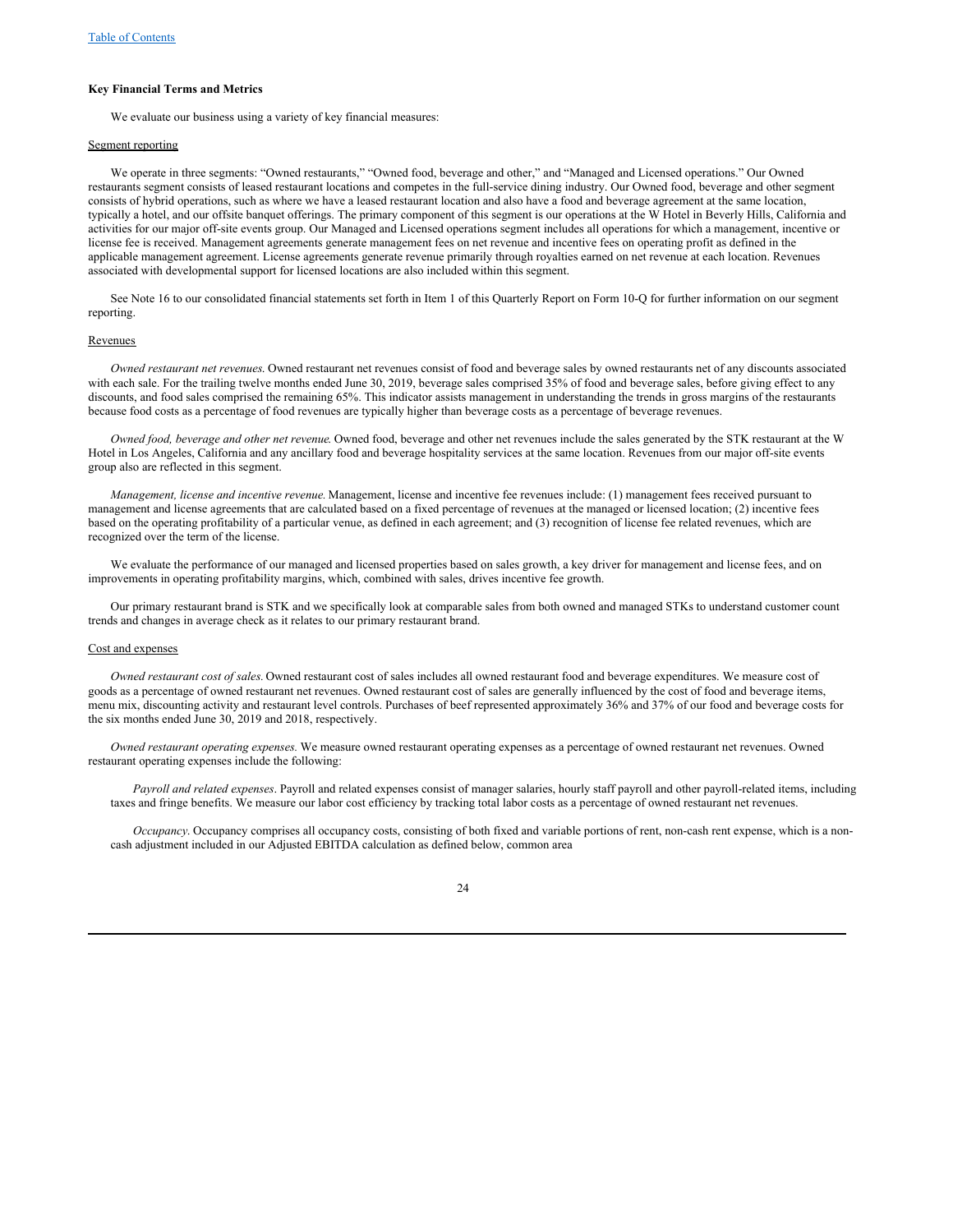### Key Financial Terms and Metrics

We evaluate our business using a variety of key financial measures:

Segment reporting

We operate in three segments: "Owned restaurants," "Owned food, beverage and other," and "Managed and Licensed operations." Our Owned restaurants segment consists of leased restaurant locations and competes in the full-service dining industry. Our Owned food, beverage and other segment consists of hybrid operations, such as where we have a leased restaurant location and also have a food and beverage agreement at the same location, typically a hotel, and our offsite banquet offerings. The primary component of this segment is our operations at the W Hotel in Beverly Hills, California and activities for our major off-site events group. Our Managed and Licensed operations segment includes all operations for which a management, incentive or license fee is received. Management agreements generate management fees on net revenue and incentive fees on operating profit as defined in the applicable management agreement. License agreements generate revenue primarily through royalties earned on net revenue at each location. Revenues associated with developmental support for licensed locations are also included within this segment.

See Note 16 to our consolidated financial statements set forth in Item 1 of this Quarterly Report on Form 10-Q for further information on our segment reporting.

Revenues

*Owned restaurant net revenues.* Owned restaurant net revenues consist of food and beverage sales by owned restaurants net of any discounts associated with each sale. For the trailing twelve months ended June 30, 2019, beverage sales comprised 35% of food and beverage sales, before giving effect to any discounts, and food sales comprised the remaining 65%. This indicator assists management in understanding the trends in gross margins of the restaurants because food costs as a percentage of food revenues are typically higher than beverage costs as a percentage of beverage revenues.

*Owned food, beverage and other net revenue.* Owned food, beverage and other net revenues include the sales generated by the STK restaurant at the W Hotel in Los Angeles, California and any ancillary food and beverage hospitality services at the same location. Revenues from our major off-site events group also are reflected in this segment.

*Management, license and incentive revenue.* Management, license and incentive fee revenues include: (1) management fees received pursuant to management and license agreements that are calculated based on a fixed percentage of revenues at the managed or licensed location; (2) incentive fees based on the operating profitability of a particular venue, as defined in each agreement; and (3) recognition of license fee related revenues, which are recognized over the term of the license.

We evaluate the performance of our managed and licensed properties based on sales growth, a key driver for management and license fees, and on improvements in operating profitability margins, which, combined with sales, drives incentive fee growth.

Our primary restaurant brand is STK and we specifically look at comparable sales from both owned and managed STKs to understand customer count trends and changes in average check as it relates to our primary restaurant brand.

Cost and expenses

*Owned restaurant cost of sales.* Owned restaurant cost of sales includes all owned restaurant food and beverage expenditures. We measure cost of goods as a percentage of owned restaurant net revenues. Owned restaurant cost of sales are generally influenced by the cost of food and beverage items, menu mix, discounting activity and restaurant level controls. Purchases of beef represented approximately 36% and 37% of our food and beverage costs for the six months ended June 30, 2019 and 2018, respectively.

*Owned restaurant operating expenses.* We measure owned restaurant operating expenses as a percentage of owned restaurant net revenues. Owned restaurant operating expenses include the following:

*Payroll and related expenses*. Payroll and related expenses consist of manager salaries, hourly staff payroll and other payroll-related items, including taxes and fringe benefits. We measure our labor cost efficiency by tracking total labor costs as a percentage of owned restaurant net revenues.

*Occupancy*. Occupancy comprises all occupancy costs, consisting of both fixed and variable portions of rent, non-cash rent expense, which is a non-cash adjustment included in our Adjusted EBITDA calculation as defined below, common area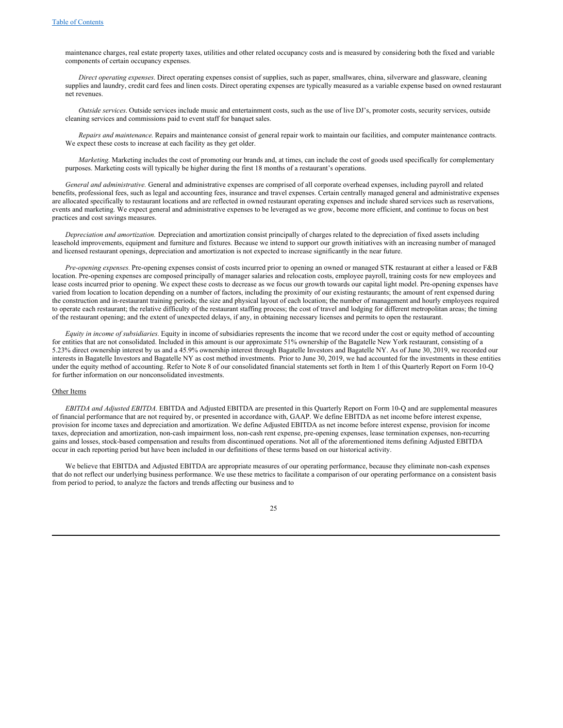maintenance charges, real estate property taxes, utilities and other related occupancy costs and is measured by considering both the fixed and variable components of certain occupancy expenses.

*Direct operating expenses*. Direct operating expenses consist of supplies, such as paper, smallwares, china, silverware and glassware, cleaning supplies and laundry, credit card fees and linen costs. Direct operating expenses are typically measured as a variable expense based on owned restaurant net revenues.

*Outside services*. Outside services include music and entertainment costs, such as the use of live DJ's, promoter costs, security services, outside cleaning services and commissions paid to event staff for banquet sales.

*Repairs and maintenance.* Repairs and maintenance consist of general repair work to maintain our facilities, and computer maintenance contracts. We expect these costs to increase at each facility as they get older.

*Marketing.* Marketing includes the cost of promoting our brands and, at times, can include the cost of goods used specifically for complementary purposes. Marketing costs will typically be higher during the first 18 months of a restaurant's operations.

*General and administrative.* General and administrative expenses are comprised of all corporate overhead expenses, including payroll and related benefits, professional fees, such as legal and accounting fees, insurance and travel expenses. Certain centrally managed general and administrative expenses are allocated specifically to restaurant locations and are reflected in owned restaurant operating expenses and include shared services such as reservations, events and marketing. We expect general and administrative expenses to be leveraged as we grow, become more efficient, and continue to focus on best practices and cost savings measures.

*Depreciation and amortization.* Depreciation and amortization consist principally of charges related to the depreciation of fixed assets including leasehold improvements, equipment and furniture and fixtures. Because we intend to support our growth initiatives with an increasing number of managed and licensed restaurant openings, depreciation and amortization is not expected to increase significantly in the near future.

*Pre-opening expenses.* Pre-opening expenses consist of costs incurred prior to opening an owned or managed STK restaurant at either a leased or F&B location. Pre-opening expenses are composed principally of manager salaries and relocation costs, employee payroll, training costs for new employees and lease costs incurred prior to opening. We expect these costs to decrease as we focus our growth towards our capital light model. Pre-opening expenses have varied from location to location depending on a number of factors, including the proximity of our existing restaurants; the amount of rent expensed during the construction and in-restaurant training periods; the size and physical layout of each location; the number of management and hourly employees required to operate each restaurant; the relative difficulty of the restaurant staffing process; the cost of travel and lodging for different metropolitan areas; the timing of the restaurant opening; and the extent of unexpected delays, if any, in obtaining necessary licenses and permits to open the restaurant.

*Equity in income of subsidiaries.* Equity in income of subsidiaries represents the income that we record under the cost or equity method of accounting for entities that are not consolidated. Included in this amount is our approximate 51% ownership of the Bagatelle New York restaurant, consisting of a 5.23% direct ownership interest by us and a 45.9% ownership interest through Bagatelle Investors and Bagatelle NY. As of June 30, 2019, we recorded our interests in Bagatelle Investors and Bagatelle NY as cost method investments. Prior to June 30, 2019, we had accounted for the investments in these entities under the equity method of accounting. Refer to Note 8 of our consolidated financial statements set forth in Item 1 of this Quarterly Report on Form 10-Q for further information on our nonconsolidated investments.

Other Items

*EBITDA and Adjusted EBITDA.* EBITDA and Adjusted EBITDA are presented in this Quarterly Report on Form 10-Q and are supplemental measures of financial performance that are not required by, or presented in accordance with, GAAP. We define EBITDA as net income before interest expense, provision for income taxes and depreciation and amortization. We define Adjusted EBITDA as net income before interest expense, provision for income taxes, depreciation and amortization, non-cash impairment loss, non-cash rent expense, pre-opening expenses, lease termination expenses, non-recurring gains and losses, stock-based compensation and results from discontinued operations. Not all of the aforementioned items defining Adjusted EBITDA occur in each reporting period but have been included in our definitions of these terms based on our historical activity.

We believe that EBITDA and Adjusted EBITDA are appropriate measures of our operating performance, because they eliminate non-cash expenses that do not reflect our underlying business performance. We use these metrics to facilitate a comparison of our operating performance on a consistent basis from period to period, to analyze the factors and trends affecting our business and to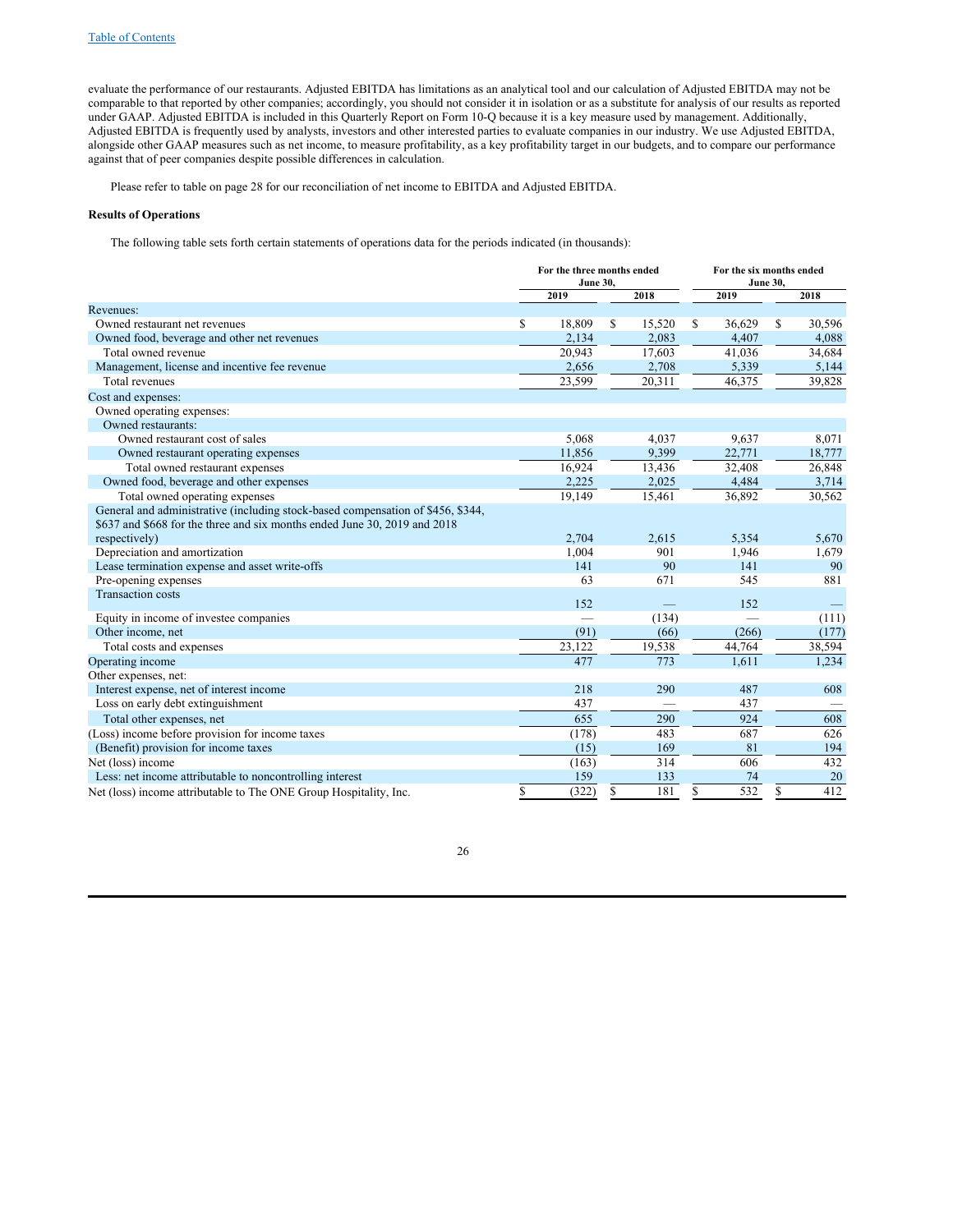evaluate the performance of our restaurants. Adjusted EBITDA has limitations as an analytical tool and our calculation of Adjusted EBITDA may not be comparable to that reported by other companies; accordingly, you should not consider it in isolation or as a substitute for analysis of our results as reported under GAAP. Adjusted EBITDA is included in this Quarterly Report on Form 10-Q because it is a key measure used by management. Additionally, Adjusted EBITDA is frequently used by analysts, investors and other interested parties to evaluate companies in our industry. We use Adjusted EBITDA, alongside other GAAP measures such as net income, to measure profitability, as a key profitability target in our budgets, and to compare our performance against that of peer companies despite possible differences in calculation.

Please refer to table on page 28 for our reconciliation of net income to EBITDA and Adjusted EBITDA.

**Results of Operations**

The following table sets forth certain statements of operations data for the periods indicated (in thousands):

| | For the three months ended June 30, | | For the six months ended June 30, | |
|---|---|---|---|---|
| | 2019 | 2018 | 2019 | 2018 |
| Revenues: | | | | |
| Owned restaurant net revenues | $ 18,809 | $ 15,520 | $ 36,629 | $ 30,596 |
| Owned food, beverage and other net revenues | 2,134 | 2,083 | 4,407 | 4,088 |
| Total owned revenue | 20,943 | 17,603 | 41,036 | 34,684 |
| Management, license and incentive fee revenue | 2,656 | 2,708 | 5,339 | 5,144 |
| Total revenues | 23,599 | 20,311 | 46,375 | 39,828 |
| Cost and expenses: | | | | |
| Owned operating expenses: | | | | |
| Owned restaurants: | | | | |
| Owned restaurant cost of sales | 5,068 | 4,037 | 9,637 | 8,071 |
| Owned restaurant operating expenses | 11,856 | 9,399 | 22,771 | 18,777 |
| Total owned restaurant expenses | 16,924 | 13,436 | 32,408 | 26,848 |
| Owned food, beverage and other expenses | 2,225 | 2,025 | 4,484 | 3,714 |
| Total owned operating expenses | 19,149 | 15,461 | 36,892 | 30,562 |
| General and administrative (including stock-based compensation of $456, $344, $637 and $668 for the three and six months ended June 30, 2019 and 2018 respectively) | 2,704 | 2,615 | 5,354 | 5,670 |
| Depreciation and amortization | 1,004 | 901 | 1,946 | 1,679 |
| Lease termination expense and asset write-offs | 141 | 90 | 141 | 90 |
| Pre-opening expenses | 63 | 671 | 545 | 881 |
| Transaction costs | 152 | — | 152 | — |
| Equity in income of investee companies | — | (134) | — | (111) |
| Other income, net | (91) | (66) | (266) | (177) |
| Total costs and expenses | 23,122 | 19,538 | 44,764 | 38,594 |
| Operating income | 477 | 773 | 1,611 | 1,234 |
| Other expenses, net: | | | | |
| Interest expense, net of interest income | 218 | 290 | 487 | 608 |
| Loss on early debt extinguishment | 437 | — | 437 | — |
| Total other expenses, net | 655 | 290 | 924 | 608 |
| (Loss) income before provision for income taxes | (178) | 483 | 687 | 626 |
| (Benefit) provision for income taxes | (15) | 169 | 81 | 194 |
| Net (loss) income | (163) | 314 | 606 | 432 |
| Less: net income attributable to noncontrolling interest | 159 | 133 | 74 | 20 |
| Net (loss) income attributable to The ONE Group Hospitality, Inc. | $ (322) | $ 181 | $ 532 | $ 412 |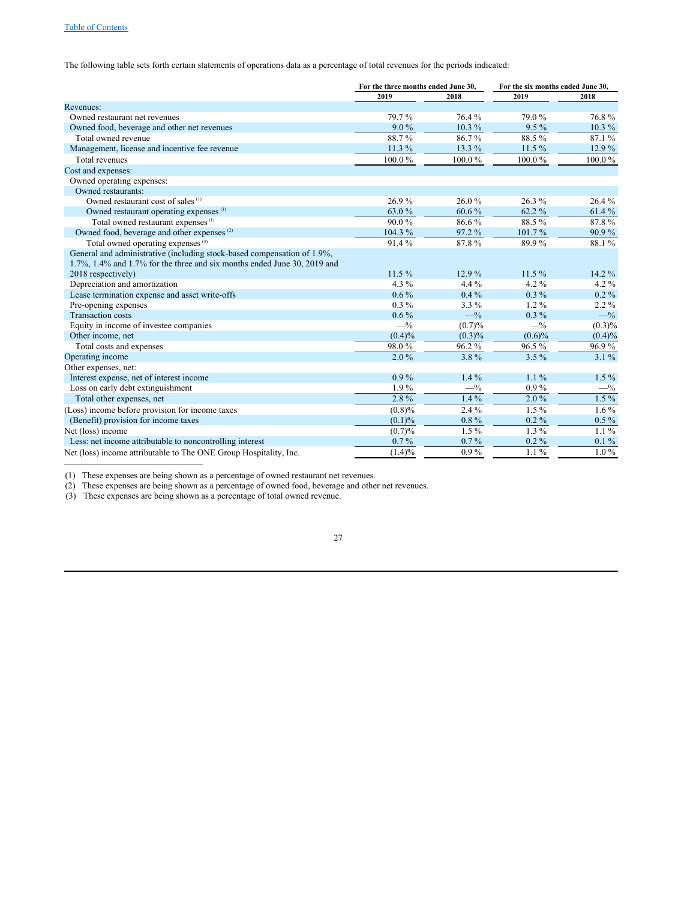The following table sets forth certain statements of operations data as a percentage of total revenues for the periods indicated:

| | For the three months ended June 30, | | For the six months ended June 30, | |
|---|---|---|---|---|
| | 2019 | 2018 | 2019 | 2018 |
| Revenues: | | | | |
| Owned restaurant net revenues | 79.7 % | 76.4 % | 79.0 % | 76.8 % |
| Owned food, beverage and other net revenues | 9.0 % | 10.3 % | 9.5 % | 10.3 % |
| Total owned revenue | 88.7 % | 86.7 % | 88.5 % | 87.1 % |
| Management, license and incentive fee revenue | 11.3 % | 13.3 % | 11.5 % | 12.9 % |
| Total revenues | 100.0 % | 100.0 % | 100.0 % | 100.0 % |
| Cost and expenses: | | | | |
| Owned operating expenses: | | | | |
| Owned restaurants: | | | | |
| Owned restaurant cost of sales [(1)] | 26.9 % | 26.0 % | 26.3 % | 26.4 % |
| Owned restaurant operating expenses [(1)] | 63.0 % | 60.6 % | 62.2 % | 61.4 % |
| Total owned restaurant expenses [(1)] | 90.0 % | 86.6 % | 88.5 % | 87.8 % |
| Owned food, beverage and other expenses [(2)] | 104.3 % | 97.2 % | 101.7 % | 90.9 % |
| Total owned operating expenses [(3)] | 91.4 % | 87.8 % | 89.9 % | 88.1 % |
| General and administrative (including stock-based compensation of 1.9%, 1.7%, 1.4% and 1.7% for the three and six months ended June 30, 2019 and 2018 respectively) | 11.5 % | 12.9 % | 11.5 % | 14.2 % |
| Depreciation and amortization | 4.3 % | 4.4 % | 4.2 % | 4.2 % |
| Lease termination expense and asset write-offs | 0.6 % | 0.4 % | 0.3 % | 0.2 % |
| Pre-opening expenses | 0.3 % | 3.3 % | 1.2 % | 2.2 % |
| Transaction costs | 0.6 % | —% | 0.3 % | —% |
| Equity in income of investee companies | —% | (0.7)% | —% | (0.3)% |
| Other income, net | (0.4)% | (0.3)% | (0.6)% | (0.4)% |
| Total costs and expenses | 98.0 % | 96.2 % | 96.5 % | 96.9 % |
| Operating income | 2.0 % | 3.8 % | 3.5 % | 3.1 % |
| Other expenses, net: | | | | |
| Interest expense, net of interest income | 0.9 % | 1.4 % | 1.1 % | 1.5 % |
| Loss on early debt extinguishment | 1.9 % | —% | 0.9 % | —% |
| Total other expenses, net | 2.8 % | 1.4 % | 2.0 % | 1.5 % |
| (Loss) income before provision for income taxes | (0.8)% | 2.4 % | 1.5 % | 1.6 % |
| (Benefit) provision for income taxes | (0.1)% | 0.8 % | 0.2 % | 0.5 % |
| Net (loss) income | (0.7)% | 1.5 % | 1.3 % | 1.1 % |
| Less: net income attributable to noncontrolling interest | 0.7 % | 0.7 % | 0.2 % | 0.1 % |
| Net (loss) income attributable to The ONE Group Hospitality, Inc. | (1.4)% | 0.9 % | 1.1 % | 1.0 % |

(1) These expenses are being shown as a percentage of owned restaurant net revenues.
(2) These expenses are being shown as a percentage of owned food, beverage and other net revenues.
(3) These expenses are being shown as a percentage of total owned revenue.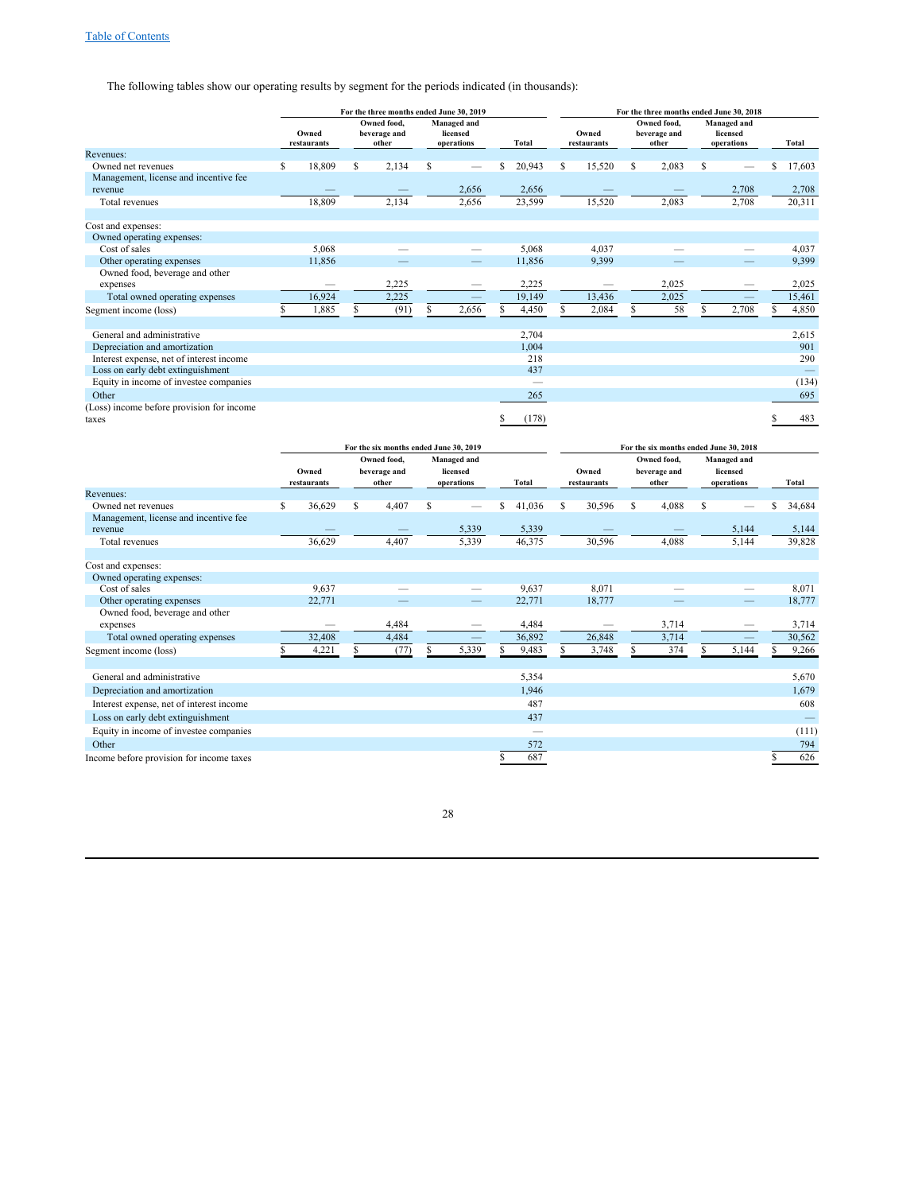Table of Contents

The following tables show our operating results by segment for the periods indicated (in thousands):

| | For the three months ended June 30, 2019 | | | | For the three months ended June 30, 2018 | | | |
|---|---|---|---|---|---|---|---|---|
| | Owned restaurants | Owned food, beverage and other | Managed and licensed operations | Total | Owned restaurants | Owned food, beverage and other | Managed and licensed operations | Total |
| Revenues: | | | | | | | | |
| Owned net revenues | $ 18,809 | $ 2,134 | $ — | $ 20,943 | $ 15,520 | $ 2,083 | $ — | $ 17,603 |
| Management, license and incentive fee revenue | — | — | 2,656 | 2,656 | — | — | 2,708 | 2,708 |
| Total revenues | 18,809 | 2,134 | 2,656 | 23,599 | 15,520 | 2,083 | 2,708 | 20,311 |
| Cost and expenses: | | | | | | | | |
| Owned operating expenses: | | | | | | | | |
| Cost of sales | 5,068 | — | — | 5,068 | 4,037 | — | — | 4,037 |
| Other operating expenses | 11,856 | — | — | 11,856 | 9,399 | — | — | 9,399 |
| Owned food, beverage and other expenses | — | 2,225 | — | 2,225 | — | 2,025 | — | 2,025 |
| Total owned operating expenses | 16,924 | 2,225 | — | 19,149 | 13,436 | 2,025 | — | 15,461 |
| Segment income (loss) | $ 1,885 | $ (91) | $ 2,656 | $ 4,450 | $ 2,084 | $ 58 | $ 2,708 | $ 4,850 |
| General and administrative | | | | 2,704 | | | | 2,615 |
| Depreciation and amortization | | | | 1,004 | | | | 901 |
| Interest expense, net of interest income | | | | 218 | | | | 290 |
| Loss on early debt extinguishment | | | | 437 | | | | — |
| Equity in income of investee companies | | | | — | | | | (134) |
| Other | | | | 265 | | | | 695 |
| (Loss) income before provision for income taxes | | | | $ (178) | | | | $ 483 |

| | For the six months ended June 30, 2019 | | | | For the six months ended June 30, 2018 | | | |
|---|---|---|---|---|---|---|---|---|
| | Owned restaurants | Owned food, beverage and other | Managed and licensed operations | Total | Owned restaurants | Owned food, beverage and other | Managed and licensed operations | Total |
| Revenues: | | | | | | | | |
| Owned net revenues | $ 36,629 | $ 4,407 | $ — | $ 41,036 | $ 30,596 | $ 4,088 | $ — | $ 34,684 |
| Management, license and incentive fee revenue | — | — | 5,339 | 5,339 | — | — | 5,144 | 5,144 |
| Total revenues | 36,629 | 4,407 | 5,339 | 46,375 | 30,596 | 4,088 | 5,144 | 39,828 |
| Cost and expenses: | | | | | | | | |
| Owned operating expenses: | | | | | | | | |
| Cost of sales | 9,637 | — | — | 9,637 | 8,071 | — | — | 8,071 |
| Other operating expenses | 22,771 | — | — | 22,771 | 18,777 | — | — | 18,777 |
| Owned food, beverage and other expenses | — | 4,484 | — | 4,484 | — | 3,714 | — | 3,714 |
| Total owned operating expenses | 32,408 | 4,484 | — | 36,892 | 26,848 | 3,714 | — | 30,562 |
| Segment income (loss) | $ 4,221 | $ (77) | $ 5,339 | $ 9,483 | $ 3,748 | $ 374 | $ 5,144 | $ 9,266 |
| General and administrative | | | | 5,354 | | | | 5,670 |
| Depreciation and amortization | | | | 1,946 | | | | 1,679 |
| Interest expense, net of interest income | | | | 487 | | | | 608 |
| Loss on early debt extinguishment | | | | 437 | | | | — |
| Equity in income of investee companies | | | | — | | | | (111) |
| Other | | | | 572 | | | | 794 |
| Income before provision for income taxes | | | | $ 687 | | | | $ 626 |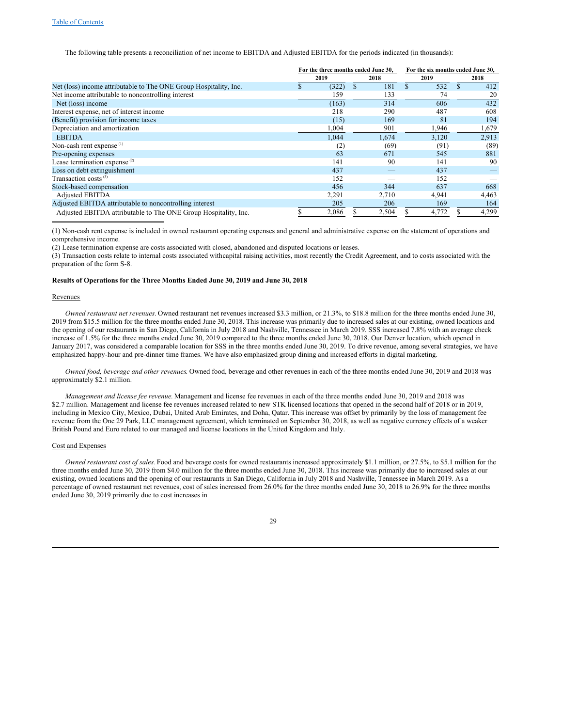[Table of Contents](#)

The following table presents a reconciliation of net income to EBITDA and Adjusted EBITDA for the periods indicated (in thousands):

| | For the three months ended June 30, | | For the six months ended June 30, | |
|---|---|---|---|---|
| | 2019 | 2018 | 2019 | 2018 |
| Net (loss) income attributable to The ONE Group Hospitality, Inc. | $ (322) | $ 181 | $ 532 | $ 412 |
| Net income attributable to noncontrolling interest | 159 | 133 | 74 | 20 |
| Net (loss) income | (163) | 314 | 606 | 432 |
| Interest expense, net of interest income | 218 | 290 | 487 | 608 |
| (Benefit) provision for income taxes | (15) | 169 | 81 | 194 |
| Depreciation and amortization | 1,004 | 901 | 1,946 | 1,679 |
| EBITDA | 1,044 | 1,674 | 3,120 | 2,913 |
| Non-cash rent expense (1) | (2) | (69) | (91) | (89) |
| Pre-opening expenses | 63 | 671 | 545 | 881 |
| Lease termination expense (2) | 141 | 90 | 141 | 90 |
| Loss on debt extinguishment | 437 | — | 437 | — |
| Transaction costs (3) | 152 | — | 152 | — |
| Stock-based compensation | 456 | 344 | 637 | 668 |
| Adjusted EBITDA | 2,291 | 2,710 | 4,941 | 4,463 |
| Adjusted EBITDA attributable to noncontrolling interest | 205 | 206 | 169 | 164 |
| Adjusted EBITDA attributable to The ONE Group Hospitality, Inc. | $ 2,086 | $ 2,504 | $ 4,772 | $ 4,299 |

(1) Non-cash rent expense is included in owned restaurant operating expenses and general and administrative expense on the statement of operations and comprehensive income.

(2) Lease termination expense are costs associated with closed, abandoned and disputed locations or leases.

(3) Transaction costs relate to internal costs associated withcapital raising activities, most recently the Credit Agreement, and to costs associated with the preparation of the form S-8.

**Results of Operations for the Three Months Ended June 30, 2019 and June 30, 2018**

Revenues

*Owned restaurant net revenues.* Owned restaurant net revenues increased $3.3 million, or 21.3%, to $18.8 million for the three months ended June 30, 2019 from $15.5 million for the three months ended June 30, 2018. This increase was primarily due to increased sales at our existing, owned locations and the opening of our restaurants in San Diego, California in July 2018 and Nashville, Tennessee in March 2019. SSS increased 7.8% with an average check increase of 1.5% for the three months ended June 30, 2019 compared to the three months ended June 30, 2018. Our Denver location, which opened in January 2017, was considered a comparable location for SSS in the three months ended June 30, 2019. To drive revenue, among several strategies, we have emphasized happy-hour and pre-dinner time frames. We have also emphasized group dining and increased efforts in digital marketing.

*Owned food, beverage and other revenues.* Owned food, beverage and other revenues in each of the three months ended June 30, 2019 and 2018 was approximately $2.1 million.

*Management and license fee revenue.* Management and license fee revenues in each of the three months ended June 30, 2019 and 2018 was $2.7 million. Management and license fee revenues increased related to new STK licensed locations that opened in the second half of 2018 or in 2019, including in Mexico City, Mexico, Dubai, United Arab Emirates, and Doha, Qatar. This increase was offset by primarily by the loss of management fee revenue from the One 29 Park, LLC management agreement, which terminated on September 30, 2018, as well as negative currency effects of a weaker British Pound and Euro related to our managed and license locations in the United Kingdom and Italy.

Cost and Expenses

*Owned restaurant cost of sales.* Food and beverage costs for owned restaurants increased approximately $1.1 million, or 27.5%, to $5.1 million for the three months ended June 30, 2019 from $4.0 million for the three months ended June 30, 2018. This increase was primarily due to increased sales at our existing, owned locations and the opening of our restaurants in San Diego, California in July 2018 and Nashville, Tennessee in March 2019. As a percentage of owned restaurant net revenues, cost of sales increased from 26.0% for the three months ended June 30, 2018 to 26.9% for the three months ended June 30, 2019 primarily due to cost increases in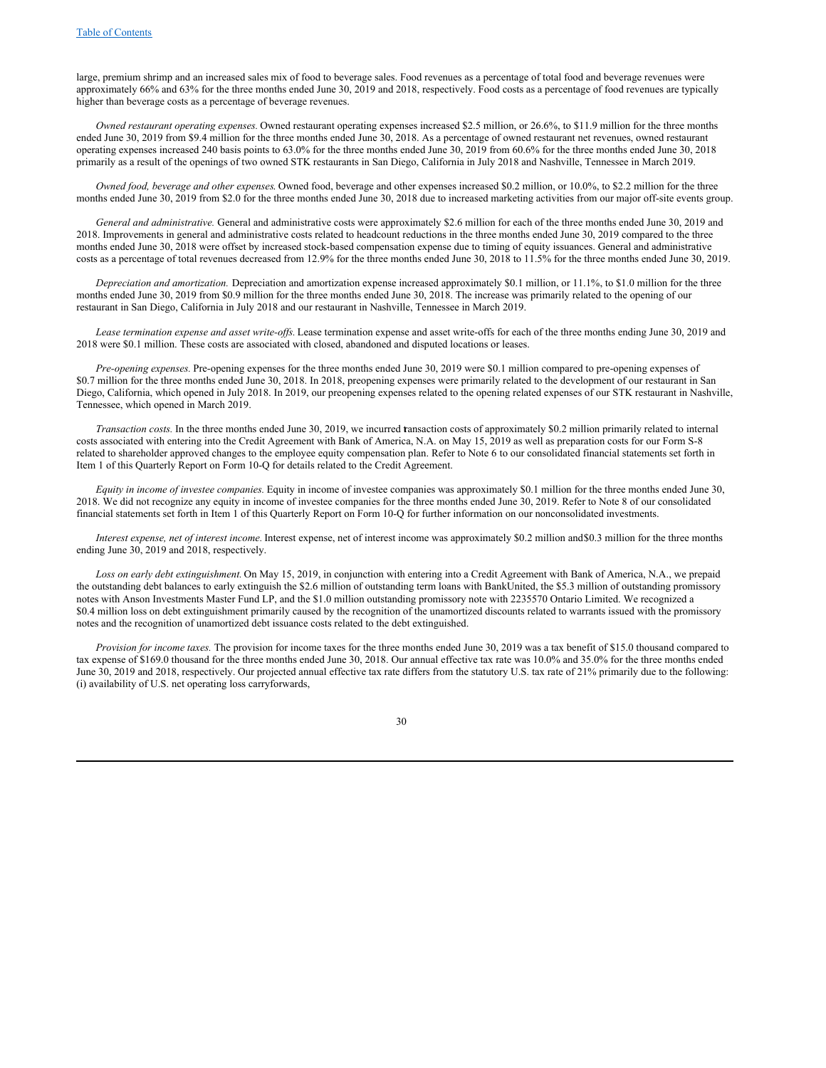large, premium shrimp and an increased sales mix of food to beverage sales. Food revenues as a percentage of total food and beverage revenues were approximately 66% and 63% for the three months ended June 30, 2019 and 2018, respectively. Food costs as a percentage of food revenues are typically higher than beverage costs as a percentage of beverage revenues.

*Owned restaurant operating expenses.* Owned restaurant operating expenses increased $2.5 million, or 26.6%, to $11.9 million for the three months ended June 30, 2019 from $9.4 million for the three months ended June 30, 2018. As a percentage of owned restaurant net revenues, owned restaurant operating expenses increased 240 basis points to 63.0% for the three months ended June 30, 2019 from 60.6% for the three months ended June 30, 2018 primarily as a result of the openings of two owned STK restaurants in San Diego, California in July 2018 and Nashville, Tennessee in March 2019.

*Owned food, beverage and other expenses.* Owned food, beverage and other expenses increased $0.2 million, or 10.0%, to $2.2 million for the three months ended June 30, 2019 from $2.0 for the three months ended June 30, 2018 due to increased marketing activities from our major off-site events group.

*General and administrative.* General and administrative costs were approximately $2.6 million for each of the three months ended June 30, 2019 and 2018. Improvements in general and administrative costs related to headcount reductions in the three months ended June 30, 2019 compared to the three months ended June 30, 2018 were offset by increased stock-based compensation expense due to timing of equity issuances. General and administrative costs as a percentage of total revenues decreased from 12.9% for the three months ended June 30, 2018 to 11.5% for the three months ended June 30, 2019.

*Depreciation and amortization.* Depreciation and amortization expense increased approximately $0.1 million, or 11.1%, to $1.0 million for the three months ended June 30, 2019 from $0.9 million for the three months ended June 30, 2018. The increase was primarily related to the opening of our restaurant in San Diego, California in July 2018 and our restaurant in Nashville, Tennessee in March 2019.

*Lease termination expense and asset write-offs.* Lease termination expense and asset write-offs for each of the three months ending June 30, 2019 and 2018 were $0.1 million. These costs are associated with closed, abandoned and disputed locations or leases.

*Pre-opening expenses.* Pre-opening expenses for the three months ended June 30, 2019 were $0.1 million compared to pre-opening expenses of $0.7 million for the three months ended June 30, 2018. In 2018, preopening expenses were primarily related to the development of our restaurant in San Diego, California, which opened in July 2018. In 2019, our preopening expenses related to the opening related expenses of our STK restaurant in Nashville, Tennessee, which opened in March 2019.

*Transaction costs.* In the three months ended June 30, 2019, we incurred transaction costs of approximately $0.2 million primarily related to internal costs associated with entering into the Credit Agreement with Bank of America, N.A. on May 15, 2019 as well as preparation costs for our Form S-8 related to shareholder approved changes to the employee equity compensation plan. Refer to Note 6 to our consolidated financial statements set forth in Item 1 of this Quarterly Report on Form 10-Q for details related to the Credit Agreement.

*Equity in income of investee companies.* Equity in income of investee companies was approximately $0.1 million for the three months ended June 30, 2018. We did not recognize any equity in income of investee companies for the three months ended June 30, 2019. Refer to Note 8 of our consolidated financial statements set forth in Item 1 of this Quarterly Report on Form 10-Q for further information on our nonconsolidated investments.

*Interest expense, net of interest income.* Interest expense, net of interest income was approximately $0.2 million and$0.3 million for the three months ending June 30, 2019 and 2018, respectively.

*Loss on early debt extinguishment.* On May 15, 2019, in conjunction with entering into a Credit Agreement with Bank of America, N.A., we prepaid the outstanding debt balances to early extinguish the $2.6 million of outstanding term loans with BankUnited, the $5.3 million of outstanding promissory notes with Anson Investments Master Fund LP, and the $1.0 million outstanding promissory note with 2235570 Ontario Limited. We recognized a $0.4 million loss on debt extinguishment primarily caused by the recognition of the unamortized discounts related to warrants issued with the promissory notes and the recognition of unamortized debt issuance costs related to the debt extinguished.

*Provision for income taxes.* The provision for income taxes for the three months ended June 30, 2019 was a tax benefit of $15.0 thousand compared to tax expense of $169.0 thousand for the three months ended June 30, 2018. Our annual effective tax rate was 10.0% and 35.0% for the three months ended June 30, 2019 and 2018, respectively. Our projected annual effective tax rate differs from the statutory U.S. tax rate of 21% primarily due to the following: (i) availability of U.S. net operating loss carryforwards,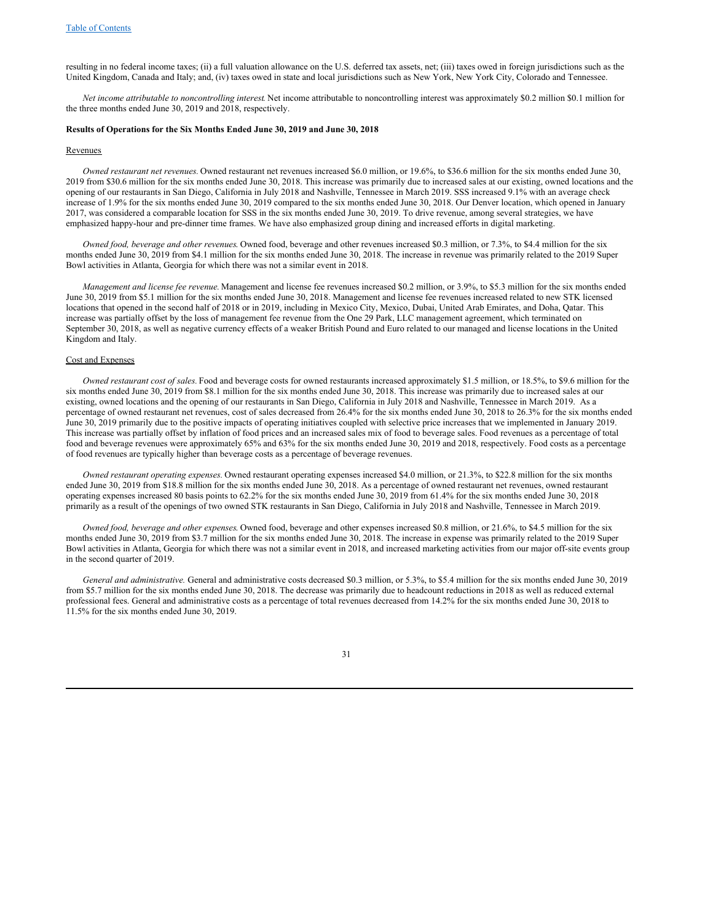resulting in no federal income taxes; (ii) a full valuation allowance on the U.S. deferred tax assets, net; (iii) taxes owed in foreign jurisdictions such as the United Kingdom, Canada and Italy; and, (iv) taxes owed in state and local jurisdictions such as New York, New York City, Colorado and Tennessee.

*Net income attributable to noncontrolling interest.* Net income attributable to noncontrolling interest was approximately $0.2 million $0.1 million for the three months ended June 30, 2019 and 2018, respectively.

**Results of Operations for the Six Months Ended June 30, 2019 and June 30, 2018**

Revenues

*Owned restaurant net revenues.* Owned restaurant net revenues increased $6.0 million, or 19.6%, to $36.6 million for the six months ended June 30, 2019 from $30.6 million for the six months ended June 30, 2018. This increase was primarily due to increased sales at our existing, owned locations and the opening of our restaurants in San Diego, California in July 2018 and Nashville, Tennessee in March 2019. SSS increased 9.1% with an average check increase of 1.9% for the six months ended June 30, 2019 compared to the six months ended June 30, 2018. Our Denver location, which opened in January 2017, was considered a comparable location for SSS in the six months ended June 30, 2019. To drive revenue, among several strategies, we have emphasized happy-hour and pre-dinner time frames. We have also emphasized group dining and increased efforts in digital marketing.

*Owned food, beverage and other revenues.* Owned food, beverage and other revenues increased $0.3 million, or 7.3%, to $4.4 million for the six months ended June 30, 2019 from $4.1 million for the six months ended June 30, 2018. The increase in revenue was primarily related to the 2019 Super Bowl activities in Atlanta, Georgia for which there was not a similar event in 2018.

*Management and license fee revenue.* Management and license fee revenues increased $0.2 million, or 3.9%, to $5.3 million for the six months ended June 30, 2019 from $5.1 million for the six months ended June 30, 2018. Management and license fee revenues increased related to new STK licensed locations that opened in the second half of 2018 or in 2019, including in Mexico City, Mexico, Dubai, United Arab Emirates, and Doha, Qatar. This increase was partially offset by the loss of management fee revenue from the One 29 Park, LLC management agreement, which terminated on September 30, 2018, as well as negative currency effects of a weaker British Pound and Euro related to our managed and license locations in the United Kingdom and Italy.

Cost and Expenses

*Owned restaurant cost of sales.* Food and beverage costs for owned restaurants increased approximately $1.5 million, or 18.5%, to $9.6 million for the six months ended June 30, 2019 from $8.1 million for the six months ended June 30, 2018. This increase was primarily due to increased sales at our existing, owned locations and the opening of our restaurants in San Diego, California in July 2018 and Nashville, Tennessee in March 2019. As a percentage of owned restaurant net revenues, cost of sales decreased from 26.4% for the six months ended June 30, 2018 to 26.3% for the six months ended June 30, 2019 primarily due to the positive impacts of operating initiatives coupled with selective price increases that we implemented in January 2019. This increase was partially offset by inflation of food prices and an increased sales mix of food to beverage sales. Food revenues as a percentage of total food and beverage revenues were approximately 65% and 63% for the six months ended June 30, 2019 and 2018, respectively. Food costs as a percentage of food revenues are typically higher than beverage costs as a percentage of beverage revenues.

*Owned restaurant operating expenses.* Owned restaurant operating expenses increased $4.0 million, or 21.3%, to $22.8 million for the six months ended June 30, 2019 from $18.8 million for the six months ended June 30, 2018. As a percentage of owned restaurant net revenues, owned restaurant operating expenses increased 80 basis points to 62.2% for the six months ended June 30, 2019 from 61.4% for the six months ended June 30, 2018 primarily as a result of the openings of two owned STK restaurants in San Diego, California in July 2018 and Nashville, Tennessee in March 2019.

*Owned food, beverage and other expenses.* Owned food, beverage and other expenses increased $0.8 million, or 21.6%, to $4.5 million for the six months ended June 30, 2019 from $3.7 million for the six months ended June 30, 2018. The increase in expense was primarily related to the 2019 Super Bowl activities in Atlanta, Georgia for which there was not a similar event in 2018, and increased marketing activities from our major off-site events group in the second quarter of 2019.

*General and administrative.* General and administrative costs decreased $0.3 million, or 5.3%, to $5.4 million for the six months ended June 30, 2019 from $5.7 million for the six months ended June 30, 2018. The decrease was primarily due to headcount reductions in 2018 as well as reduced external professional fees. General and administrative costs as a percentage of total revenues decreased from 14.2% for the six months ended June 30, 2018 to 11.5% for the six months ended June 30, 2019.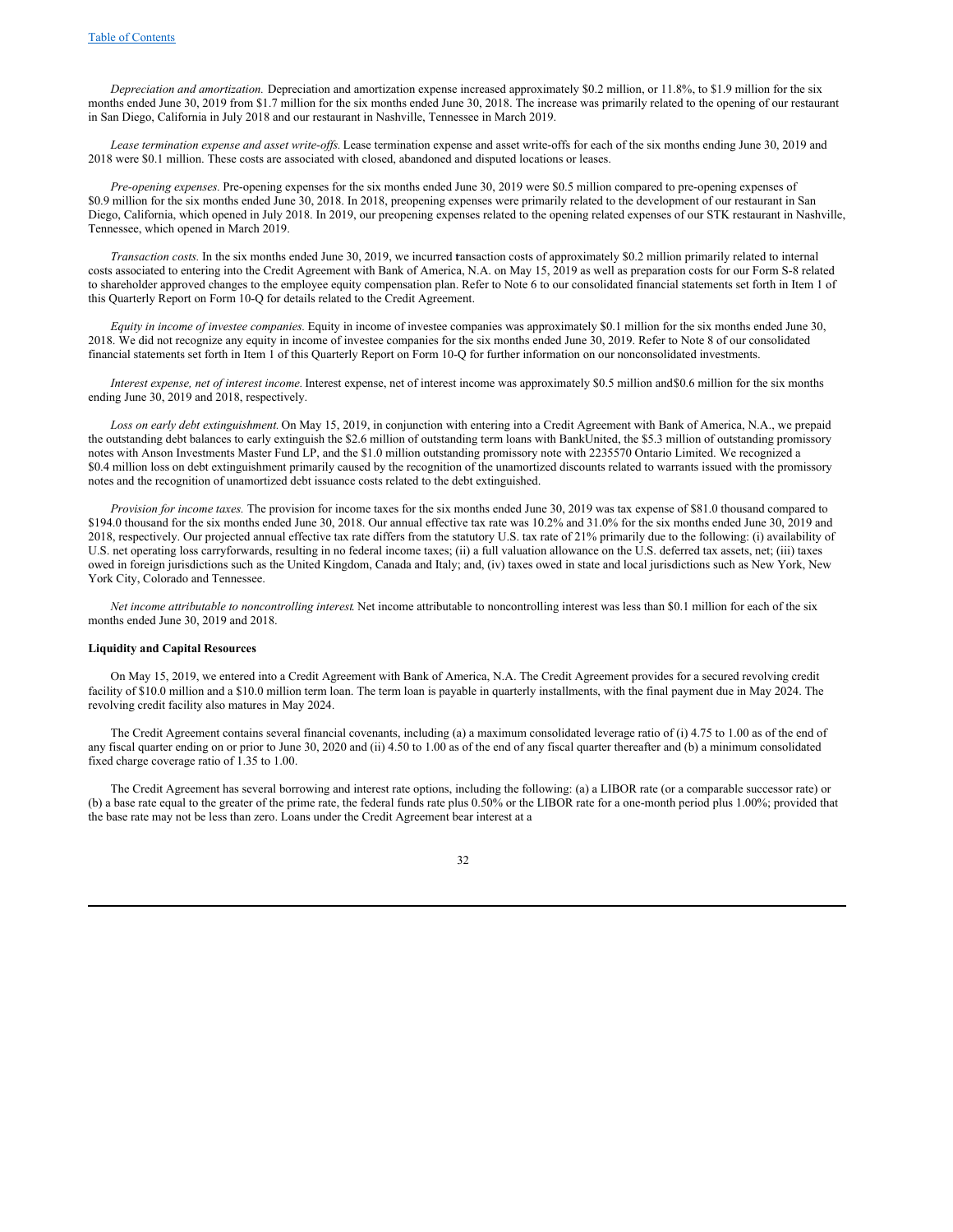*Depreciation and amortization.* Depreciation and amortization expense increased approximately $0.2 million, or 11.8%, to $1.9 million for the six months ended June 30, 2019 from $1.7 million for the six months ended June 30, 2018. The increase was primarily related to the opening of our restaurant in San Diego, California in July 2018 and our restaurant in Nashville, Tennessee in March 2019.

*Lease termination expense and asset write-offs.* Lease termination expense and asset write-offs for each of the six months ending June 30, 2019 and 2018 were $0.1 million. These costs are associated with closed, abandoned and disputed locations or leases.

*Pre-opening expenses.* Pre-opening expenses for the six months ended June 30, 2019 were $0.5 million compared to pre-opening expenses of $0.9 million for the six months ended June 30, 2018. In 2018, preopening expenses were primarily related to the development of our restaurant in San Diego, California, which opened in July 2018. In 2019, our preopening expenses related to the opening related expenses of our STK restaurant in Nashville, Tennessee, which opened in March 2019.

*Transaction costs.* In the six months ended June 30, 2019, we incurred transaction costs of approximately $0.2 million primarily related to internal costs associated to entering into the Credit Agreement with Bank of America, N.A. on May 15, 2019 as well as preparation costs for our Form S-8 related to shareholder approved changes to the employee equity compensation plan. Refer to Note 6 to our consolidated financial statements set forth in Item 1 of this Quarterly Report on Form 10-Q for details related to the Credit Agreement.

*Equity in income of investee companies.* Equity in income of investee companies was approximately $0.1 million for the six months ended June 30, 2018. We did not recognize any equity in income of investee companies for the six months ended June 30, 2019. Refer to Note 8 of our consolidated financial statements set forth in Item 1 of this Quarterly Report on Form 10-Q for further information on our nonconsolidated investments.

*Interest expense, net of interest income.* Interest expense, net of interest income was approximately $0.5 million and$0.6 million for the six months ending June 30, 2019 and 2018, respectively.

*Loss on early debt extinguishment.* On May 15, 2019, in conjunction with entering into a Credit Agreement with Bank of America, N.A., we prepaid the outstanding debt balances to early extinguish the $2.6 million of outstanding term loans with BankUnited, the $5.3 million of outstanding promissory notes with Anson Investments Master Fund LP, and the $1.0 million outstanding promissory note with 2235570 Ontario Limited. We recognized a $0.4 million loss on debt extinguishment primarily caused by the recognition of the unamortized discounts related to warrants issued with the promissory notes and the recognition of unamortized debt issuance costs related to the debt extinguished.

*Provision for income taxes.* The provision for income taxes for the six months ended June 30, 2019 was tax expense of $81.0 thousand compared to $194.0 thousand for the six months ended June 30, 2018. Our annual effective tax rate was 10.2% and 31.0% for the six months ended June 30, 2019 and 2018, respectively. Our projected annual effective tax rate differs from the statutory U.S. tax rate of 21% primarily due to the following: (i) availability of U.S. net operating loss carryforwards, resulting in no federal income taxes; (ii) a full valuation allowance on the U.S. deferred tax assets, net; (iii) taxes owed in foreign jurisdictions such as the United Kingdom, Canada and Italy; and, (iv) taxes owed in state and local jurisdictions such as New York, New York City, Colorado and Tennessee.

*Net income attributable to noncontrolling interest.* Net income attributable to noncontrolling interest was less than $0.1 million for each of the six months ended June 30, 2019 and 2018.

**Liquidity and Capital Resources**

On May 15, 2019, we entered into a Credit Agreement with Bank of America, N.A. The Credit Agreement provides for a secured revolving credit facility of $10.0 million and a $10.0 million term loan. The term loan is payable in quarterly installments, with the final payment due in May 2024. The revolving credit facility also matures in May 2024.

The Credit Agreement contains several financial covenants, including (a) a maximum consolidated leverage ratio of (i) 4.75 to 1.00 as of the end of any fiscal quarter ending on or prior to June 30, 2020 and (ii) 4.50 to 1.00 as of the end of any fiscal quarter thereafter and (b) a minimum consolidated fixed charge coverage ratio of 1.35 to 1.00.

The Credit Agreement has several borrowing and interest rate options, including the following: (a) a LIBOR rate (or a comparable successor rate) or (b) a base rate equal to the greater of the prime rate, the federal funds rate plus 0.50% or the LIBOR rate for a one-month period plus 1.00%; provided that the base rate may not be less than zero. Loans under the Credit Agreement bear interest at a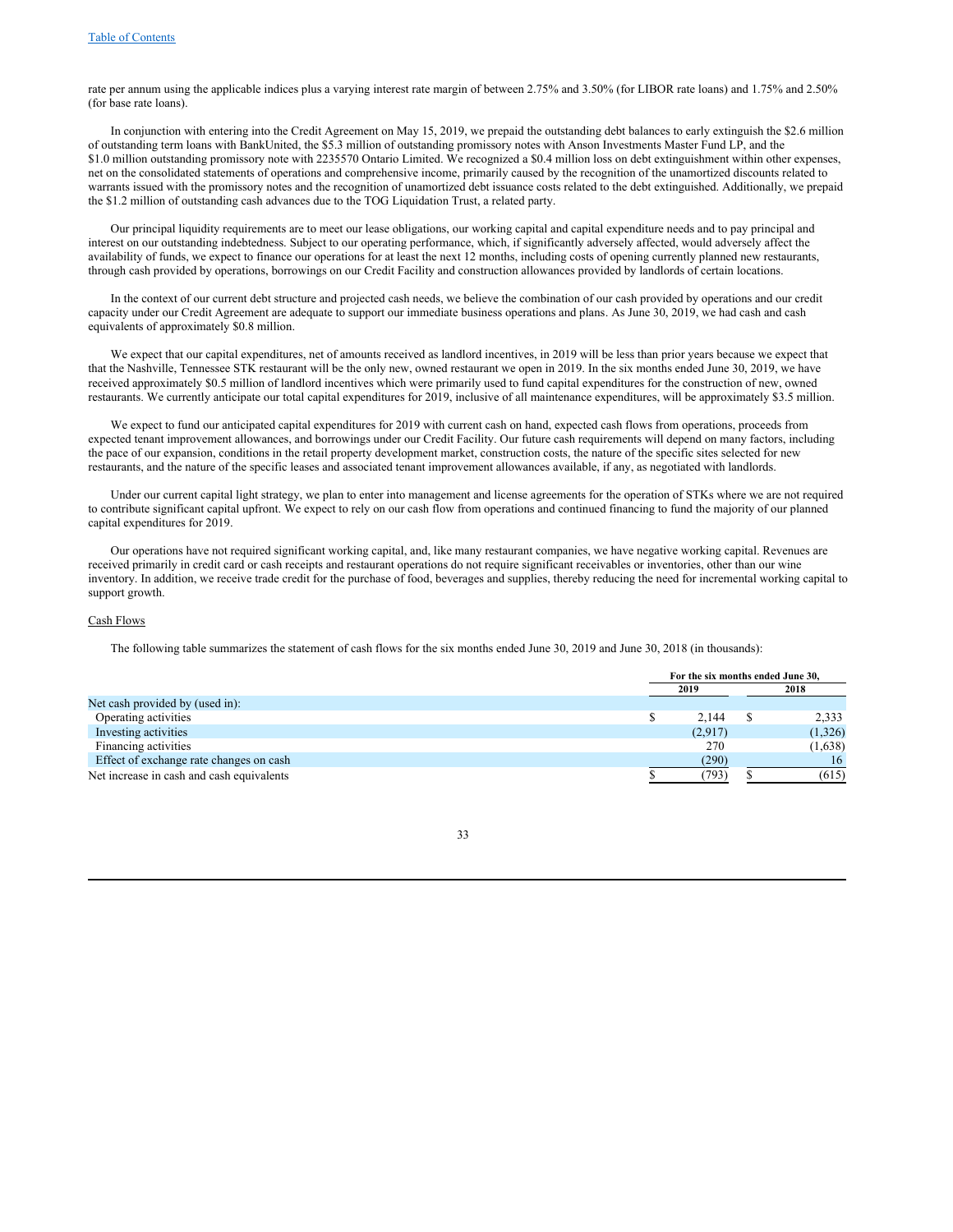rate per annum using the applicable indices plus a varying interest rate margin of between 2.75% and 3.50% (for LIBOR rate loans) and 1.75% and 2.50% (for base rate loans).

In conjunction with entering into the Credit Agreement on May 15, 2019, we prepaid the outstanding debt balances to early extinguish the $2.6 million of outstanding term loans with BankUnited, the $5.3 million of outstanding promissory notes with Anson Investments Master Fund LP, and the $1.0 million outstanding promissory note with 2235570 Ontario Limited. We recognized a $0.4 million loss on debt extinguishment within other expenses, net on the consolidated statements of operations and comprehensive income, primarily caused by the recognition of the unamortized discounts related to warrants issued with the promissory notes and the recognition of unamortized debt issuance costs related to the debt extinguished. Additionally, we prepaid the $1.2 million of outstanding cash advances due to the TOG Liquidation Trust, a related party.

Our principal liquidity requirements are to meet our lease obligations, our working capital and capital expenditure needs and to pay principal and interest on our outstanding indebtedness. Subject to our operating performance, which, if significantly adversely affected, would adversely affect the availability of funds, we expect to finance our operations for at least the next 12 months, including costs of opening currently planned new restaurants, through cash provided by operations, borrowings on our Credit Facility and construction allowances provided by landlords of certain locations.

In the context of our current debt structure and projected cash needs, we believe the combination of our cash provided by operations and our credit capacity under our Credit Agreement are adequate to support our immediate business operations and plans. As June 30, 2019, we had cash and cash equivalents of approximately $0.8 million.

We expect that our capital expenditures, net of amounts received as landlord incentives, in 2019 will be less than prior years because we expect that that the Nashville, Tennessee STK restaurant will be the only new, owned restaurant we open in 2019. In the six months ended June 30, 2019, we have received approximately $0.5 million of landlord incentives which were primarily used to fund capital expenditures for the construction of new, owned restaurants. We currently anticipate our total capital expenditures for 2019, inclusive of all maintenance expenditures, will be approximately $3.5 million.

We expect to fund our anticipated capital expenditures for 2019 with current cash on hand, expected cash flows from operations, proceeds from expected tenant improvement allowances, and borrowings under our Credit Facility. Our future cash requirements will depend on many factors, including the pace of our expansion, conditions in the retail property development market, construction costs, the nature of the specific sites selected for new restaurants, and the nature of the specific leases and associated tenant improvement allowances available, if any, as negotiated with landlords.

Under our current capital light strategy, we plan to enter into management and license agreements for the operation of STKs where we are not required to contribute significant capital upfront. We expect to rely on our cash flow from operations and continued financing to fund the majority of our planned capital expenditures for 2019.

Our operations have not required significant working capital, and, like many restaurant companies, we have negative working capital. Revenues are received primarily in credit card or cash receipts and restaurant operations do not require significant receivables or inventories, other than our wine inventory. In addition, we receive trade credit for the purchase of food, beverages and supplies, thereby reducing the need for incremental working capital to support growth.

Cash Flows

The following table summarizes the statement of cash flows for the six months ended June 30, 2019 and June 30, 2018 (in thousands):

| | For the six months ended June 30, | |
|---|---|---|
| | 2019 | 2018 |
| Net cash provided by (used in): | | |
| Operating activities | $ 2,144 | $ 2,333 |
| Investing activities | (2,917) | (1,326) |
| Financing activities | 270 | (1,638) |
| Effect of exchange rate changes on cash | (290) | 16 |
| Net increase in cash and cash equivalents | $ (793) | $ (615) |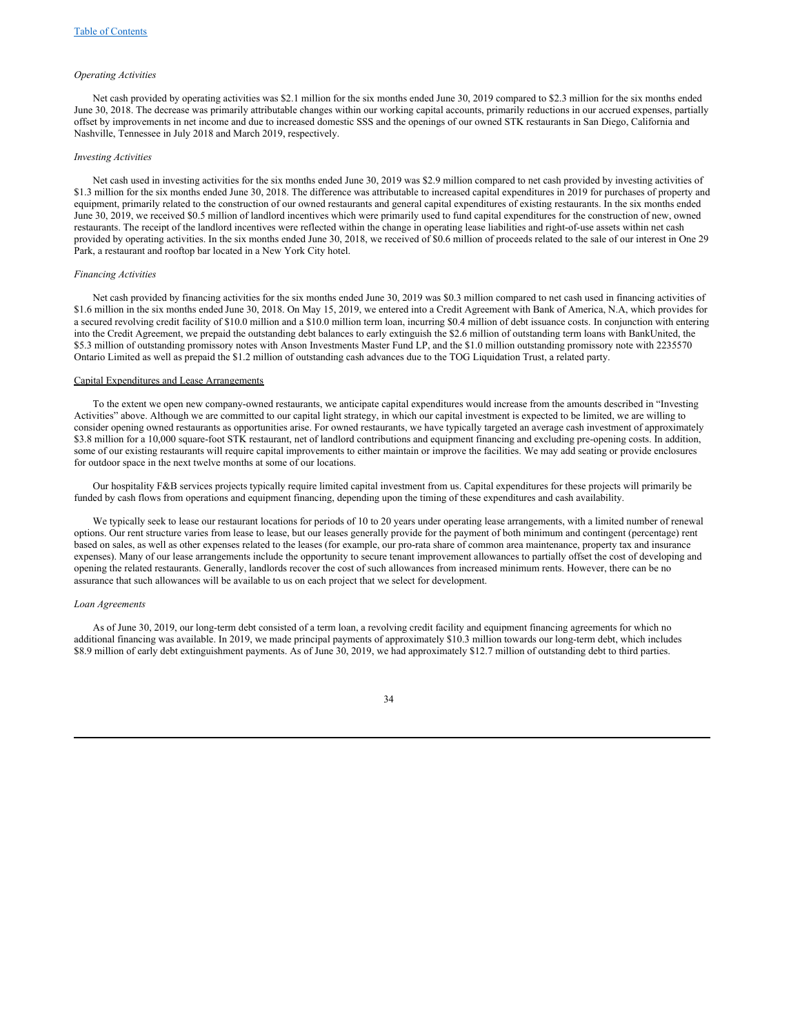*Operating Activities*

Net cash provided by operating activities was $2.1 million for the six months ended June 30, 2019 compared to $2.3 million for the six months ended June 30, 2018. The decrease was primarily attributable changes within our working capital accounts, primarily reductions in our accrued expenses, partially offset by improvements in net income and due to increased domestic SSS and the openings of our owned STK restaurants in San Diego, California and Nashville, Tennessee in July 2018 and March 2019, respectively.

*Investing Activities*

Net cash used in investing activities for the six months ended June 30, 2019 was $2.9 million compared to net cash provided by investing activities of $1.3 million for the six months ended June 30, 2018. The difference was attributable to increased capital expenditures in 2019 for purchases of property and equipment, primarily related to the construction of our owned restaurants and general capital expenditures of existing restaurants. In the six months ended June 30, 2019, we received $0.5 million of landlord incentives which were primarily used to fund capital expenditures for the construction of new, owned restaurants. The receipt of the landlord incentives were reflected within the change in operating lease liabilities and right-of-use assets within net cash provided by operating activities. In the six months ended June 30, 2018, we received of $0.6 million of proceeds related to the sale of our interest in One 29 Park, a restaurant and rooftop bar located in a New York City hotel.

*Financing Activities*

Net cash provided by financing activities for the six months ended June 30, 2019 was $0.3 million compared to net cash used in financing activities of $1.6 million in the six months ended June 30, 2018. On May 15, 2019, we entered into a Credit Agreement with Bank of America, N.A, which provides for a secured revolving credit facility of $10.0 million and a $10.0 million term loan, incurring $0.4 million of debt issuance costs. In conjunction with entering into the Credit Agreement, we prepaid the outstanding debt balances to early extinguish the $2.6 million of outstanding term loans with BankUnited, the $5.3 million of outstanding promissory notes with Anson Investments Master Fund LP, and the $1.0 million outstanding promissory note with 2235570 Ontario Limited as well as prepaid the $1.2 million of outstanding cash advances due to the TOG Liquidation Trust, a related party.

## Capital Expenditures and Lease Arrangements

To the extent we open new company-owned restaurants, we anticipate capital expenditures would increase from the amounts described in "Investing Activities" above. Although we are committed to our capital light strategy, in which our capital investment is expected to be limited, we are willing to consider opening owned restaurants as opportunities arise. For owned restaurants, we have typically targeted an average cash investment of approximately $3.8 million for a 10,000 square-foot STK restaurant, net of landlord contributions and equipment financing and excluding pre-opening costs. In addition, some of our existing restaurants will require capital improvements to either maintain or improve the facilities. We may add seating or provide enclosures for outdoor space in the next twelve months at some of our locations.

Our hospitality F&B services projects typically require limited capital investment from us. Capital expenditures for these projects will primarily be funded by cash flows from operations and equipment financing, depending upon the timing of these expenditures and cash availability.

We typically seek to lease our restaurant locations for periods of 10 to 20 years under operating lease arrangements, with a limited number of renewal options. Our rent structure varies from lease to lease, but our leases generally provide for the payment of both minimum and contingent (percentage) rent based on sales, as well as other expenses related to the leases (for example, our pro-rata share of common area maintenance, property tax and insurance expenses). Many of our lease arrangements include the opportunity to secure tenant improvement allowances to partially offset the cost of developing and opening the related restaurants. Generally, landlords recover the cost of such allowances from increased minimum rents. However, there can be no assurance that such allowances will be available to us on each project that we select for development.

*Loan Agreements*

As of June 30, 2019, our long-term debt consisted of a term loan, a revolving credit facility and equipment financing agreements for which no additional financing was available. In 2019, we made principal payments of approximately $10.3 million towards our long-term debt, which includes $8.9 million of early debt extinguishment payments. As of June 30, 2019, we had approximately $12.7 million of outstanding debt to third parties.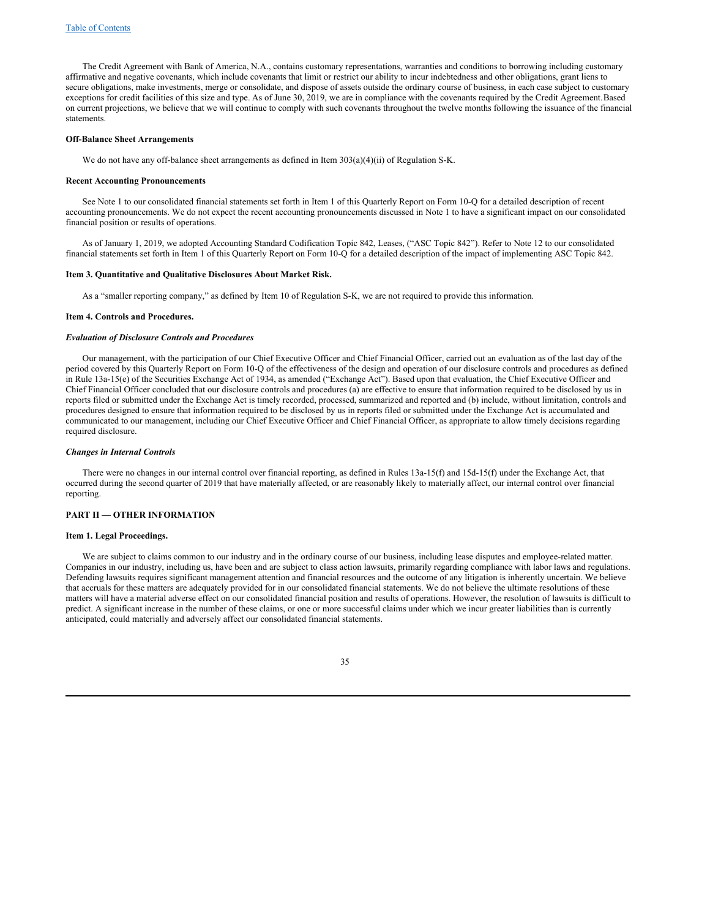The Credit Agreement with Bank of America, N.A., contains customary representations, warranties and conditions to borrowing including customary affirmative and negative covenants, which include covenants that limit or restrict our ability to incur indebtedness and other obligations, grant liens to secure obligations, make investments, merge or consolidate, and dispose of assets outside the ordinary course of business, in each case subject to customary exceptions for credit facilities of this size and type. As of June 30, 2019, we are in compliance with the covenants required by the Credit Agreement.Based on current projections, we believe that we will continue to comply with such covenants throughout the twelve months following the issuance of the financial statements.

**Off-Balance Sheet Arrangements**

We do not have any off-balance sheet arrangements as defined in Item 303(a)(4)(ii) of Regulation S-K.

**Recent Accounting Pronouncements**

See Note 1 to our consolidated financial statements set forth in Item 1 of this Quarterly Report on Form 10-Q for a detailed description of recent accounting pronouncements. We do not expect the recent accounting pronouncements discussed in Note 1 to have a significant impact on our consolidated financial position or results of operations.

As of January 1, 2019, we adopted Accounting Standard Codification Topic 842, Leases, ("ASC Topic 842"). Refer to Note 12 to our consolidated financial statements set forth in Item 1 of this Quarterly Report on Form 10-Q for a detailed description of the impact of implementing ASC Topic 842.

**Item 3. Quantitative and Qualitative Disclosures About Market Risk.**

As a "smaller reporting company," as defined by Item 10 of Regulation S-K, we are not required to provide this information.

**Item 4. Controls and Procedures.**

***Evaluation of Disclosure Controls and Procedures***

Our management, with the participation of our Chief Executive Officer and Chief Financial Officer, carried out an evaluation as of the last day of the period covered by this Quarterly Report on Form 10-Q of the effectiveness of the design and operation of our disclosure controls and procedures as defined in Rule 13a-15(e) of the Securities Exchange Act of 1934, as amended ("Exchange Act"). Based upon that evaluation, the Chief Executive Officer and Chief Financial Officer concluded that our disclosure controls and procedures (a) are effective to ensure that information required to be disclosed by us in reports filed or submitted under the Exchange Act is timely recorded, processed, summarized and reported and (b) include, without limitation, controls and procedures designed to ensure that information required to be disclosed by us in reports filed or submitted under the Exchange Act is accumulated and communicated to our management, including our Chief Executive Officer and Chief Financial Officer, as appropriate to allow timely decisions regarding required disclosure.

***Changes in Internal Controls***

There were no changes in our internal control over financial reporting, as defined in Rules 13a-15(f) and 15d-15(f) under the Exchange Act, that occurred during the second quarter of 2019 that have materially affected, or are reasonably likely to materially affect, our internal control over financial reporting.

**PART II — OTHER INFORMATION**

**Item 1. Legal Proceedings.**

We are subject to claims common to our industry and in the ordinary course of our business, including lease disputes and employee-related matter. Companies in our industry, including us, have been and are subject to class action lawsuits, primarily regarding compliance with labor laws and regulations. Defending lawsuits requires significant management attention and financial resources and the outcome of any litigation is inherently uncertain. We believe that accruals for these matters are adequately provided for in our consolidated financial statements. We do not believe the ultimate resolutions of these matters will have a material adverse effect on our consolidated financial position and results of operations. However, the resolution of lawsuits is difficult to predict. A significant increase in the number of these claims, or one or more successful claims under which we incur greater liabilities than is currently anticipated, could materially and adversely affect our consolidated financial statements.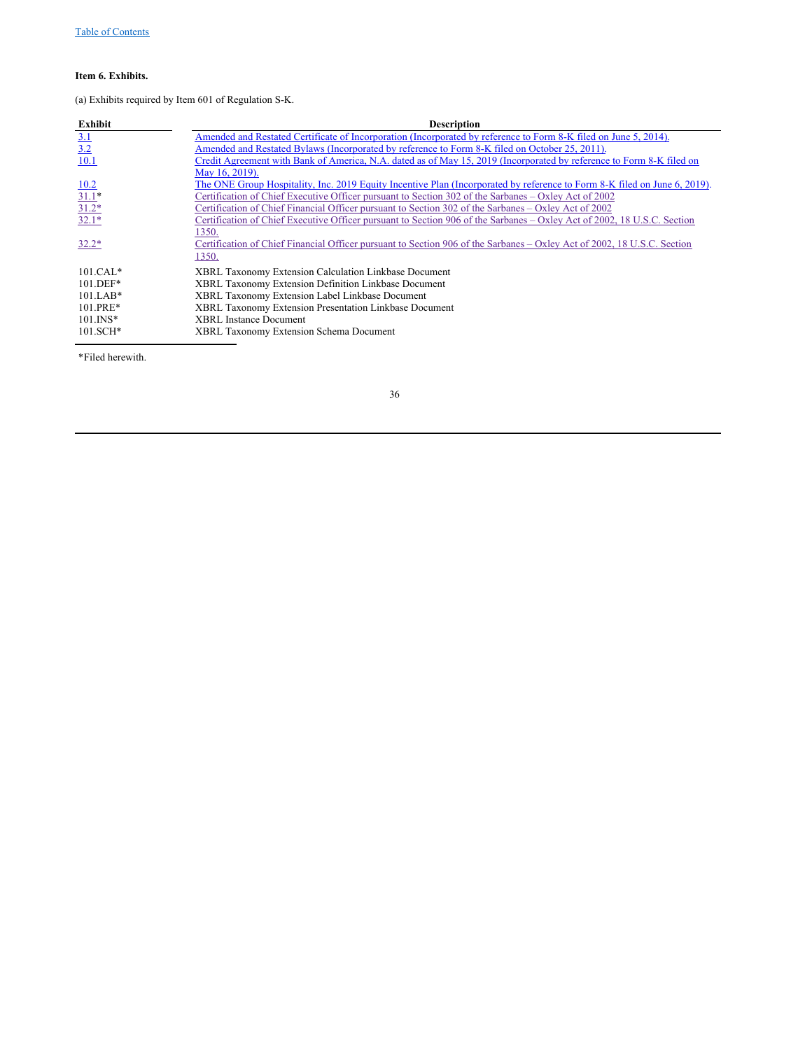### Item 6. Exhibits.

(a) Exhibits required by Item 601 of Regulation S-K.

| Exhibit | Description |
| --- | --- |
| 3.1 | Amended and Restated Certificate of Incorporation (Incorporated by reference to Form 8-K filed on June 5, 2014). |
| 3.2 | Amended and Restated Bylaws (Incorporated by reference to Form 8-K filed on October 25, 2011). |
| 10.1 | Credit Agreement with Bank of America, N.A. dated as of May 15, 2019 (Incorporated by reference to Form 8-K filed on May 16, 2019). |
| 10.2 | The ONE Group Hospitality, Inc. 2019 Equity Incentive Plan (Incorporated by reference to Form 8-K filed on June 6, 2019). |
| 31.1* | Certification of Chief Executive Officer pursuant to Section 302 of the Sarbanes – Oxley Act of 2002 |
| 31.2* | Certification of Chief Financial Officer pursuant to Section 302 of the Sarbanes – Oxley Act of 2002 |
| 32.1* | Certification of Chief Executive Officer pursuant to Section 906 of the Sarbanes – Oxley Act of 2002, 18 U.S.C. Section 1350. |
| 32.2* | Certification of Chief Financial Officer pursuant to Section 906 of the Sarbanes – Oxley Act of 2002, 18 U.S.C. Section 1350. |
| 101.CAL* | XBRL Taxonomy Extension Calculation Linkbase Document |
| 101.DEF* | XBRL Taxonomy Extension Definition Linkbase Document |
| 101.LAB* | XBRL Taxonomy Extension Label Linkbase Document |
| 101.PRE* | XBRL Taxonomy Extension Presentation Linkbase Document |
| 101.INS* | XBRL Instance Document |
| 101.SCH* | XBRL Taxonomy Extension Schema Document |

*Filed herewith.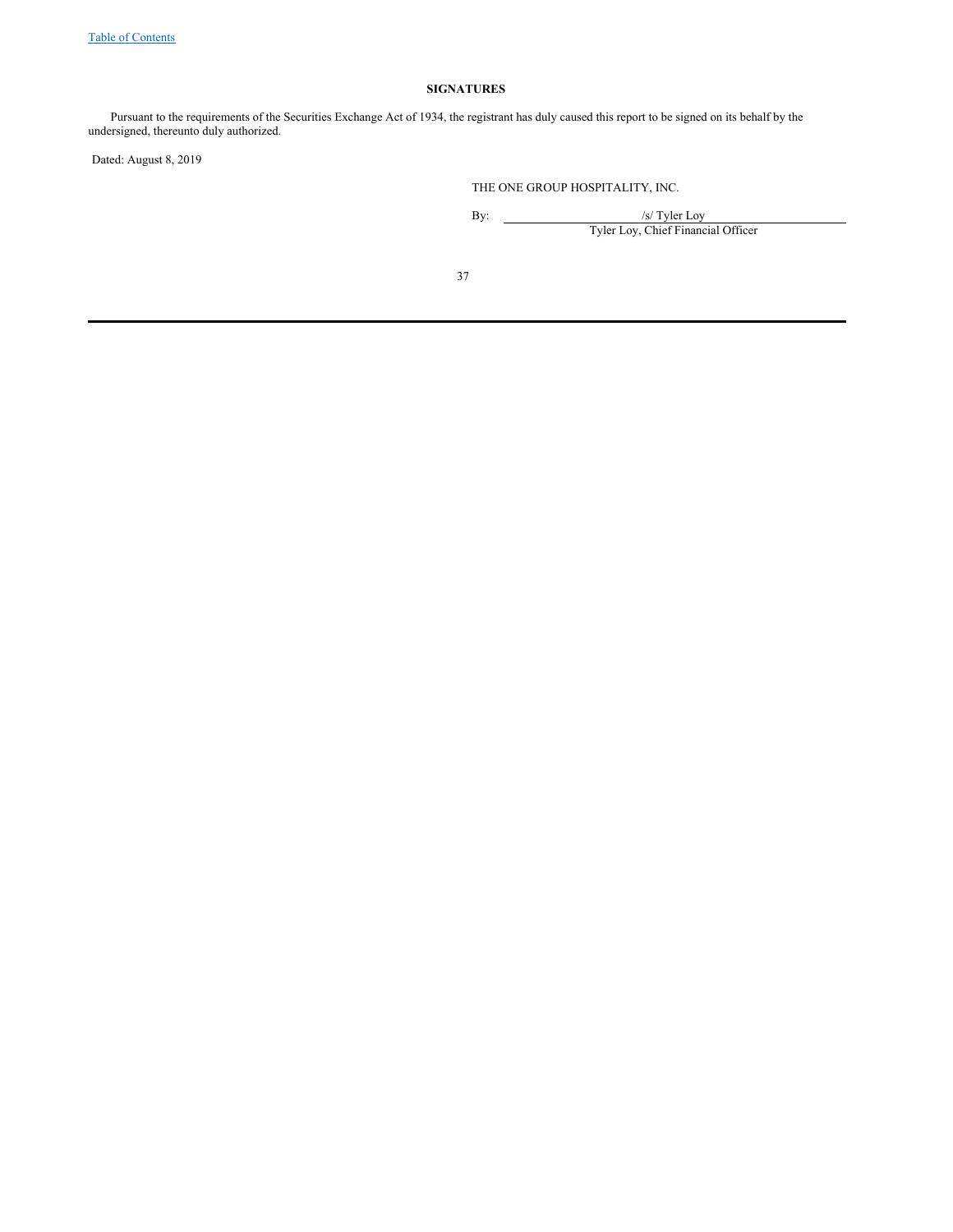## SIGNATURES

Pursuant to the requirements of the Securities Exchange Act of 1934, the registrant has duly caused this report to be signed on its behalf by the undersigned, thereunto duly authorized.

Dated: August 8, 2019

THE ONE GROUP HOSPITALITY, INC.

By: /s/ Tyler Loy

Tyler Loy, Chief Financial Officer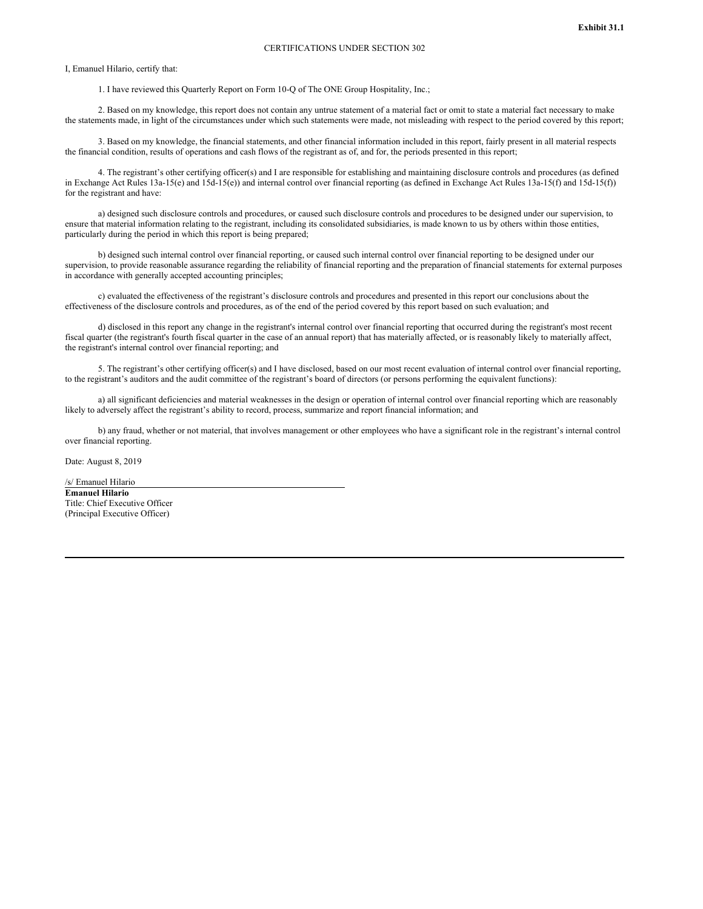**Exhibit 31.1**

CERTIFICATIONS UNDER SECTION 302

I, Emanuel Hilario, certify that:

1. I have reviewed this Quarterly Report on Form 10-Q of The ONE Group Hospitality, Inc.;

2. Based on my knowledge, this report does not contain any untrue statement of a material fact or omit to state a material fact necessary to make the statements made, in light of the circumstances under which such statements were made, not misleading with respect to the period covered by this report;

3. Based on my knowledge, the financial statements, and other financial information included in this report, fairly present in all material respects the financial condition, results of operations and cash flows of the registrant as of, and for, the periods presented in this report;

4. The registrant's other certifying officer(s) and I are responsible for establishing and maintaining disclosure controls and procedures (as defined in Exchange Act Rules 13a-15(e) and 15d-15(e)) and internal control over financial reporting (as defined in Exchange Act Rules 13a-15(f) and 15d-15(f)) for the registrant and have:

a) designed such disclosure controls and procedures, or caused such disclosure controls and procedures to be designed under our supervision, to ensure that material information relating to the registrant, including its consolidated subsidiaries, is made known to us by others within those entities, particularly during the period in which this report is being prepared;

b) designed such internal control over financial reporting, or caused such internal control over financial reporting to be designed under our supervision, to provide reasonable assurance regarding the reliability of financial reporting and the preparation of financial statements for external purposes in accordance with generally accepted accounting principles;

c) evaluated the effectiveness of the registrant's disclosure controls and procedures and presented in this report our conclusions about the effectiveness of the disclosure controls and procedures, as of the end of the period covered by this report based on such evaluation; and

d) disclosed in this report any change in the registrant's internal control over financial reporting that occurred during the registrant's most recent fiscal quarter (the registrant's fourth fiscal quarter in the case of an annual report) that has materially affected, or is reasonably likely to materially affect, the registrant's internal control over financial reporting; and

5. The registrant's other certifying officer(s) and I have disclosed, based on our most recent evaluation of internal control over financial reporting, to the registrant's auditors and the audit committee of the registrant's board of directors (or persons performing the equivalent functions):

a) all significant deficiencies and material weaknesses in the design or operation of internal control over financial reporting which are reasonably likely to adversely affect the registrant's ability to record, process, summarize and report financial information; and

b) any fraud, whether or not material, that involves management or other employees who have a significant role in the registrant's internal control over financial reporting.

Date: August 8, 2019

/s/ Emanuel Hilario
**Emanuel Hilario**
Title: Chief Executive Officer
(Principal Executive Officer)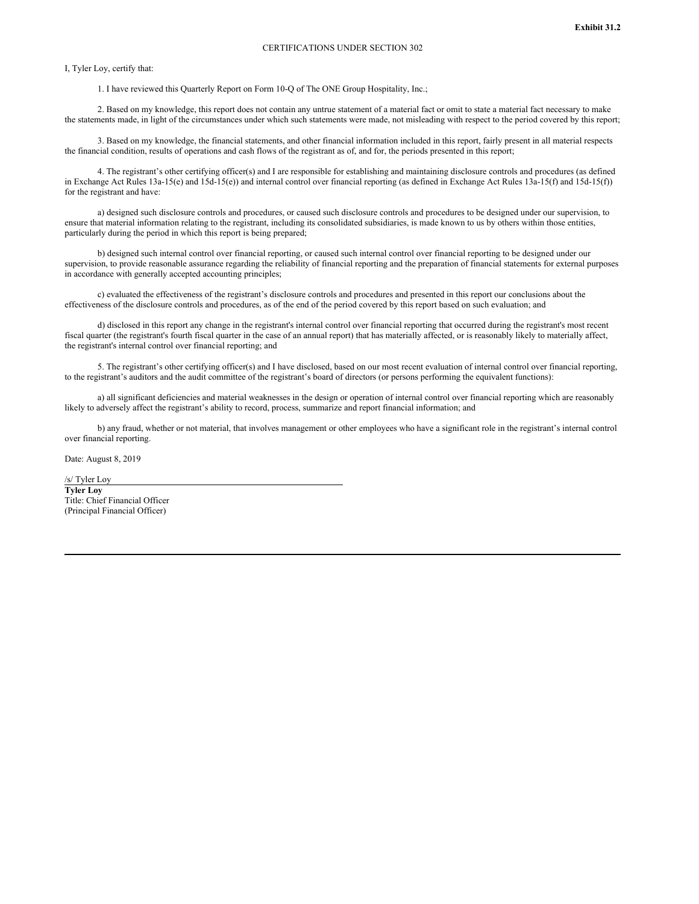**Exhibit 31.2**

CERTIFICATIONS UNDER SECTION 302

I, Tyler Loy, certify that:

1. I have reviewed this Quarterly Report on Form 10-Q of The ONE Group Hospitality, Inc.;

2. Based on my knowledge, this report does not contain any untrue statement of a material fact or omit to state a material fact necessary to make the statements made, in light of the circumstances under which such statements were made, not misleading with respect to the period covered by this report;

3. Based on my knowledge, the financial statements, and other financial information included in this report, fairly present in all material respects the financial condition, results of operations and cash flows of the registrant as of, and for, the periods presented in this report;

4. The registrant's other certifying officer(s) and I are responsible for establishing and maintaining disclosure controls and procedures (as defined in Exchange Act Rules 13a-15(e) and 15d-15(e)) and internal control over financial reporting (as defined in Exchange Act Rules 13a-15(f) and 15d-15(f)) for the registrant and have:

a) designed such disclosure controls and procedures, or caused such disclosure controls and procedures to be designed under our supervision, to ensure that material information relating to the registrant, including its consolidated subsidiaries, is made known to us by others within those entities, particularly during the period in which this report is being prepared;

b) designed such internal control over financial reporting, or caused such internal control over financial reporting to be designed under our supervision, to provide reasonable assurance regarding the reliability of financial reporting and the preparation of financial statements for external purposes in accordance with generally accepted accounting principles;

c) evaluated the effectiveness of the registrant's disclosure controls and procedures and presented in this report our conclusions about the effectiveness of the disclosure controls and procedures, as of the end of the period covered by this report based on such evaluation; and

d) disclosed in this report any change in the registrant's internal control over financial reporting that occurred during the registrant's most recent fiscal quarter (the registrant's fourth fiscal quarter in the case of an annual report) that has materially affected, or is reasonably likely to materially affect, the registrant's internal control over financial reporting; and

5. The registrant's other certifying officer(s) and I have disclosed, based on our most recent evaluation of internal control over financial reporting, to the registrant's auditors and the audit committee of the registrant's board of directors (or persons performing the equivalent functions):

a) all significant deficiencies and material weaknesses in the design or operation of internal control over financial reporting which are reasonably likely to adversely affect the registrant's ability to record, process, summarize and report financial information; and

b) any fraud, whether or not material, that involves management or other employees who have a significant role in the registrant's internal control over financial reporting.

Date: August 8, 2019

/s/ Tyler Loy

**Tyler Loy**
Title: Chief Financial Officer
(Principal Financial Officer)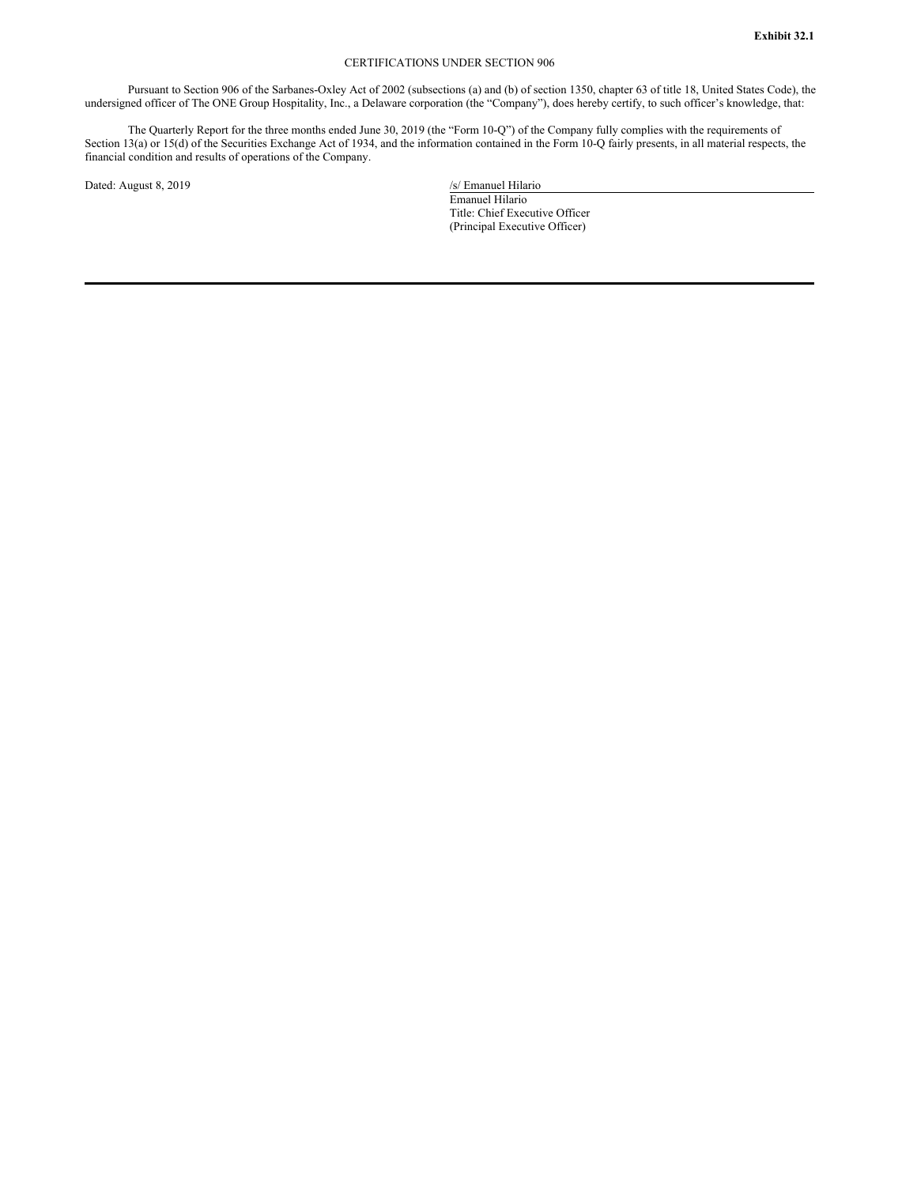**Exhibit 32.1**

CERTIFICATIONS UNDER SECTION 906

Pursuant to Section 906 of the Sarbanes-Oxley Act of 2002 (subsections (a) and (b) of section 1350, chapter 63 of title 18, United States Code), the undersigned officer of The ONE Group Hospitality, Inc., a Delaware corporation (the "Company"), does hereby certify, to such officer's knowledge, that:

The Quarterly Report for the three months ended June 30, 2019 (the "Form 10-Q") of the Company fully complies with the requirements of Section 13(a) or 15(d) of the Securities Exchange Act of 1934, and the information contained in the Form 10-Q fairly presents, in all material respects, the financial condition and results of operations of the Company.

Dated: August 8, 2019

/s/ Emanuel Hilario
Emanuel Hilario
Title: Chief Executive Officer
(Principal Executive Officer)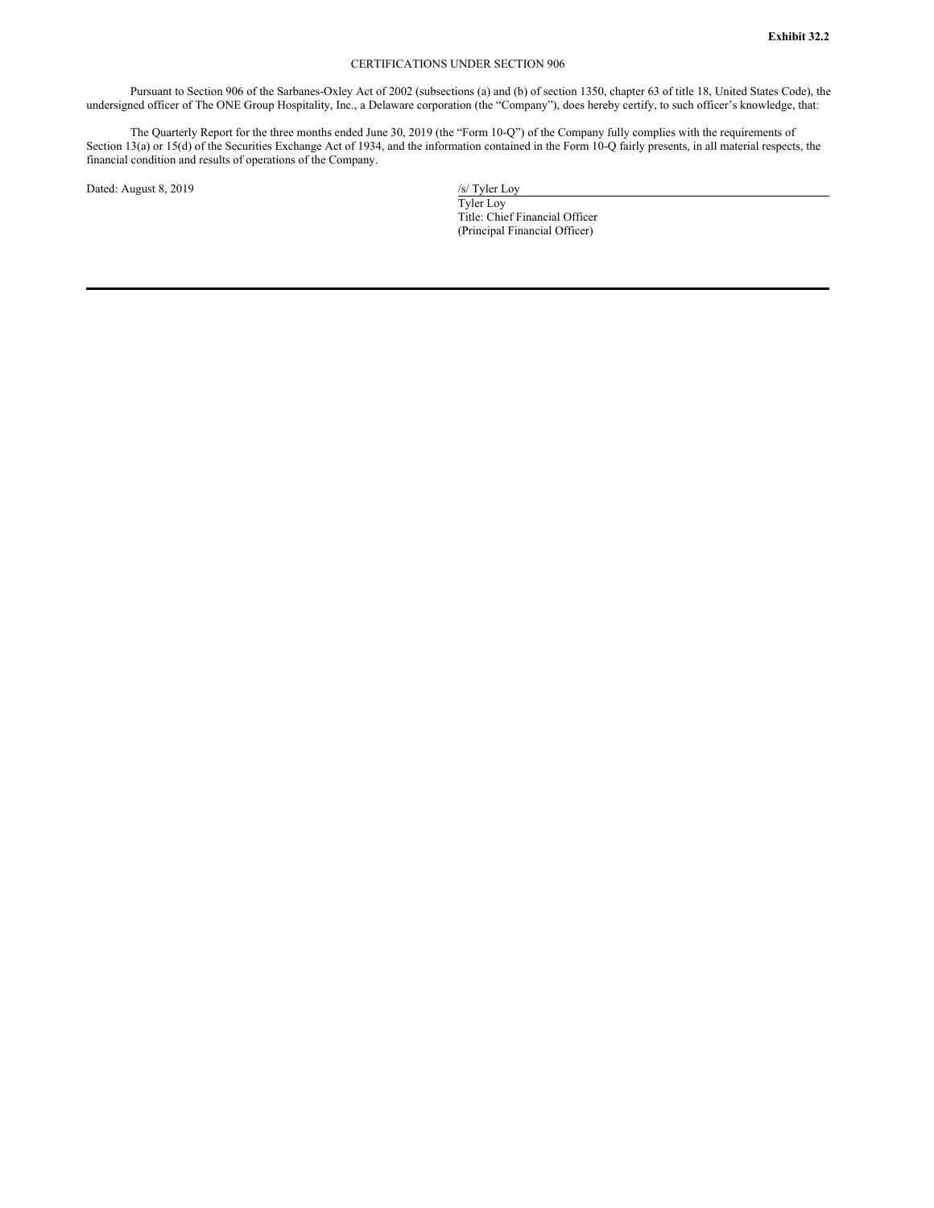**Exhibit 32.2**

CERTIFICATIONS UNDER SECTION 906

Pursuant to Section 906 of the Sarbanes-Oxley Act of 2002 (subsections (a) and (b) of section 1350, chapter 63 of title 18, United States Code), the undersigned officer of The ONE Group Hospitality, Inc., a Delaware corporation (the "Company"), does hereby certify, to such officer's knowledge, that:

The Quarterly Report for the three months ended June 30, 2019 (the "Form 10-Q") of the Company fully complies with the requirements of Section 13(a) or 15(d) of the Securities Exchange Act of 1934, and the information contained in the Form 10-Q fairly presents, in all material respects, the financial condition and results of operations of the Company.

Dated: August 8, 2019

/s/ Tyler Loy
Tyler Loy
Title: Chief Financial Officer
(Principal Financial Officer)